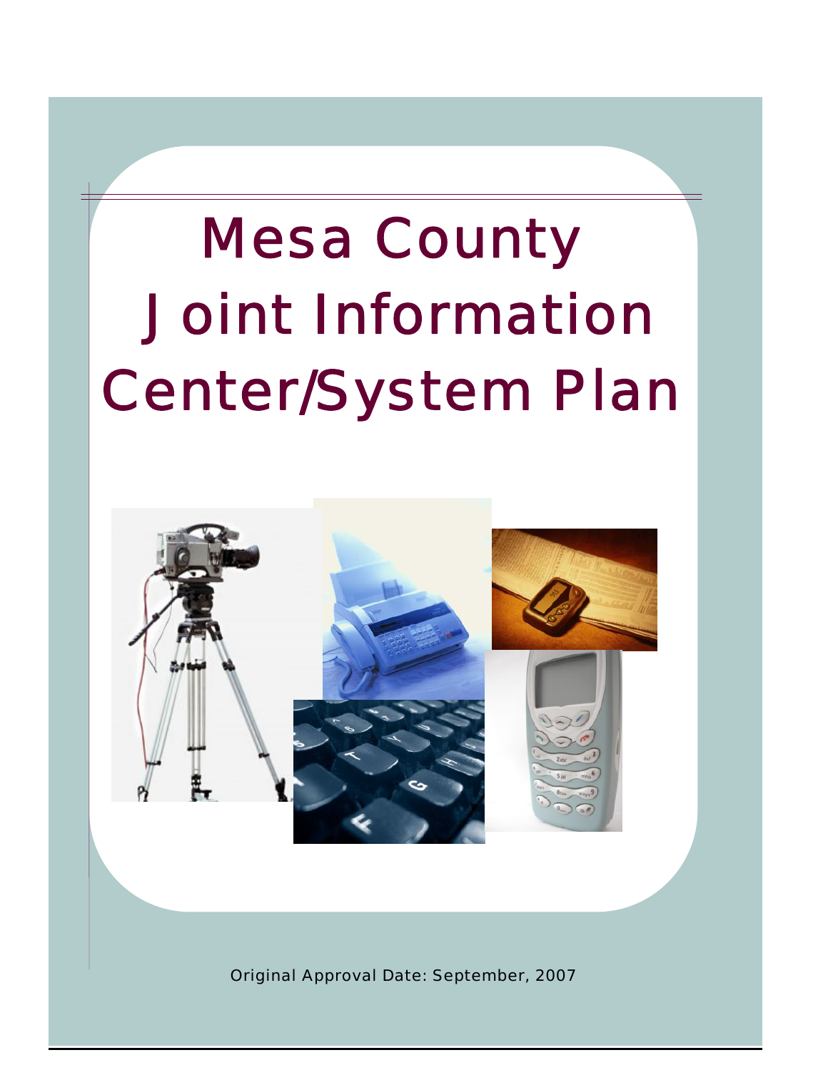# Mesa County Joint Information Center/System Plan

Original Approval Date: September, 2007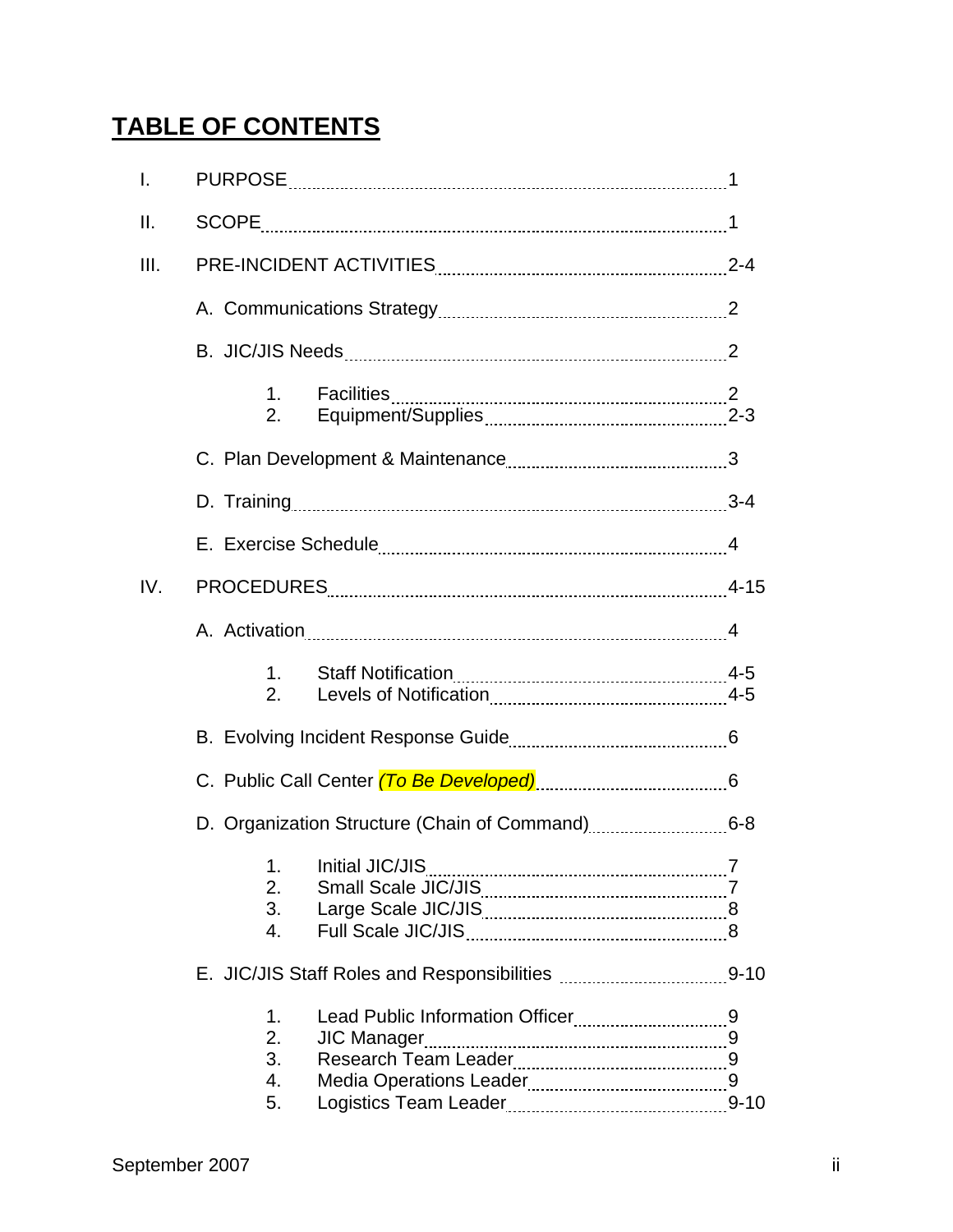# TABLE OF CONTENTS

I. PURPOSE .................................................... 1

II. SCOPE .................................................... 1

III. PRE-INCIDENT ACTIVITIES .................................................... 2-4

- A. Communications Strategy .................................................... 2
- B. JIC/JIS Needs .................................................... 2
  1. Facilities .................................................... 2
  2. Equipment/Supplies .................................................... 2-3
- C. Plan Development & Maintenance .................................................... 3
- D. Training .................................................... 3-4
- E. Exercise Schedule .................................................... 4

IV. PROCEDURES .................................................... 4-15

- A. Activation .................................................... 4
  1. Staff Notification .................................................... 4-5
  2. Levels of Notification .................................................... 4-5
- B. Evolving Incident Response Guide .................................................... 6
- C. Public Call Center *(To Be Developed)* .................................................... 6
- D. Organization Structure (Chain of Command) .................................................... 6-8
  1. Initial JIC/JIS .................................................... 7
  2. Small Scale JIC/JIS .................................................... 7
  3. Large Scale JIC/JIS .................................................... 8
  4. Full Scale JIC/JIS .................................................... 8
- E. JIC/JIS Staff Roles and Responsibilities .................................................... 9-10
  1. Lead Public Information Officer .................................................... 9
  2. JIC Manager .................................................... 9
  3. Research Team Leader .................................................... 9
  4. Media Operations Leader .................................................... 9
  5. Logistics Team Leader .................................................... 9-10

September 2007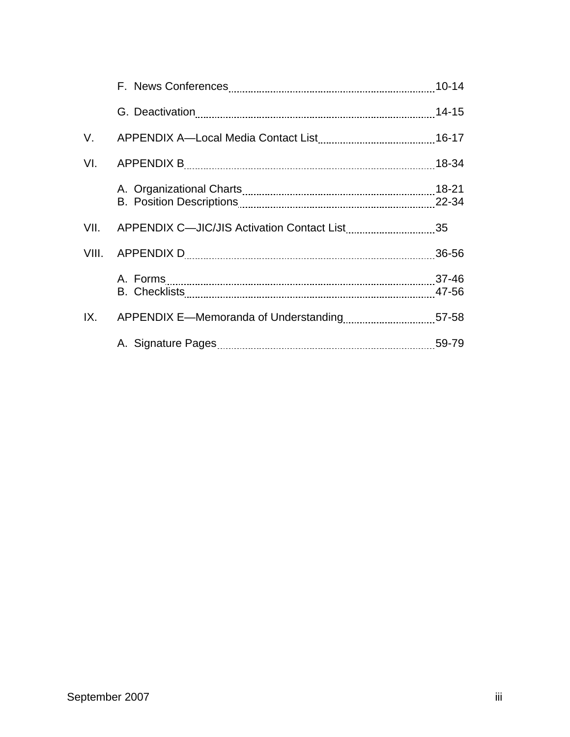F. News Conferences ........................................ 10-14

G. Deactivation ........................................ 14-15

V. APPENDIX A—Local Media Contact List ........................................ 16-17

VI. APPENDIX B ........................................ 18-34

A. Organizational Charts ........................................ 18-21
B. Position Descriptions ........................................ 22-34

VII. APPENDIX C—JIC/JIS Activation Contact List ........................................ 35

VIII. APPENDIX D ........................................ 36-56

A. Forms ........................................ 37-46
B. Checklists ........................................ 47-56

IX. APPENDIX E—Memoranda of Understanding ........................................ 57-58

A. Signature Pages ........................................ 59-79

September 2007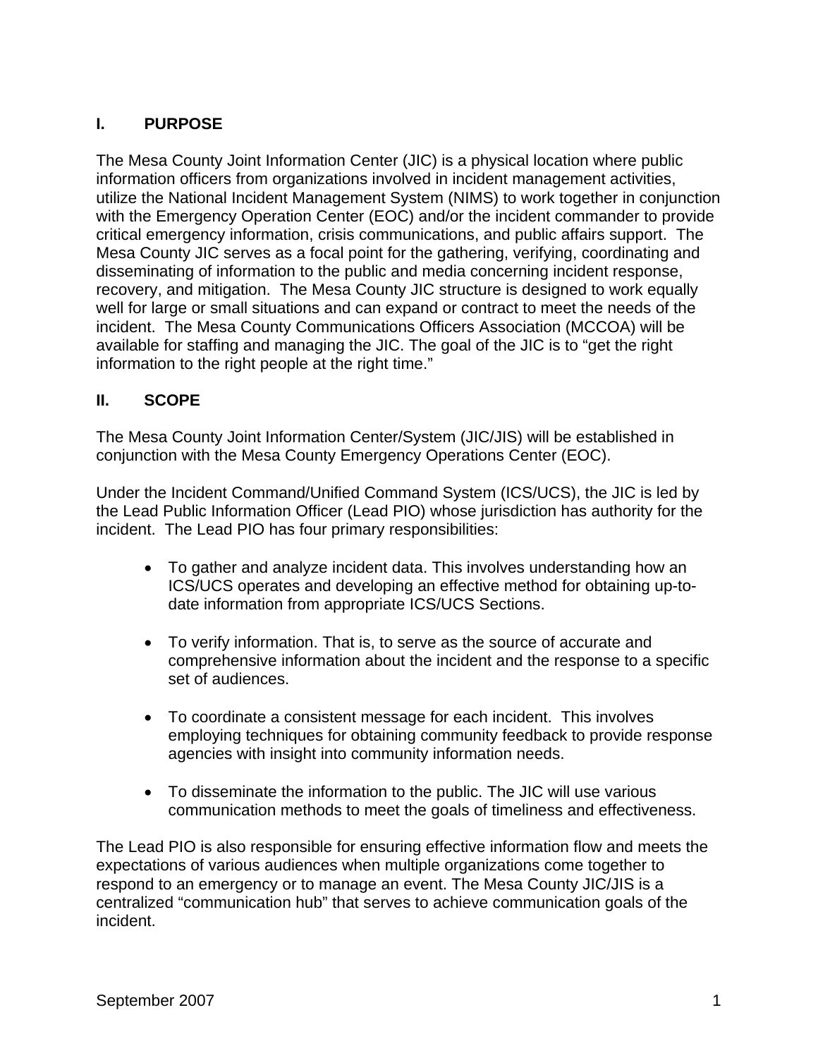## I. PURPOSE

The Mesa County Joint Information Center (JIC) is a physical location where public information officers from organizations involved in incident management activities, utilize the National Incident Management System (NIMS) to work together in conjunction with the Emergency Operation Center (EOC) and/or the incident commander to provide critical emergency information, crisis communications, and public affairs support. The Mesa County JIC serves as a focal point for the gathering, verifying, coordinating and disseminating of information to the public and media concerning incident response, recovery, and mitigation. The Mesa County JIC structure is designed to work equally well for large or small situations and can expand or contract to meet the needs of the incident. The Mesa County Communications Officers Association (MCCOA) will be available for staffing and managing the JIC. The goal of the JIC is to "get the right information to the right people at the right time."

## II. SCOPE

The Mesa County Joint Information Center/System (JIC/JIS) will be established in conjunction with the Mesa County Emergency Operations Center (EOC).

Under the Incident Command/Unified Command System (ICS/UCS), the JIC is led by the Lead Public Information Officer (Lead PIO) whose jurisdiction has authority for the incident. The Lead PIO has four primary responsibilities:

- To gather and analyze incident data. This involves understanding how an ICS/UCS operates and developing an effective method for obtaining up-to-date information from appropriate ICS/UCS Sections.
- To verify information. That is, to serve as the source of accurate and comprehensive information about the incident and the response to a specific set of audiences.
- To coordinate a consistent message for each incident. This involves employing techniques for obtaining community feedback to provide response agencies with insight into community information needs.
- To disseminate the information to the public. The JIC will use various communication methods to meet the goals of timeliness and effectiveness.

The Lead PIO is also responsible for ensuring effective information flow and meets the expectations of various audiences when multiple organizations come together to respond to an emergency or to manage an event. The Mesa County JIC/JIS is a centralized "communication hub" that serves to achieve communication goals of the incident.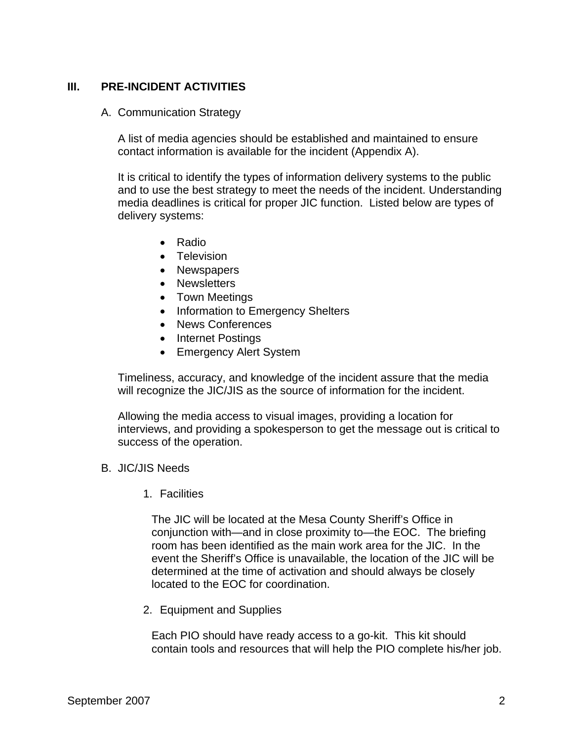## III. PRE-INCIDENT ACTIVITIES

### A. Communication Strategy

A list of media agencies should be established and maintained to ensure contact information is available for the incident (Appendix A).

It is critical to identify the types of information delivery systems to the public and to use the best strategy to meet the needs of the incident. Understanding media deadlines is critical for proper JIC function. Listed below are types of delivery systems:

- Radio
- Television
- Newspapers
- Newsletters
- Town Meetings
- Information to Emergency Shelters
- News Conferences
- Internet Postings
- Emergency Alert System

Timeliness, accuracy, and knowledge of the incident assure that the media will recognize the JIC/JIS as the source of information for the incident.

Allowing the media access to visual images, providing a location for interviews, and providing a spokesperson to get the message out is critical to success of the operation.

### B. JIC/JIS Needs

1. Facilities

   The JIC will be located at the Mesa County Sheriff's Office in conjunction with—and in close proximity to—the EOC. The briefing room has been identified as the main work area for the JIC. In the event the Sheriff's Office is unavailable, the location of the JIC will be determined at the time of activation and should always be closely located to the EOC for coordination.

2. Equipment and Supplies

   Each PIO should have ready access to a go-kit. This kit should contain tools and resources that will help the PIO complete his/her job.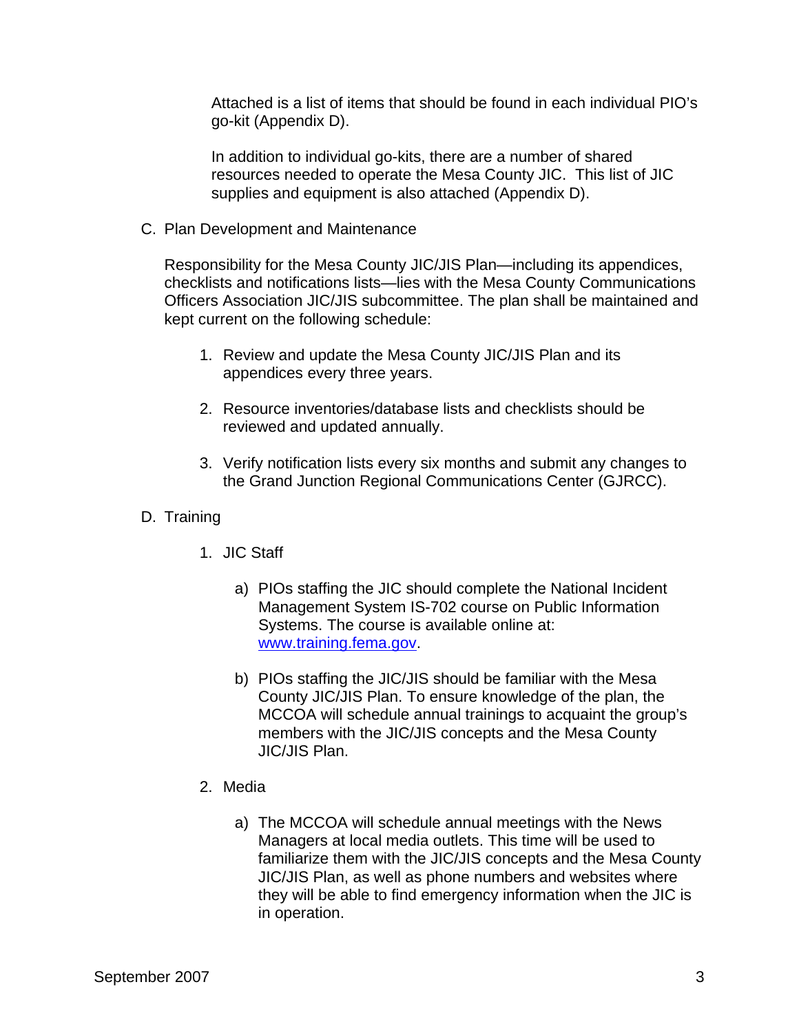Attached is a list of items that should be found in each individual PIO's go-kit (Appendix D).

In addition to individual go-kits, there are a number of shared resources needed to operate the Mesa County JIC. This list of JIC supplies and equipment is also attached (Appendix D).

C. Plan Development and Maintenance

Responsibility for the Mesa County JIC/JIS Plan—including its appendices, checklists and notifications lists—lies with the Mesa County Communications Officers Association JIC/JIS subcommittee. The plan shall be maintained and kept current on the following schedule:

1. Review and update the Mesa County JIC/JIS Plan and its appendices every three years.

2. Resource inventories/database lists and checklists should be reviewed and updated annually.

3. Verify notification lists every six months and submit any changes to the Grand Junction Regional Communications Center (GJRCC).

D. Training

1. JIC Staff

   a) PIOs staffing the JIC should complete the National Incident Management System IS-702 course on Public Information Systems. The course is available online at: www.training.fema.gov.

   b) PIOs staffing the JIC/JIS should be familiar with the Mesa County JIC/JIS Plan. To ensure knowledge of the plan, the MCCOA will schedule annual trainings to acquaint the group's members with the JIC/JIS concepts and the Mesa County JIC/JIS Plan.

2. Media

   a) The MCCOA will schedule annual meetings with the News Managers at local media outlets. This time will be used to familiarize them with the JIC/JIS concepts and the Mesa County JIC/JIS Plan, as well as phone numbers and websites where they will be able to find emergency information when the JIC is in operation.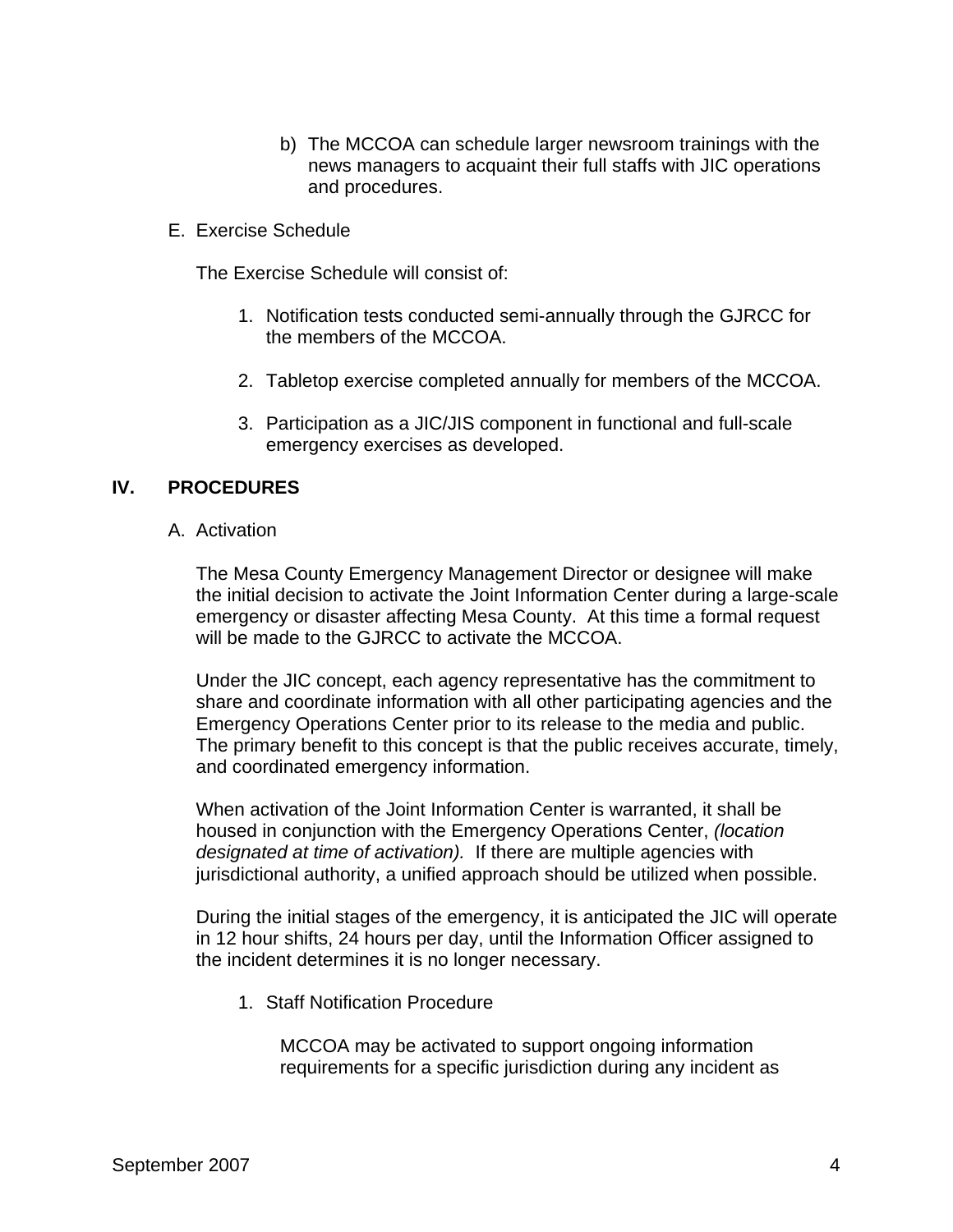b) The MCCOA can schedule larger newsroom trainings with the news managers to acquaint their full staffs with JIC operations and procedures.

E. Exercise Schedule

The Exercise Schedule will consist of:

1. Notification tests conducted semi-annually through the GJRCC for the members of the MCCOA.

2. Tabletop exercise completed annually for members of the MCCOA.

3. Participation as a JIC/JIS component in functional and full-scale emergency exercises as developed.

## IV. PROCEDURES

A. Activation

The Mesa County Emergency Management Director or designee will make the initial decision to activate the Joint Information Center during a large-scale emergency or disaster affecting Mesa County. At this time a formal request will be made to the GJRCC to activate the MCCOA.

Under the JIC concept, each agency representative has the commitment to share and coordinate information with all other participating agencies and the Emergency Operations Center prior to its release to the media and public. The primary benefit to this concept is that the public receives accurate, timely, and coordinated emergency information.

When activation of the Joint Information Center is warranted, it shall be housed in conjunction with the Emergency Operations Center, *(location designated at time of activation).* If there are multiple agencies with jurisdictional authority, a unified approach should be utilized when possible.

During the initial stages of the emergency, it is anticipated the JIC will operate in 12 hour shifts, 24 hours per day, until the Information Officer assigned to the incident determines it is no longer necessary.

1. Staff Notification Procedure

MCCOA may be activated to support ongoing information requirements for a specific jurisdiction during any incident as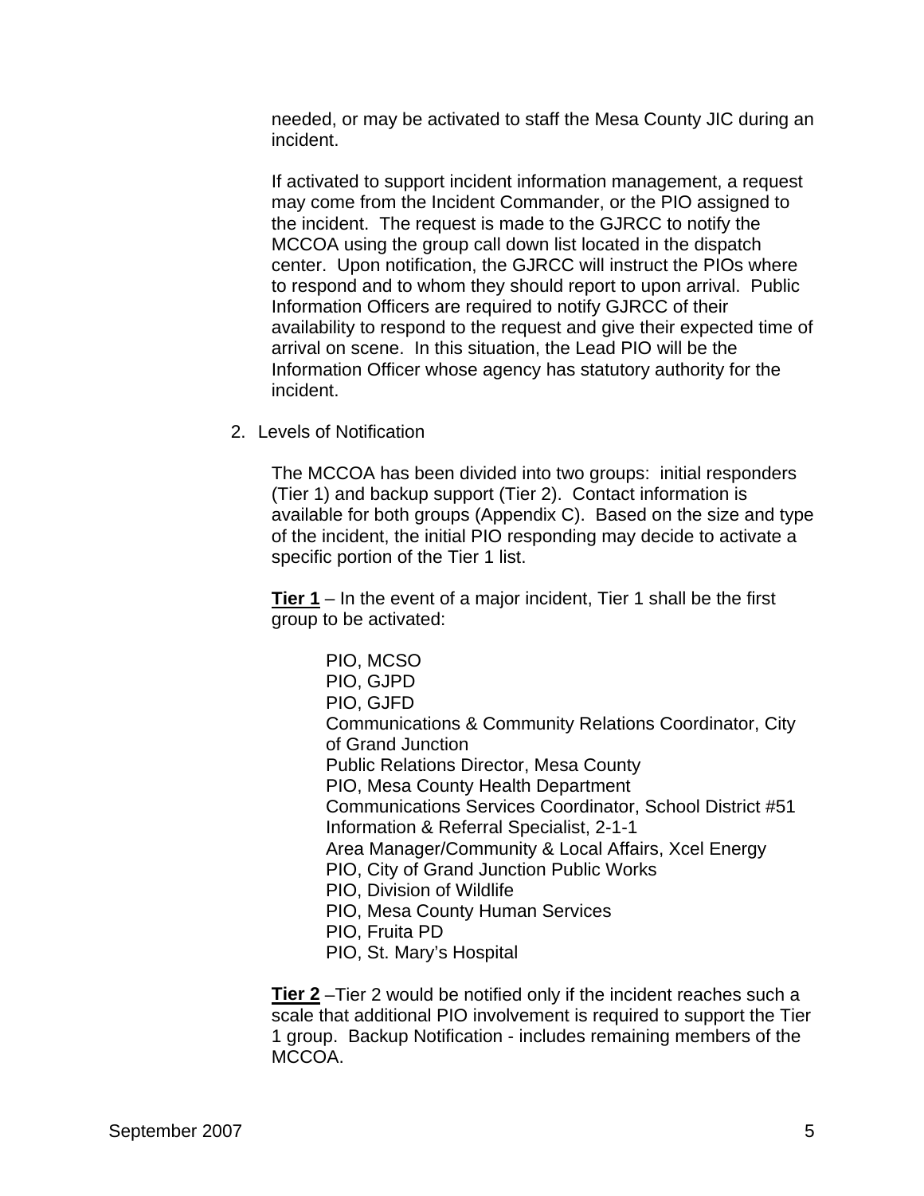needed, or may be activated to staff the Mesa County JIC during an incident.

If activated to support incident information management, a request may come from the Incident Commander, or the PIO assigned to the incident. The request is made to the GJRCC to notify the MCCOA using the group call down list located in the dispatch center. Upon notification, the GJRCC will instruct the PIOs where to respond and to whom they should report to upon arrival. Public Information Officers are required to notify GJRCC of their availability to respond to the request and give their expected time of arrival on scene. In this situation, the Lead PIO will be the Information Officer whose agency has statutory authority for the incident.

2. Levels of Notification

The MCCOA has been divided into two groups: initial responders (Tier 1) and backup support (Tier 2). Contact information is available for both groups (Appendix C). Based on the size and type of the incident, the initial PIO responding may decide to activate a specific portion of the Tier 1 list.

**Tier 1** – In the event of a major incident, Tier 1 shall be the first group to be activated:

PIO, MCSO
PIO, GJPD
PIO, GJFD
Communications & Community Relations Coordinator, City of Grand Junction
Public Relations Director, Mesa County
PIO, Mesa County Health Department
Communications Services Coordinator, School District #51
Information & Referral Specialist, 2-1-1
Area Manager/Community & Local Affairs, Xcel Energy
PIO, City of Grand Junction Public Works
PIO, Division of Wildlife
PIO, Mesa County Human Services
PIO, Fruita PD
PIO, St. Mary's Hospital

**Tier 2** –Tier 2 would be notified only if the incident reaches such a scale that additional PIO involvement is required to support the Tier 1 group. Backup Notification - includes remaining members of the MCCOA.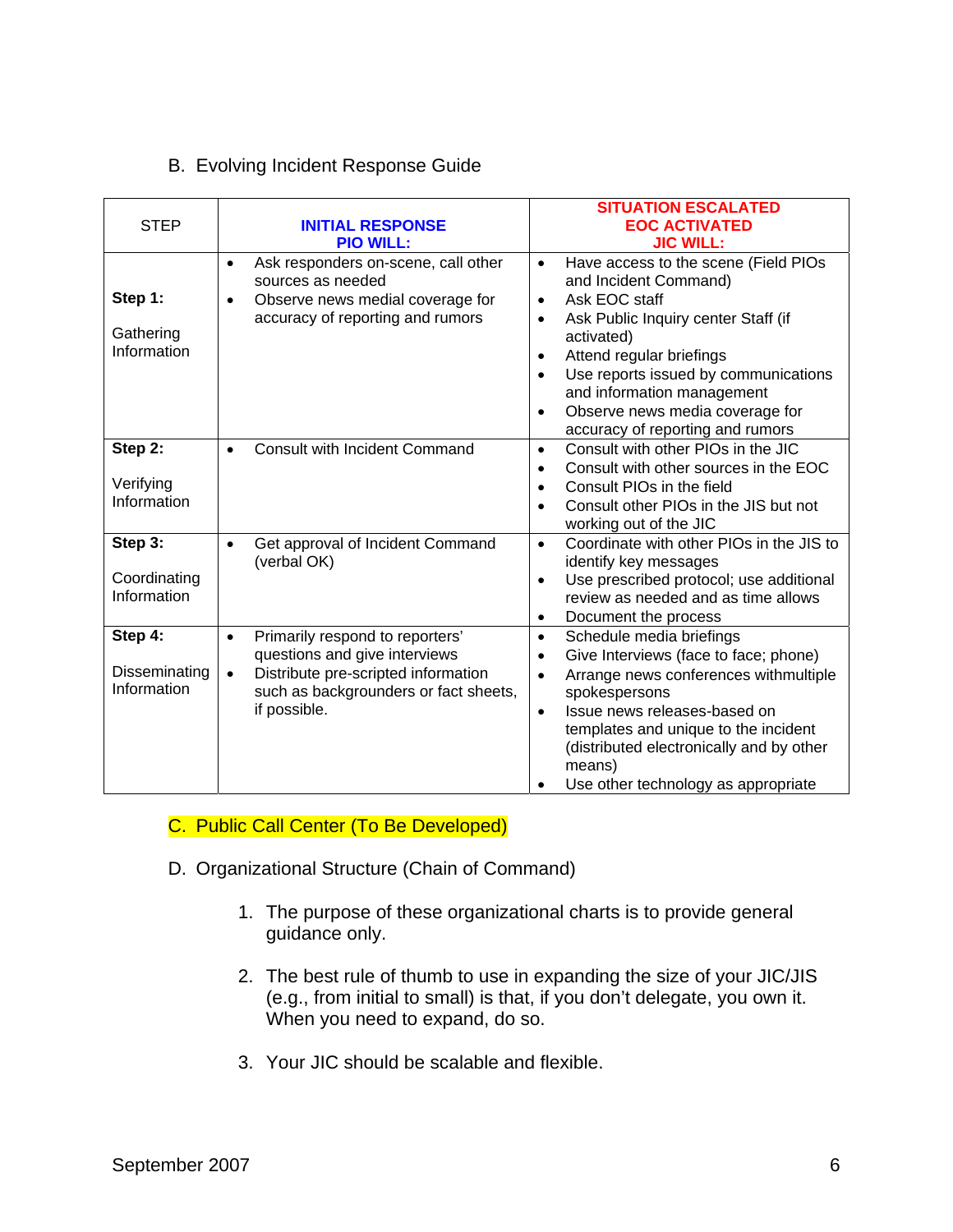B. Evolving Incident Response Guide

| STEP | INITIAL RESPONSE PIO WILL: | SITUATION ESCALATED EOC ACTIVATED JIC WILL: |
|---|---|---|
| **Step 1:** Gathering Information | • Ask responders on-scene, call other sources as needed<br>• Observe news medial coverage for accuracy of reporting and rumors | • Have access to the scene (Field PIOs and Incident Command)<br>• Ask EOC staff<br>• Ask Public Inquiry center Staff (if activated)<br>• Attend regular briefings<br>• Use reports issued by communications and information management<br>• Observe news media coverage for accuracy of reporting and rumors |
| **Step 2:** Verifying Information | • Consult with Incident Command | • Consult with other PIOs in the JIC<br>• Consult with other sources in the EOC<br>• Consult PIOs in the field<br>• Consult other PIOs in the JIS but not working out of the JIC |
| **Step 3:** Coordinating Information | • Get approval of Incident Command (verbal OK) | • Coordinate with other PIOs in the JIS to identify key messages<br>• Use prescribed protocol; use additional review as needed and as time allows<br>• Document the process |
| **Step 4:** Disseminating Information | • Primarily respond to reporters' questions and give interviews<br>• Distribute pre-scripted information such as backgrounders or fact sheets, if possible. | • Schedule media briefings<br>• Give Interviews (face to face; phone)<br>• Arrange news conferences withmultiple spokespersons<br>• Issue news releases-based on templates and unique to the incident (distributed electronically and by other means)<br>• Use other technology as appropriate |

C. Public Call Center (To Be Developed)

D. Organizational Structure (Chain of Command)

1. The purpose of these organizational charts is to provide general guidance only.

2. The best rule of thumb to use in expanding the size of your JIC/JIS (e.g., from initial to small) is that, if you don't delegate, you own it. When you need to expand, do so.

3. Your JIC should be scalable and flexible.

September 2007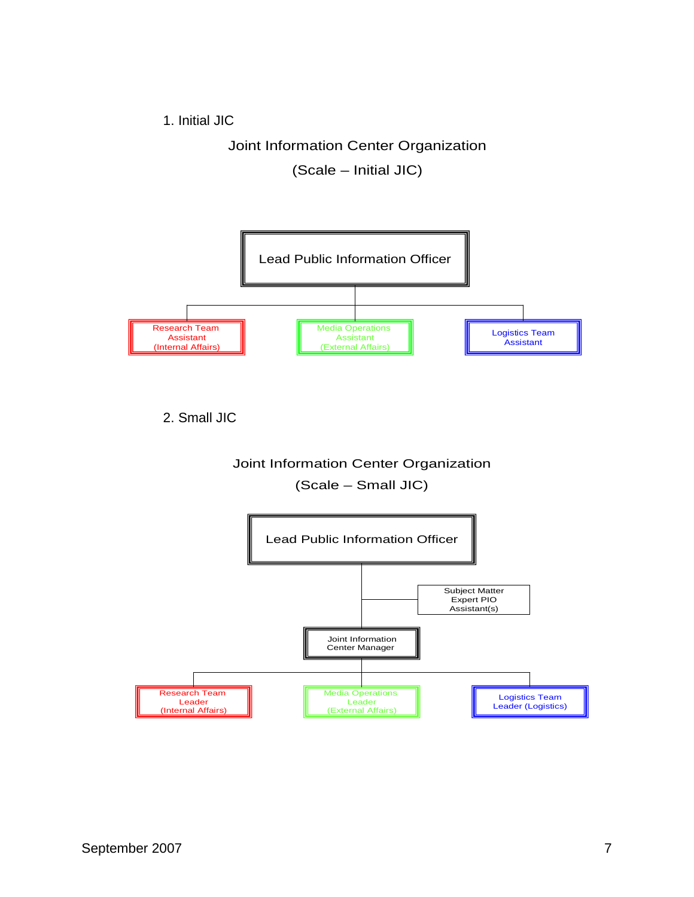1. Initial JIC

Joint Information Center Organization

(Scale – Initial JIC)

- Lead Public Information Officer
  - Research Team Assistant (Internal Affairs)
  - Media Operations Assistant (External Affairs)
  - Logistics Team Assistant

2. Small JIC

Joint Information Center Organization

(Scale – Small JIC)

- Lead Public Information Officer
  - Subject Matter Expert PIO Assistant(s)
  - Joint Information Center Manager
    - Research Team Leader (Internal Affairs)
    - Media Operations Leader (External Affairs)
    - Logistics Team Leader (Logistics)

September 2007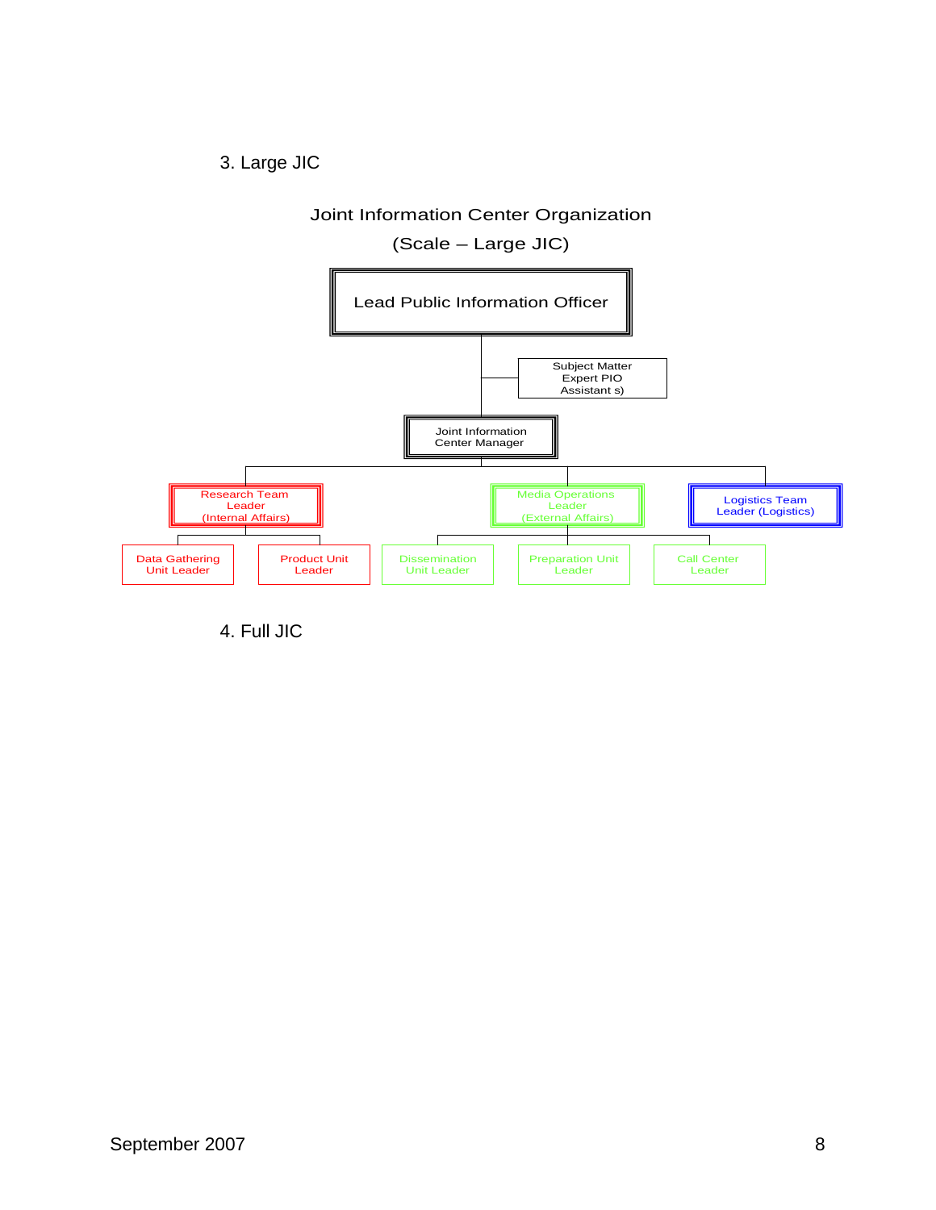3. Large JIC

Joint Information Center Organization

(Scale – Large JIC)

- Lead Public Information Officer
  - Subject Matter Expert PIO Assistant s)
  - Joint Information Center Manager
    - Research Team Leader (Internal Affairs)
      - Data Gathering Unit Leader
      - Product Unit Leader
    - Media Operations Leader (External Affairs)
      - Dissemination Unit Leader
      - Preparation Unit Leader
      - Call Center Leader
    - Logistics Team Leader (Logistics)

4. Full JIC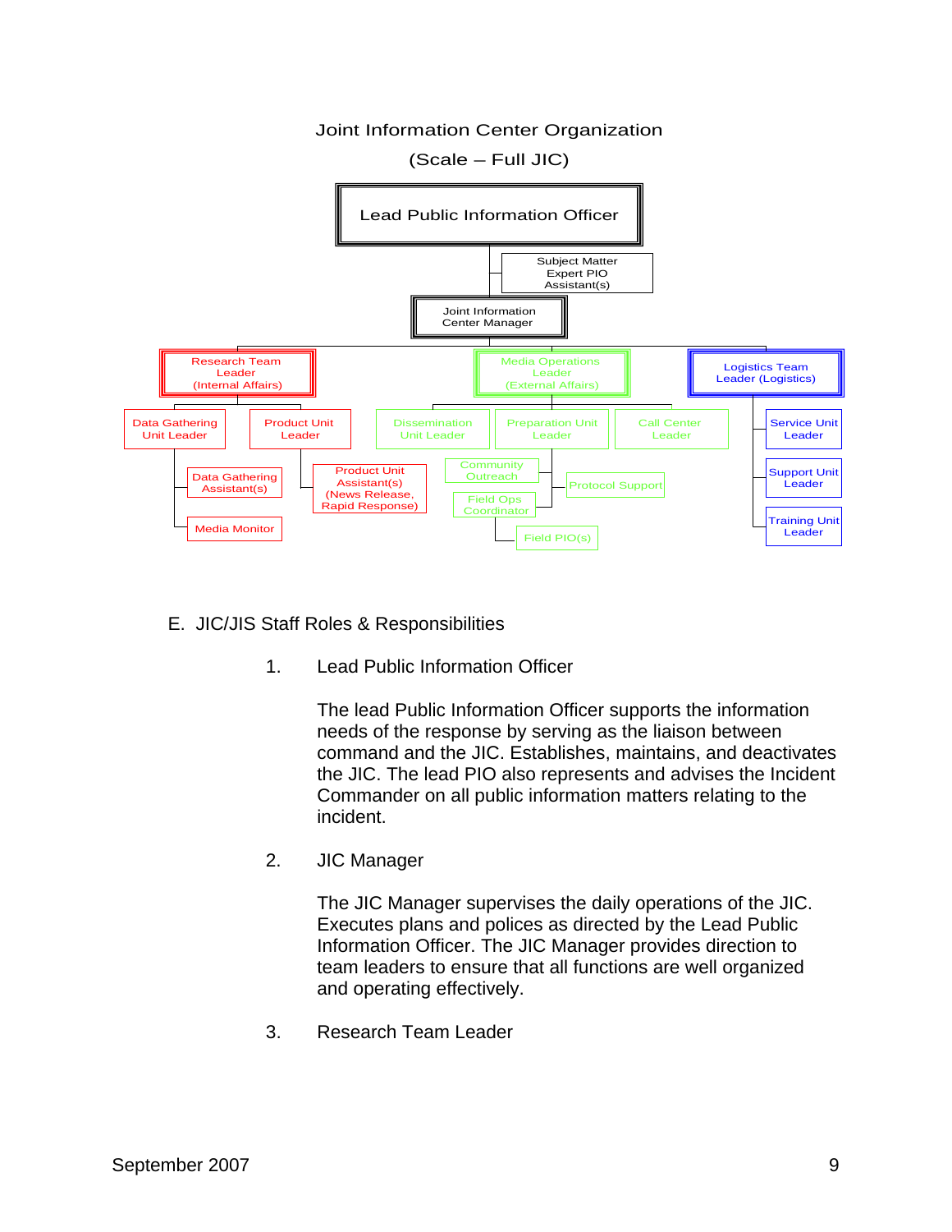Joint Information Center Organization

(Scale – Full JIC)

- Lead Public Information Officer
  - Subject Matter Expert PIO Assistant(s)
  - Joint Information Center Manager
    - Research Team Leader (Internal Affairs)
      - Data Gathering Unit Leader
        - Data Gathering Assistant(s)
        - Media Monitor
      - Product Unit Leader
        - Product Unit Assistant(s) (News Release, Rapid Response)
    - Media Operations Leader (External Affairs)
      - Dissemination Unit Leader
      - Preparation Unit Leader
        - Community Outreach
        - Protocol Support
        - Field Ops Coordinator
          - Field PIO(s)
      - Call Center Leader
    - Logistics Team Leader (Logistics)
      - Service Unit Leader
      - Support Unit Leader
      - Training Unit Leader

E. JIC/JIS Staff Roles & Responsibilities

1. Lead Public Information Officer

   The lead Public Information Officer supports the information needs of the response by serving as the liaison between command and the JIC. Establishes, maintains, and deactivates the JIC. The lead PIO also represents and advises the Incident Commander on all public information matters relating to the incident.

2. JIC Manager

   The JIC Manager supervises the daily operations of the JIC. Executes plans and polices as directed by the Lead Public Information Officer. The JIC Manager provides direction to team leaders to ensure that all functions are well organized and operating effectively.

3. Research Team Leader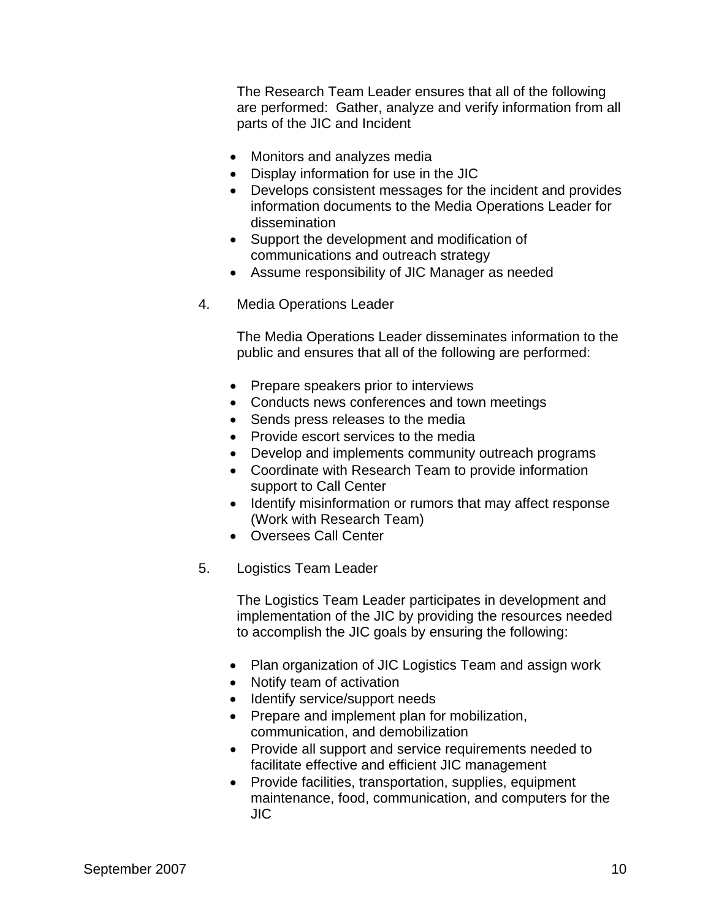The Research Team Leader ensures that all of the following are performed: Gather, analyze and verify information from all parts of the JIC and Incident

- Monitors and analyzes media
- Display information for use in the JIC
- Develops consistent messages for the incident and provides information documents to the Media Operations Leader for dissemination
- Support the development and modification of communications and outreach strategy
- Assume responsibility of JIC Manager as needed

4. Media Operations Leader

The Media Operations Leader disseminates information to the public and ensures that all of the following are performed:

- Prepare speakers prior to interviews
- Conducts news conferences and town meetings
- Sends press releases to the media
- Provide escort services to the media
- Develop and implements community outreach programs
- Coordinate with Research Team to provide information support to Call Center
- Identify misinformation or rumors that may affect response (Work with Research Team)
- Oversees Call Center

5. Logistics Team Leader

The Logistics Team Leader participates in development and implementation of the JIC by providing the resources needed to accomplish the JIC goals by ensuring the following:

- Plan organization of JIC Logistics Team and assign work
- Notify team of activation
- Identify service/support needs
- Prepare and implement plan for mobilization, communication, and demobilization
- Provide all support and service requirements needed to facilitate effective and efficient JIC management
- Provide facilities, transportation, supplies, equipment maintenance, food, communication, and computers for the JIC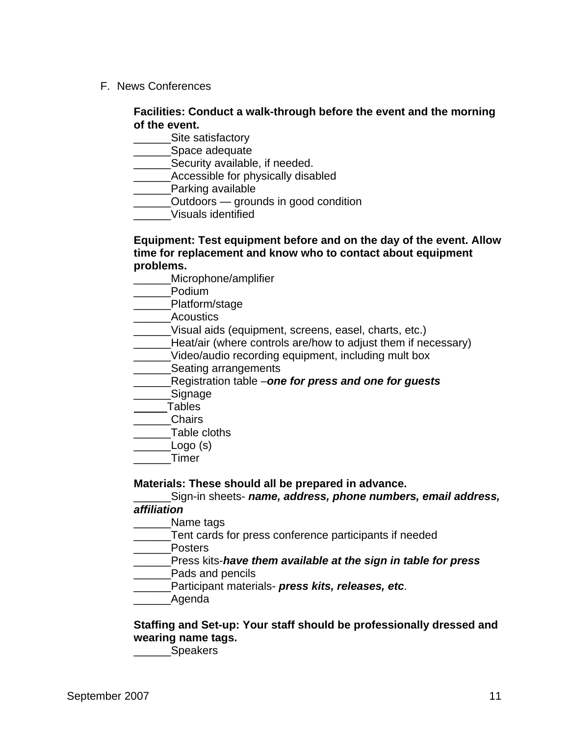F. News Conferences

**Facilities: Conduct a walk-through before the event and the morning of the event.**

______Site satisfactory
______Space adequate
______Security available, if needed.
______Accessible for physically disabled
______Parking available
______Outdoors — grounds in good condition
______Visuals identified

**Equipment: Test equipment before and on the day of the event. Allow time for replacement and know who to contact about equipment problems.**

______Microphone/amplifier
______Podium
______Platform/stage
______Acoustics
______Visual aids (equipment, screens, easel, charts, etc.)
______Heat/air (where controls are/how to adjust them if necessary)
______Video/audio recording equipment, including mult box
______Seating arrangements
______Registration table –***one for press and one for guests***
______Signage
______Tables
______Chairs
______Table cloths
______Logo (s)
______Timer

**Materials: These should all be prepared in advance.**

______Sign-in sheets- ***name, address, phone numbers, email address, affiliation***
______Name tags
______Tent cards for press conference participants if needed
______Posters
______Press kits-***have them available at the sign in table for press***
______Pads and pencils
______Participant materials- ***press kits, releases, etc***.
______Agenda

**Staffing and Set-up: Your staff should be professionally dressed and wearing name tags.**

______Speakers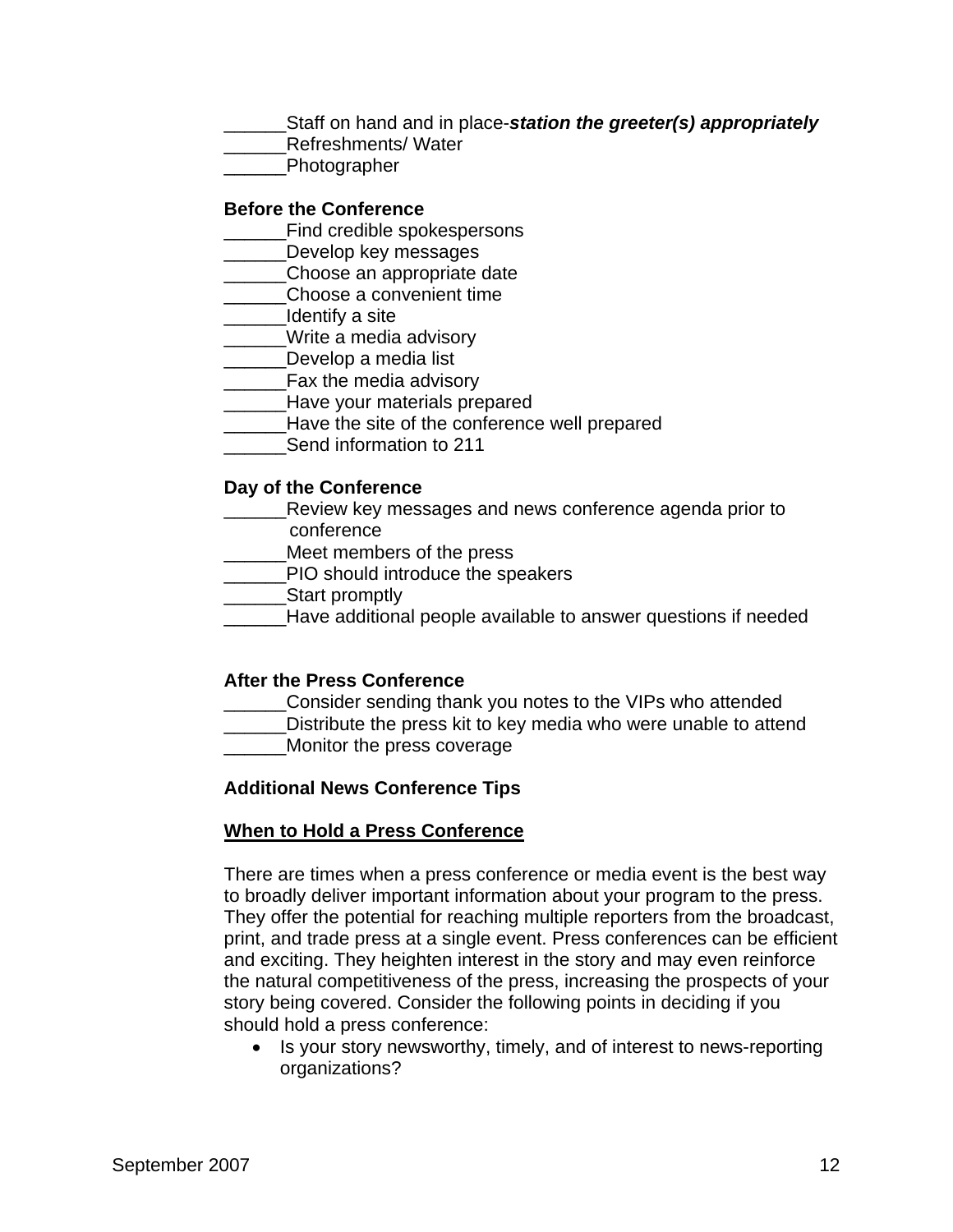______Staff on hand and in place-***station the greeter(s) appropriately***
______Refreshments/ Water
______Photographer

**Before the Conference**

______Find credible spokespersons
______Develop key messages
______Choose an appropriate date
______Choose a convenient time
______Identify a site
______Write a media advisory
______Develop a media list
______Fax the media advisory
______Have your materials prepared
______Have the site of the conference well prepared
______Send information to 211

**Day of the Conference**

______Review key messages and news conference agenda prior to conference
______Meet members of the press
______PIO should introduce the speakers
______Start promptly
______Have additional people available to answer questions if needed

**After the Press Conference**

______Consider sending thank you notes to the VIPs who attended
______Distribute the press kit to key media who were unable to attend
______Monitor the press coverage

**Additional News Conference Tips**

**<u>When to Hold a Press Conference</u>**

There are times when a press conference or media event is the best way to broadly deliver important information about your program to the press. They offer the potential for reaching multiple reporters from the broadcast, print, and trade press at a single event. Press conferences can be efficient and exciting. They heighten interest in the story and may even reinforce the natural competitiveness of the press, increasing the prospects of your story being covered. Consider the following points in deciding if you should hold a press conference:

- Is your story newsworthy, timely, and of interest to news-reporting organizations?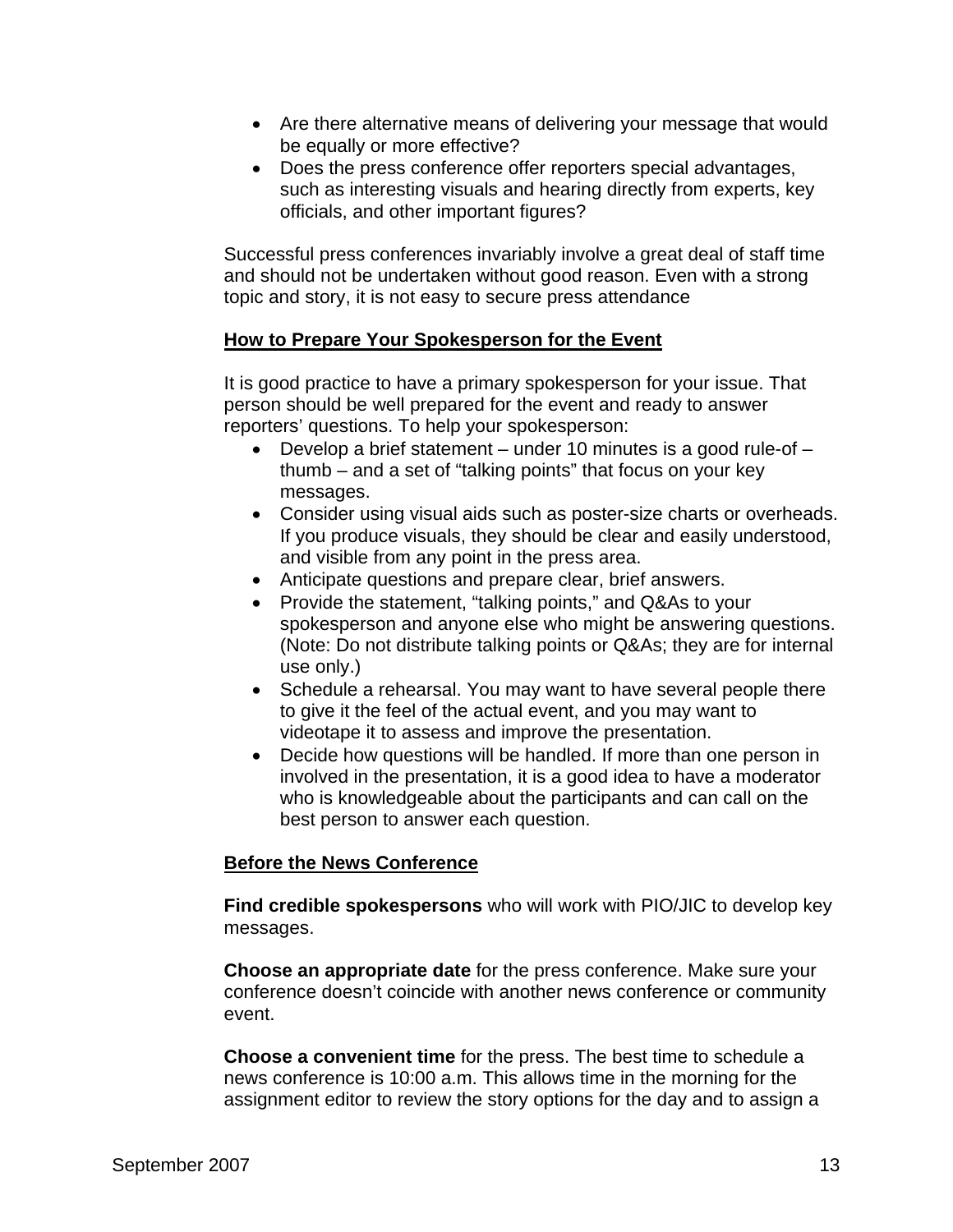- Are there alternative means of delivering your message that would be equally or more effective?
- Does the press conference offer reporters special advantages, such as interesting visuals and hearing directly from experts, key officials, and other important figures?

Successful press conferences invariably involve a great deal of staff time and should not be undertaken without good reason. Even with a strong topic and story, it is not easy to secure press attendance

**How to Prepare Your Spokesperson for the Event**

It is good practice to have a primary spokesperson for your issue. That person should be well prepared for the event and ready to answer reporters' questions. To help your spokesperson:

- Develop a brief statement – under 10 minutes is a good rule-of – thumb – and a set of "talking points" that focus on your key messages.
- Consider using visual aids such as poster-size charts or overheads. If you produce visuals, they should be clear and easily understood, and visible from any point in the press area.
- Anticipate questions and prepare clear, brief answers.
- Provide the statement, "talking points," and Q&As to your spokesperson and anyone else who might be answering questions. (Note: Do not distribute talking points or Q&As; they are for internal use only.)
- Schedule a rehearsal. You may want to have several people there to give it the feel of the actual event, and you may want to videotape it to assess and improve the presentation.
- Decide how questions will be handled. If more than one person in involved in the presentation, it is a good idea to have a moderator who is knowledgeable about the participants and can call on the best person to answer each question.

**Before the News Conference**

**Find credible spokespersons** who will work with PIO/JIC to develop key messages.

**Choose an appropriate date** for the press conference. Make sure your conference doesn't coincide with another news conference or community event.

**Choose a convenient time** for the press. The best time to schedule a news conference is 10:00 a.m. This allows time in the morning for the assignment editor to review the story options for the day and to assign a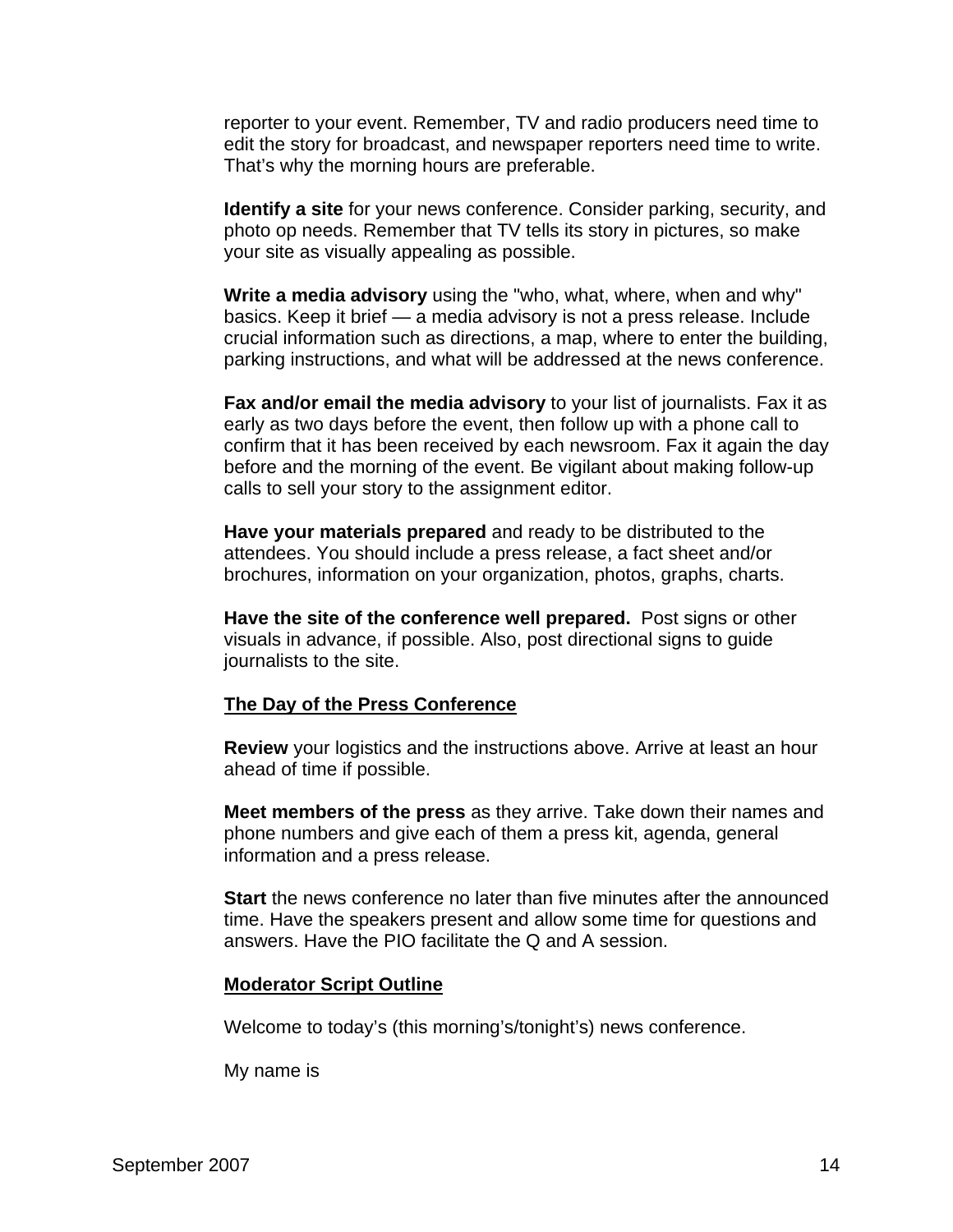reporter to your event. Remember, TV and radio producers need time to edit the story for broadcast, and newspaper reporters need time to write. That's why the morning hours are preferable.

**Identify a site** for your news conference. Consider parking, security, and photo op needs. Remember that TV tells its story in pictures, so make your site as visually appealing as possible.

**Write a media advisory** using the "who, what, where, when and why" basics. Keep it brief — a media advisory is not a press release. Include crucial information such as directions, a map, where to enter the building, parking instructions, and what will be addressed at the news conference.

**Fax and/or email the media advisory** to your list of journalists. Fax it as early as two days before the event, then follow up with a phone call to confirm that it has been received by each newsroom. Fax it again the day before and the morning of the event. Be vigilant about making follow-up calls to sell your story to the assignment editor.

**Have your materials prepared** and ready to be distributed to the attendees. You should include a press release, a fact sheet and/or brochures, information on your organization, photos, graphs, charts.

**Have the site of the conference well prepared.** Post signs or other visuals in advance, if possible. Also, post directional signs to guide journalists to the site.

## The Day of the Press Conference

**Review** your logistics and the instructions above. Arrive at least an hour ahead of time if possible.

**Meet members of the press** as they arrive. Take down their names and phone numbers and give each of them a press kit, agenda, general information and a press release.

**Start** the news conference no later than five minutes after the announced time. Have the speakers present and allow some time for questions and answers. Have the PIO facilitate the Q and A session.

## Moderator Script Outline

Welcome to today's (this morning's/tonight's) news conference.

My name is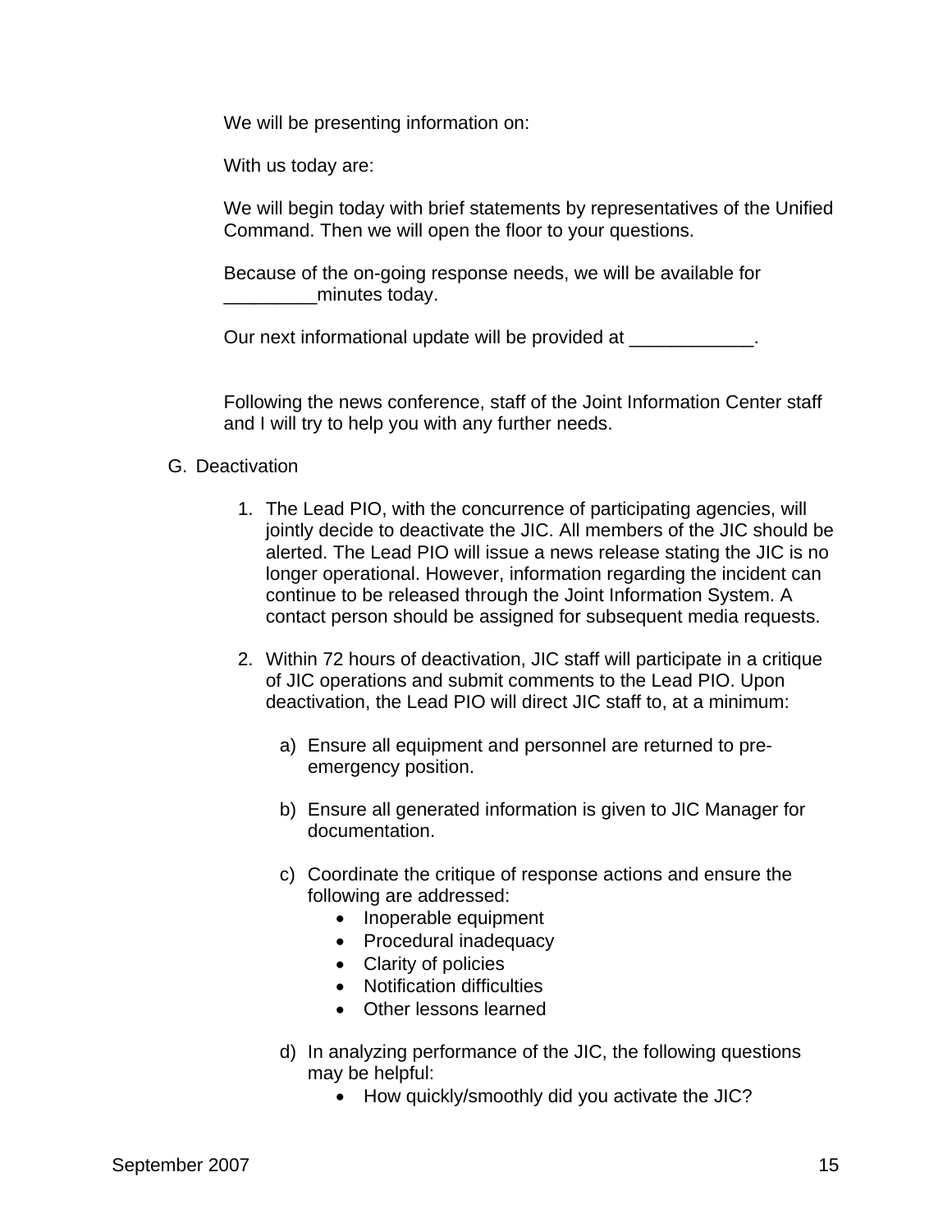We will be presenting information on:

With us today are:

We will begin today with brief statements by representatives of the Unified Command. Then we will open the floor to your questions.

Because of the on-going response needs, we will be available for _________minutes today.

Our next informational update will be provided at ____________.

Following the news conference, staff of the Joint Information Center staff and I will try to help you with any further needs.

G. Deactivation

1. The Lead PIO, with the concurrence of participating agencies, will jointly decide to deactivate the JIC. All members of the JIC should be alerted. The Lead PIO will issue a news release stating the JIC is no longer operational. However, information regarding the incident can continue to be released through the Joint Information System. A contact person should be assigned for subsequent media requests.

2. Within 72 hours of deactivation, JIC staff will participate in a critique of JIC operations and submit comments to the Lead PIO. Upon deactivation, the Lead PIO will direct JIC staff to, at a minimum:

   a) Ensure all equipment and personnel are returned to pre-emergency position.

   b) Ensure all generated information is given to JIC Manager for documentation.

   c) Coordinate the critique of response actions and ensure the following are addressed:
      - Inoperable equipment
      - Procedural inadequacy
      - Clarity of policies
      - Notification difficulties
      - Other lessons learned

   d) In analyzing performance of the JIC, the following questions may be helpful:
      - How quickly/smoothly did you activate the JIC?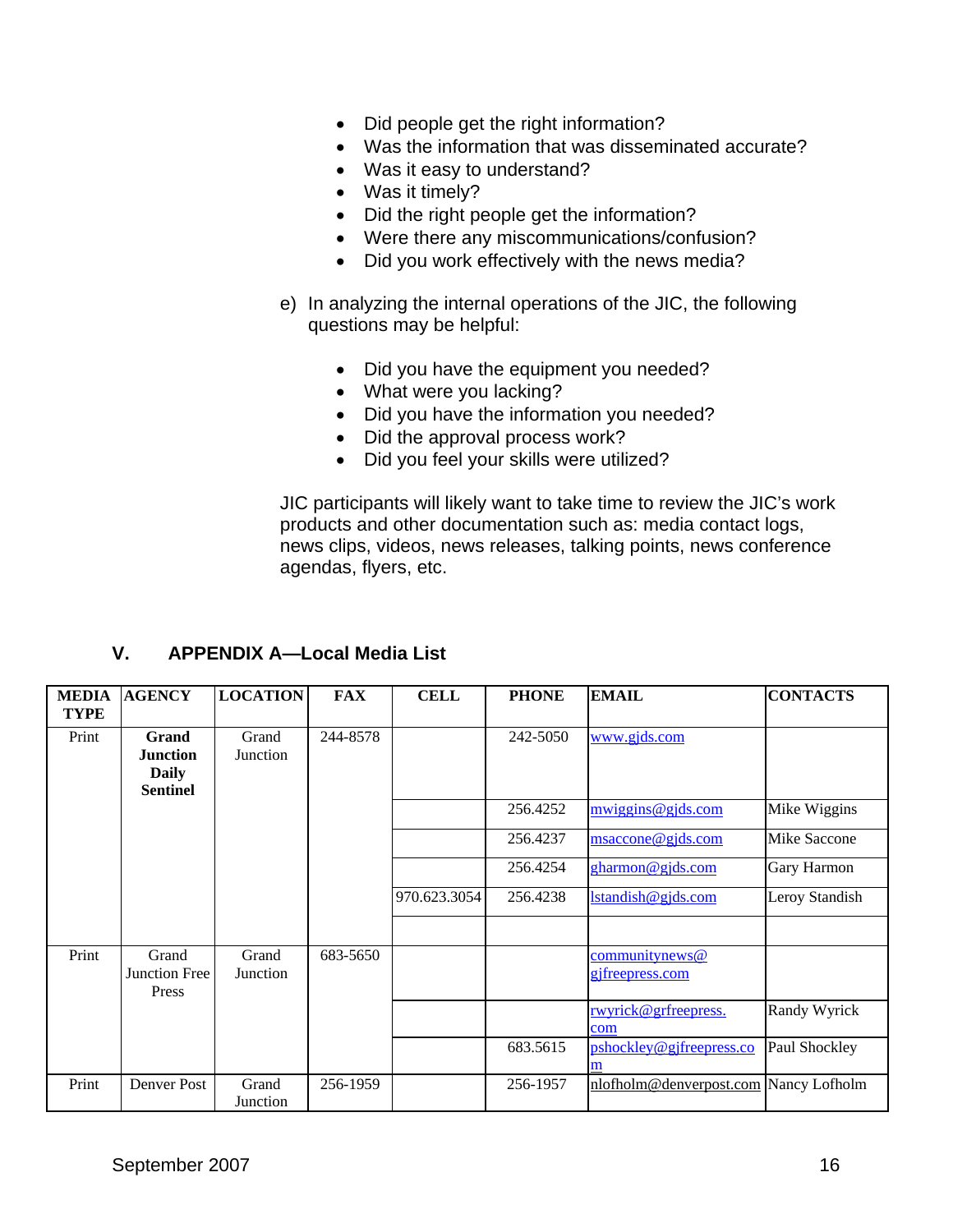- Did people get the right information?
- Was the information that was disseminated accurate?
- Was it easy to understand?
- Was it timely?
- Did the right people get the information?
- Were there any miscommunications/confusion?
- Did you work effectively with the news media?

e) In analyzing the internal operations of the JIC, the following questions may be helpful:

- Did you have the equipment you needed?
- What were you lacking?
- Did you have the information you needed?
- Did the approval process work?
- Did you feel your skills were utilized?

JIC participants will likely want to take time to review the JIC's work products and other documentation such as: media contact logs, news clips, videos, news releases, talking points, news conference agendas, flyers, etc.

## V. APPENDIX A—Local Media List

| MEDIA TYPE | AGENCY | LOCATION | FAX | CELL | PHONE | EMAIL | CONTACTS |
|---|---|---|---|---|---|---|---|
| Print | **Grand Junction Daily Sentinel** | Grand Junction | 244-8578 | | 242-5050 | www.gjds.com | |
| | | | | | 256.4252 | mwiggins@gjds.com | Mike Wiggins |
| | | | | | 256.4237 | msaccone@gjds.com | Mike Saccone |
| | | | | | 256.4254 | gharmon@gjds.com | Gary Harmon |
| | | | | 970.623.3054 | 256.4238 | lstandish@gjds.com | Leroy Standish |
| | | | | | | | |
| Print | Grand Junction Free Press | Grand Junction | 683-5650 | | | communitynews@gjfreepress.com | |
| | | | | | | rwyrick@grfreepress.com | Randy Wyrick |
| | | | | | 683.5615 | pshockley@gjfreepress.com | Paul Shockley |
| Print | Denver Post | Grand Junction | 256-1959 | | 256-1957 | nlofholm@denverpost.com | Nancy Lofholm |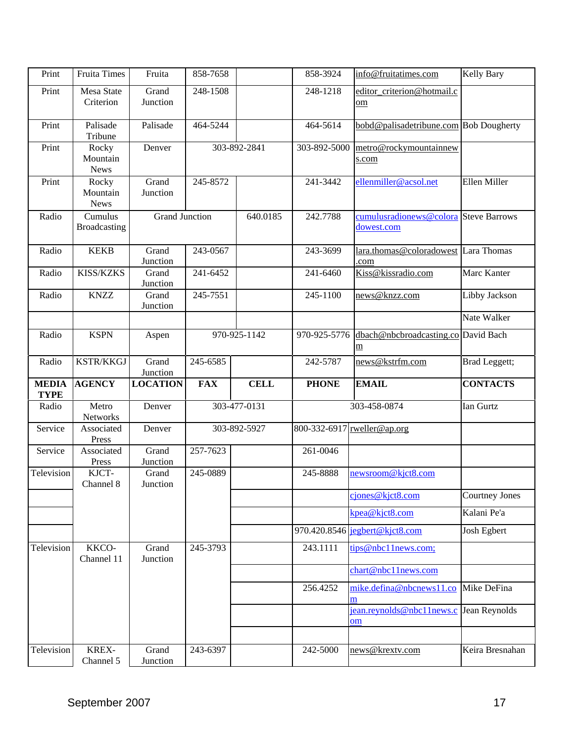| MEDIA TYPE | AGENCY | LOCATION | FAX | CELL | PHONE | EMAIL | CONTACTS |
|---|---|---|---|---|---|---|---|
| Print | Fruita Times | Fruita | 858-7658 | | 858-3924 | info@fruitatimes.com | Kelly Bary |
| Print | Mesa State Criterion | Grand Junction | 248-1508 | | 248-1218 | editor_criterion@hotmail.com | |
| Print | Palisade Tribune | Palisade | 464-5244 | | 464-5614 | bobd@palisadetribune.com | Bob Dougherty |
| Print | Rocky Mountain News | Denver | 303-892-2841 | | 303-892-5000 | metro@rockymountainnews.com | |
| Print | Rocky Mountain News | Grand Junction | 245-8572 | | 241-3442 | ellenmiller@acsol.net | Ellen Miller |
| Radio | Cumulus Broadcasting | Grand Junction | | 640.0185 | 242.7788 | cumulusradionews@coloradowest.com | Steve Barrows |
| Radio | KEKB | Grand Junction | 243-0567 | | 243-3699 | lara.thomas@coloradowest.com | Lara Thomas |
| Radio | KISS/KZKS | Grand Junction | 241-6452 | | 241-6460 | Kiss@kissradio.com | Marc Kanter |
| Radio | KNZZ | Grand Junction | 245-7551 | | 245-1100 | news@knzz.com | Libby Jackson |
| | | | | | | | Nate Walker |
| Radio | KSPN | Aspen | 970-925-1142 | | 970-925-5776 | dbach@nbcbroadcasting.com | David Bach |
| Radio | KSTR/KKGJ | Grand Junction | 245-6585 | | 242-5787 | news@kstrfm.com | Brad Leggett; |
| Radio | Metro Networks | Denver | 303-477-0131 | | 303-458-0874 | | Ian Gurtz |
| Service | Associated Press | Denver | 303-892-5927 | | 800-332-6917 | rweller@ap.org | |
| Service | Associated Press | Grand Junction | 257-7623 | | 261-0046 | | |
| Television | KJCT-Channel 8 | Grand Junction | 245-0889 | | 245-8888 | newsroom@kjct8.com | |
| | | | | | | cjones@kjct8.com | Courtney Jones |
| | | | | | | kpea@kjct8.com | Kalani Pe'a |
| | | | | | 970.420.8546 | jegbert@kjct8.com | Josh Egbert |
| Television | KKCO-Channel 11 | Grand Junction | 245-3793 | | 243.1111 | tips@nbc11news.com; | |
| | | | | | | chart@nbc11news.com | |
| | | | | | 256.4252 | mike.defina@nbcnews11.com | Mike DeFina |
| | | | | | | jean.reynolds@nbc11news.com | Jean Reynolds |
| | | | | | | | |
| Television | KREX-Channel 5 | Grand Junction | 243-6397 | | 242-5000 | news@krextv.com | Keira Bresnahan |

September 2007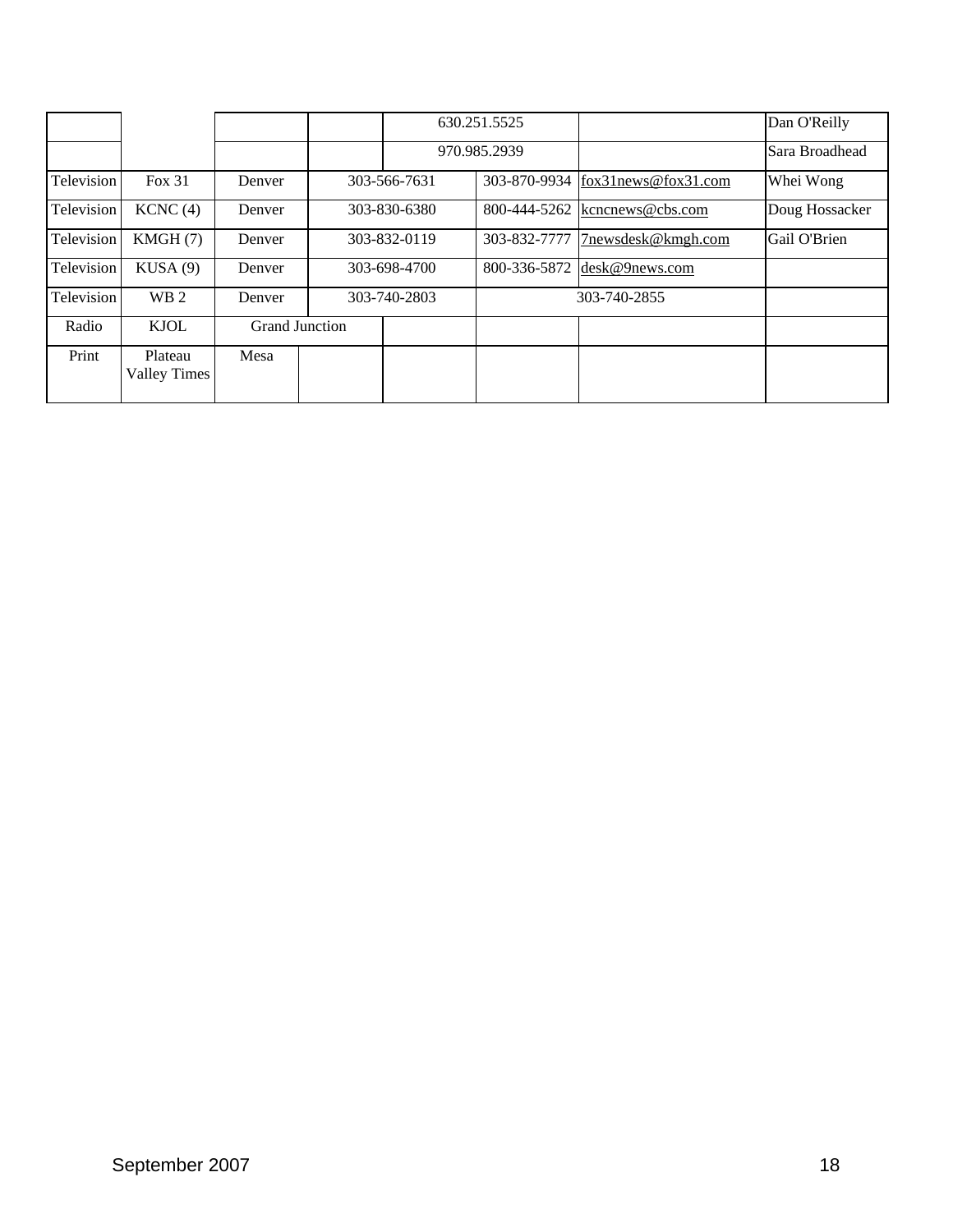| | | | | | | | |
|---|---|---|---|---|---|---|---|
| | | | | 630.251.5525 | | | Dan O'Reilly |
| | | | | 970.985.2939 | | | Sara Broadhead |
| Television | Fox 31 | Denver | 303-566-7631 | | 303-870-9934 | fox31news@fox31.com | Whei Wong |
| Television | KCNC (4) | Denver | 303-830-6380 | | 800-444-5262 | kcncnews@cbs.com | Doug Hossacker |
| Television | KMGH (7) | Denver | 303-832-0119 | | 303-832-7777 | 7newsdesk@kmgh.com | Gail O'Brien |
| Television | KUSA (9) | Denver | 303-698-4700 | | 800-336-5872 | desk@9news.com | |
| Television | WB 2 | Denver | 303-740-2803 | | 303-740-2855 | | |
| Radio | KJOL | Grand Junction | | | | | |
| Print | Plateau Valley Times | Mesa | | | | | |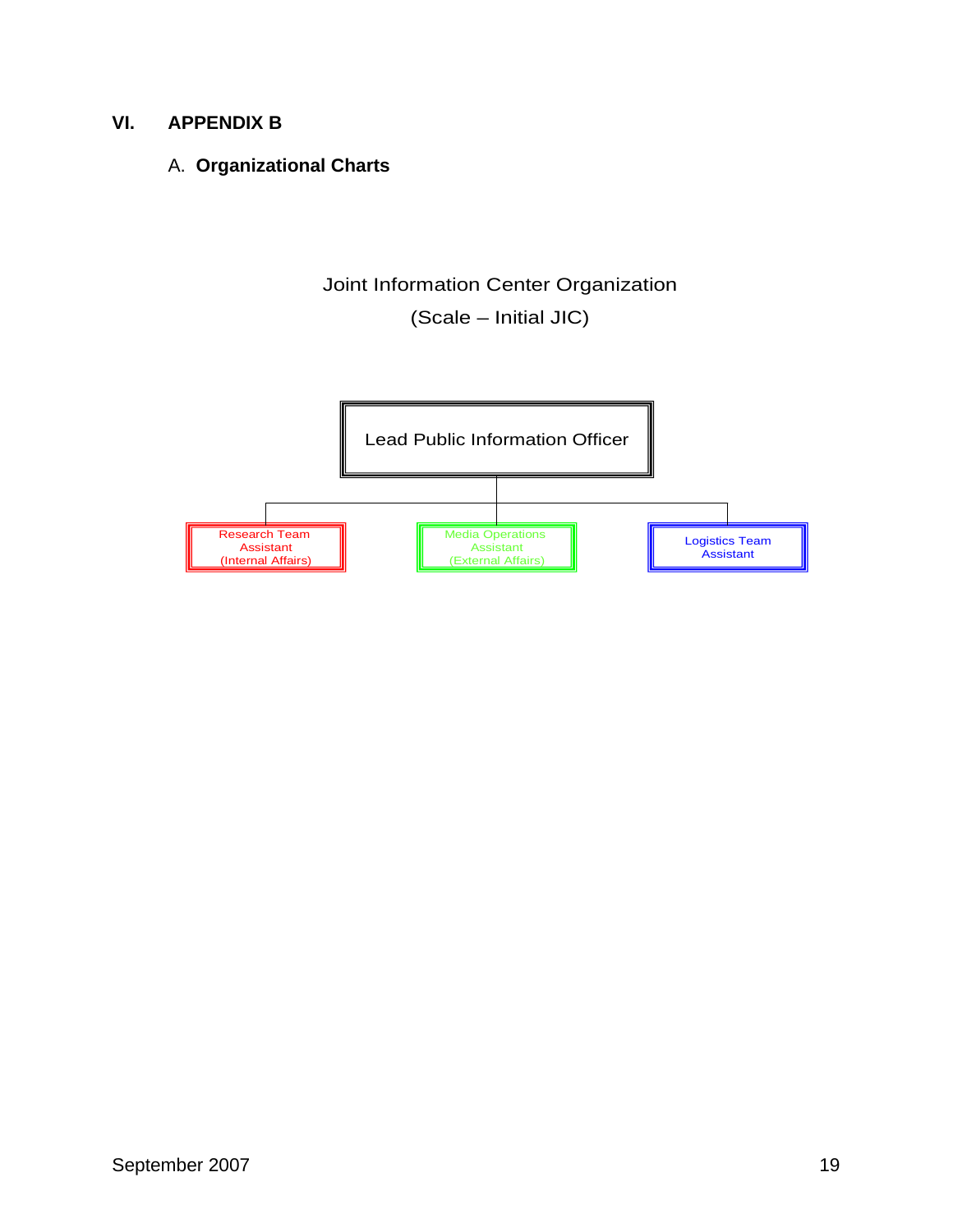# VI. APPENDIX B

## A. **Organizational Charts**

Joint Information Center Organization

(Scale – Initial JIC)

Lead Public Information Officer

Research Team Assistant (Internal Affairs)

Media Operations Assistant (External Affairs)

Logistics Team Assistant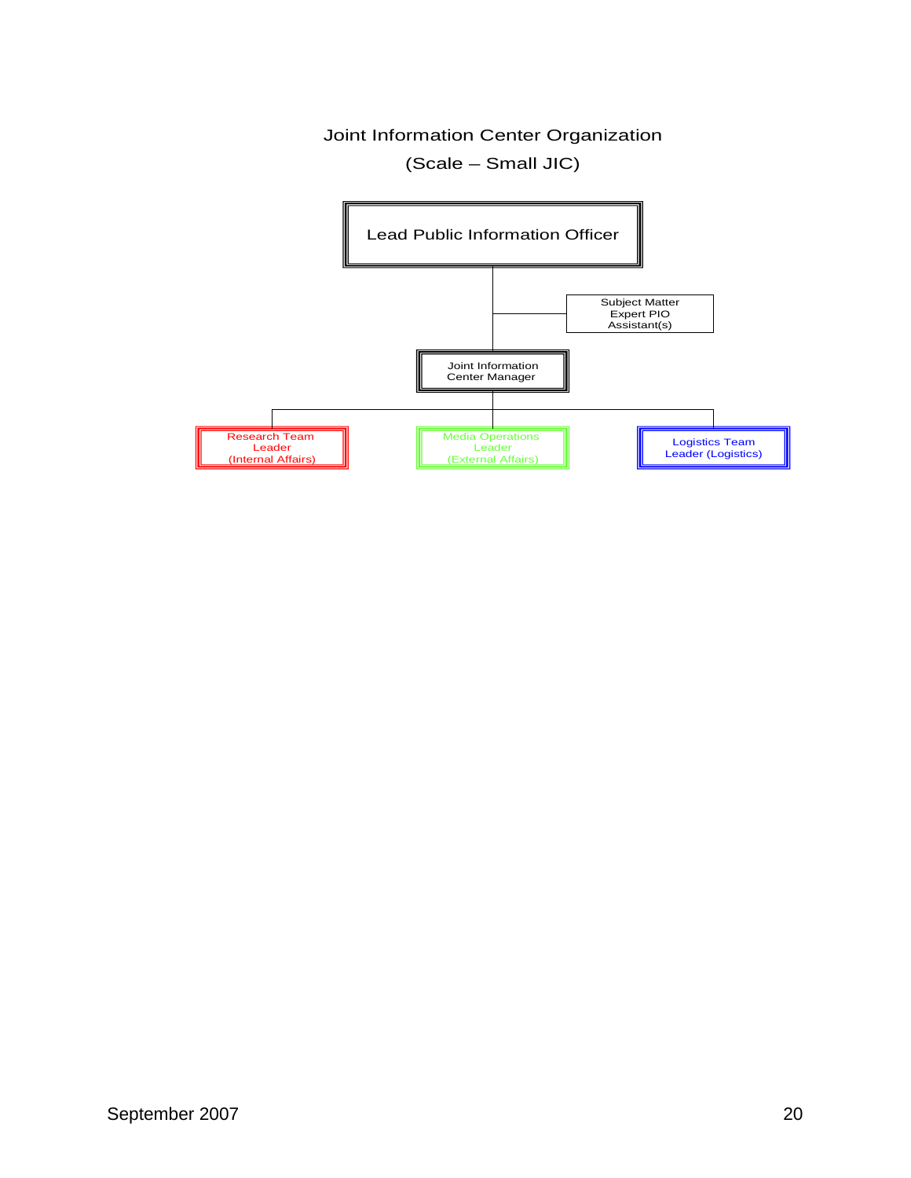Joint Information Center Organization

(Scale – Small JIC)

Lead Public Information Officer

Subject Matter Expert PIO Assistant(s)

Joint Information Center Manager

Research Team Leader (Internal Affairs)

Media Operations Leader (External Affairs)

Logistics Team Leader (Logistics)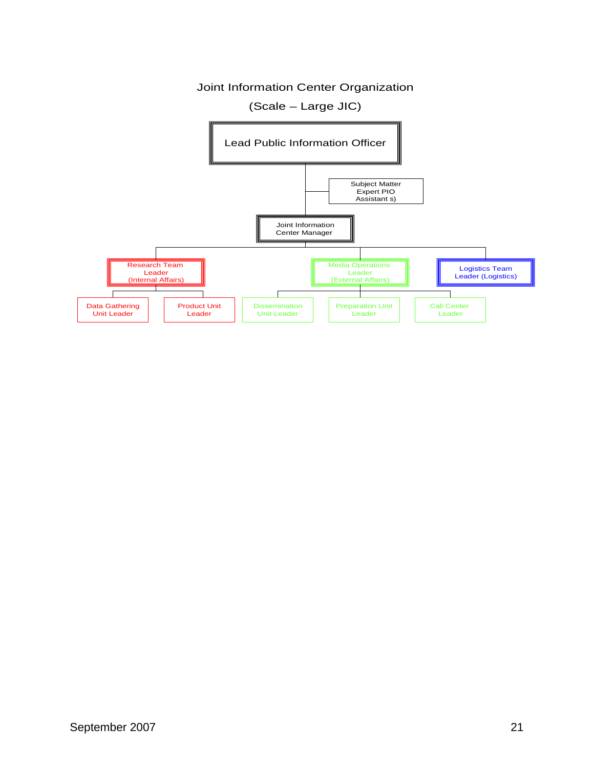Joint Information Center Organization

(Scale – Large JIC)

- Lead Public Information Officer
  - Subject Matter Expert PIO Assistant s)
  - Joint Information Center Manager
    - Research Team Leader (Internal Affairs)
      - Data Gathering Unit Leader
      - Product Unit Leader
    - Media Operations Leader (External Affairs)
      - Dissemination Unit Leader
      - Preparation Unit Leader
      - Call Center Leader
    - Logistics Team Leader (Logistics)

September 2007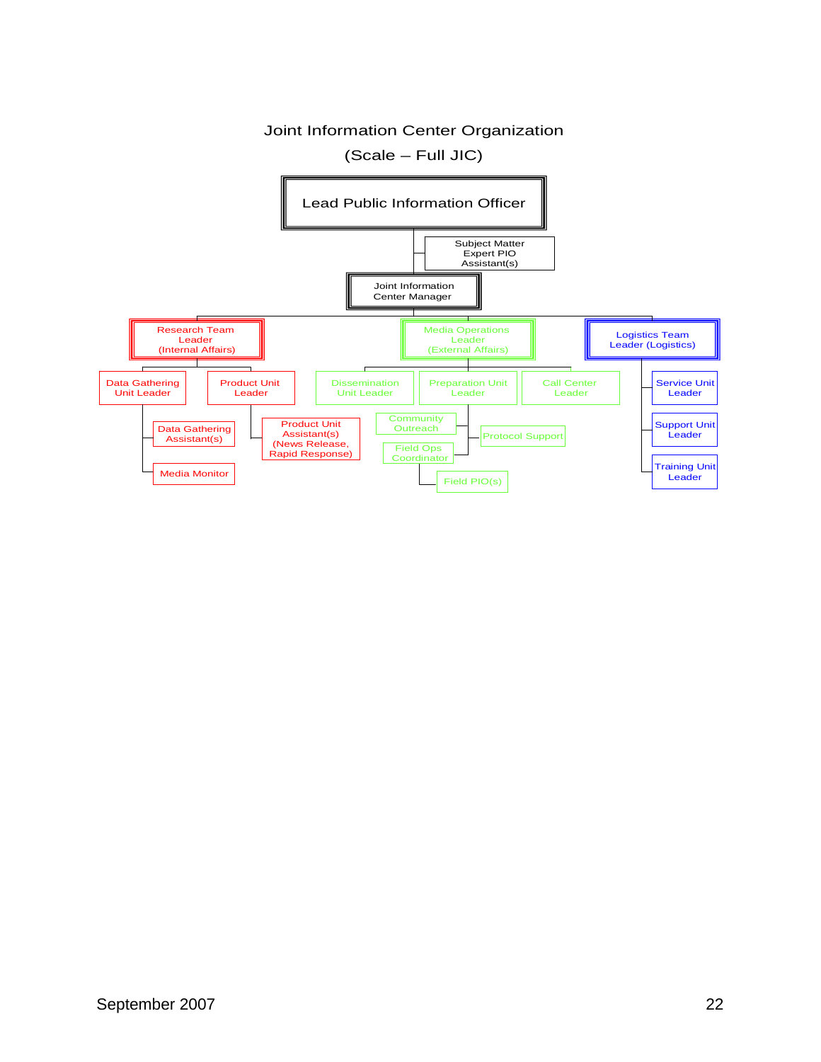# Joint Information Center Organization

## (Scale – Full JIC)

- Lead Public Information Officer
  - Subject Matter Expert PIO Assistant(s)
  - Joint Information Center Manager
    - Research Team Leader (Internal Affairs)
      - Data Gathering Unit Leader
        - Data Gathering Assistant(s)
        - Media Monitor
      - Product Unit Leader
        - Product Unit Assistant(s) (News Release, Rapid Response)
    - Media Operations Leader (External Affairs)
      - Dissemination Unit Leader
      - Preparation Unit Leader
        - Community Outreach
        - Protocol Support
        - Field Ops Coordinator
          - Field PIO(s)
      - Call Center Leader
    - Logistics Team Leader (Logistics)
      - Service Unit Leader
      - Support Unit Leader
      - Training Unit Leader

September 2007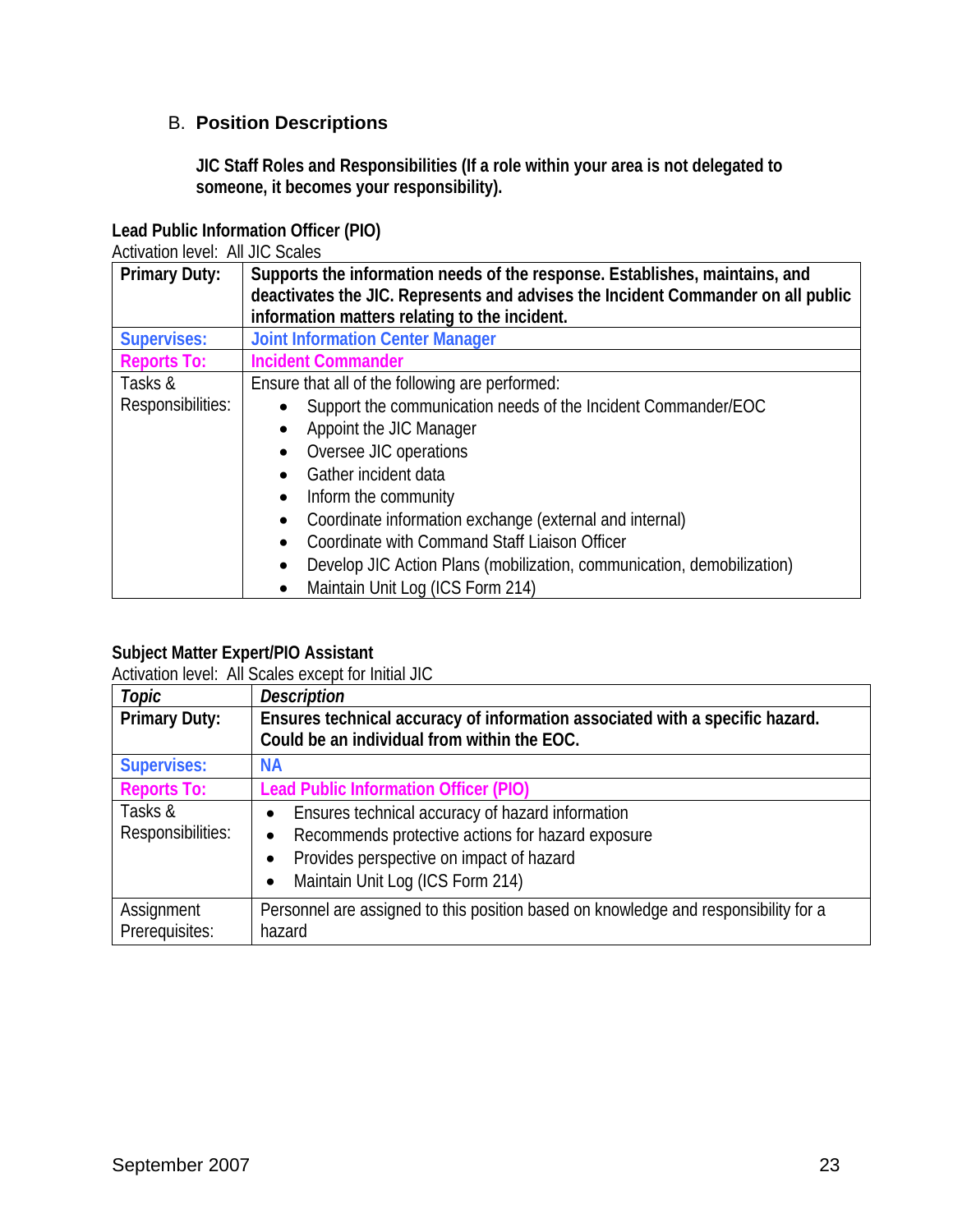## B. Position Descriptions

**JIC Staff Roles and Responsibilities (If a role within your area is not delegated to someone, it becomes your responsibility).**

**Lead Public Information Officer (PIO)**

Activation level: All JIC Scales

| Primary Duty: | **Supports the information needs of the response. Establishes, maintains, and deactivates the JIC. Represents and advises the Incident Commander on all public information matters relating to the incident.** |
|---|---|
| **Supervises:** | **Joint Information Center Manager** |
| **Reports To:** | **Incident Commander** |
| Tasks & Responsibilities: | Ensure that all of the following are performed:<br>• Support the communication needs of the Incident Commander/EOC<br>• Appoint the JIC Manager<br>• Oversee JIC operations<br>• Gather incident data<br>• Inform the community<br>• Coordinate information exchange (external and internal)<br>• Coordinate with Command Staff Liaison Officer<br>• Develop JIC Action Plans (mobilization, communication, demobilization)<br>• Maintain Unit Log (ICS Form 214) |

**Subject Matter Expert/PIO Assistant**

Activation level: All Scales except for Initial JIC

| *Topic* | *Description* |
|---|---|
| **Primary Duty:** | **Ensures technical accuracy of information associated with a specific hazard. Could be an individual from within the EOC.** |
| **Supervises:** | **NA** |
| **Reports To:** | **Lead Public Information Officer (PIO)** |
| Tasks & Responsibilities: | • Ensures technical accuracy of hazard information<br>• Recommends protective actions for hazard exposure<br>• Provides perspective on impact of hazard<br>• Maintain Unit Log (ICS Form 214) |
| Assignment Prerequisites: | Personnel are assigned to this position based on knowledge and responsibility for a hazard |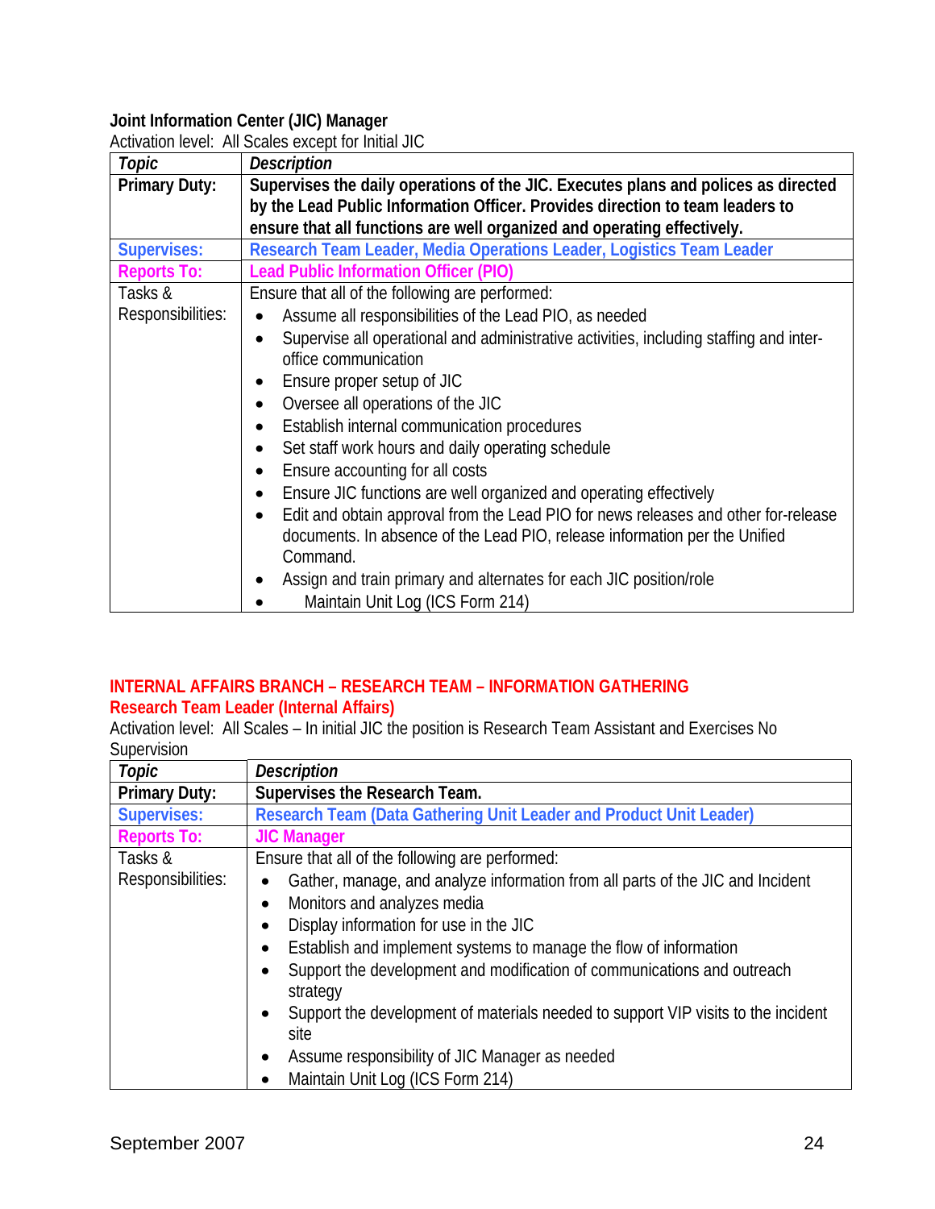**Joint Information Center (JIC) Manager**

Activation level: All Scales except for Initial JIC

| *Topic* | *Description* |
|---|---|
| **Primary Duty:** | **Supervises the daily operations of the JIC. Executes plans and polices as directed by the Lead Public Information Officer. Provides direction to team leaders to ensure that all functions are well organized and operating effectively.** |
| **Supervises:** | **Research Team Leader, Media Operations Leader, Logistics Team Leader** |
| **Reports To:** | **Lead Public Information Officer (PIO)** |
| Tasks & Responsibilities: | Ensure that all of the following are performed:<br>• Assume all responsibilities of the Lead PIO, as needed<br>• Supervise all operational and administrative activities, including staffing and inter-office communication<br>• Ensure proper setup of JIC<br>• Oversee all operations of the JIC<br>• Establish internal communication procedures<br>• Set staff work hours and daily operating schedule<br>• Ensure accounting for all costs<br>• Ensure JIC functions are well organized and operating effectively<br>• Edit and obtain approval from the Lead PIO for news releases and other for-release documents. In absence of the Lead PIO, release information per the Unified Command.<br>• Assign and train primary and alternates for each JIC position/role<br>• Maintain Unit Log (ICS Form 214) |

**INTERNAL AFFAIRS BRANCH – RESEARCH TEAM – INFORMATION GATHERING**

**Research Team Leader (Internal Affairs)**

Activation level: All Scales – In initial JIC the position is Research Team Assistant and Exercises No Supervision

| *Topic* | *Description* |
|---|---|
| **Primary Duty:** | **Supervises the Research Team.** |
| **Supervises:** | **Research Team (Data Gathering Unit Leader and Product Unit Leader)** |
| **Reports To:** | **JIC Manager** |
| Tasks & Responsibilities: | Ensure that all of the following are performed:<br>• Gather, manage, and analyze information from all parts of the JIC and Incident<br>• Monitors and analyzes media<br>• Display information for use in the JIC<br>• Establish and implement systems to manage the flow of information<br>• Support the development and modification of communications and outreach strategy<br>• Support the development of materials needed to support VIP visits to the incident site<br>• Assume responsibility of JIC Manager as needed<br>• Maintain Unit Log (ICS Form 214) |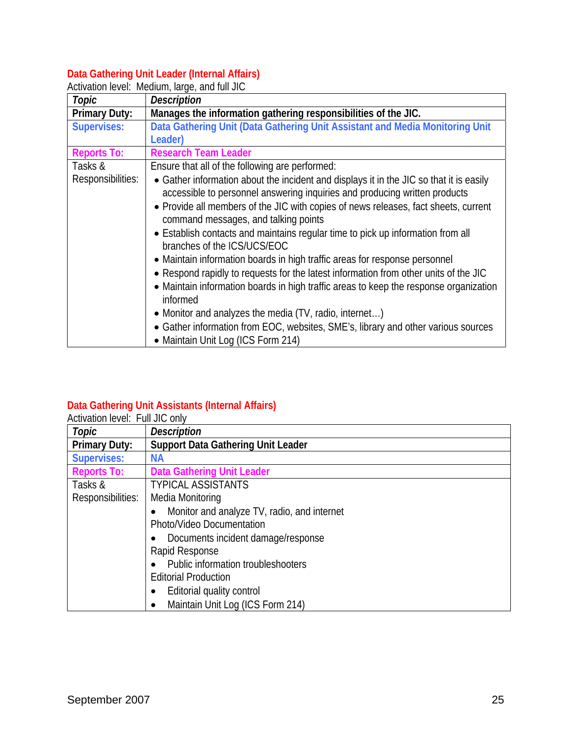### Data Gathering Unit Leader (Internal Affairs)

Activation level: Medium, large, and full JIC

| *Topic* | *Description* |
|---|---|
| **Primary Duty:** | **Manages the information gathering responsibilities of the JIC.** |
| **Supervises:** | **Data Gathering Unit (Data Gathering Unit Assistant and Media Monitoring Unit Leader)** |
| **Reports To:** | **Research Team Leader** |
| Tasks & Responsibilities: | Ensure that all of the following are performed:<br>• Gather information about the incident and displays it in the JIC so that it is easily accessible to personnel answering inquiries and producing written products<br>• Provide all members of the JIC with copies of news releases, fact sheets, current command messages, and talking points<br>• Establish contacts and maintains regular time to pick up information from all branches of the ICS/UCS/EOC<br>• Maintain information boards in high traffic areas for response personnel<br>• Respond rapidly to requests for the latest information from other units of the JIC<br>• Maintain information boards in high traffic areas to keep the response organization informed<br>• Monitor and analyzes the media (TV, radio, internet…)<br>• Gather information from EOC, websites, SME's, library and other various sources<br>• Maintain Unit Log (ICS Form 214) |

### Data Gathering Unit Assistants (Internal Affairs)

Activation level: Full JIC only

| *Topic* | *Description* |
|---|---|
| **Primary Duty:** | **Support Data Gathering Unit Leader** |
| **Supervises:** | **NA** |
| **Reports To:** | **Data Gathering Unit Leader** |
| Tasks & Responsibilities: | TYPICAL ASSISTANTS<br>Media Monitoring<br>• Monitor and analyze TV, radio, and internet<br>Photo/Video Documentation<br>• Documents incident damage/response<br>Rapid Response<br>• Public information troubleshooters<br>Editorial Production<br>• Editorial quality control<br>• Maintain Unit Log (ICS Form 214) |

September 2007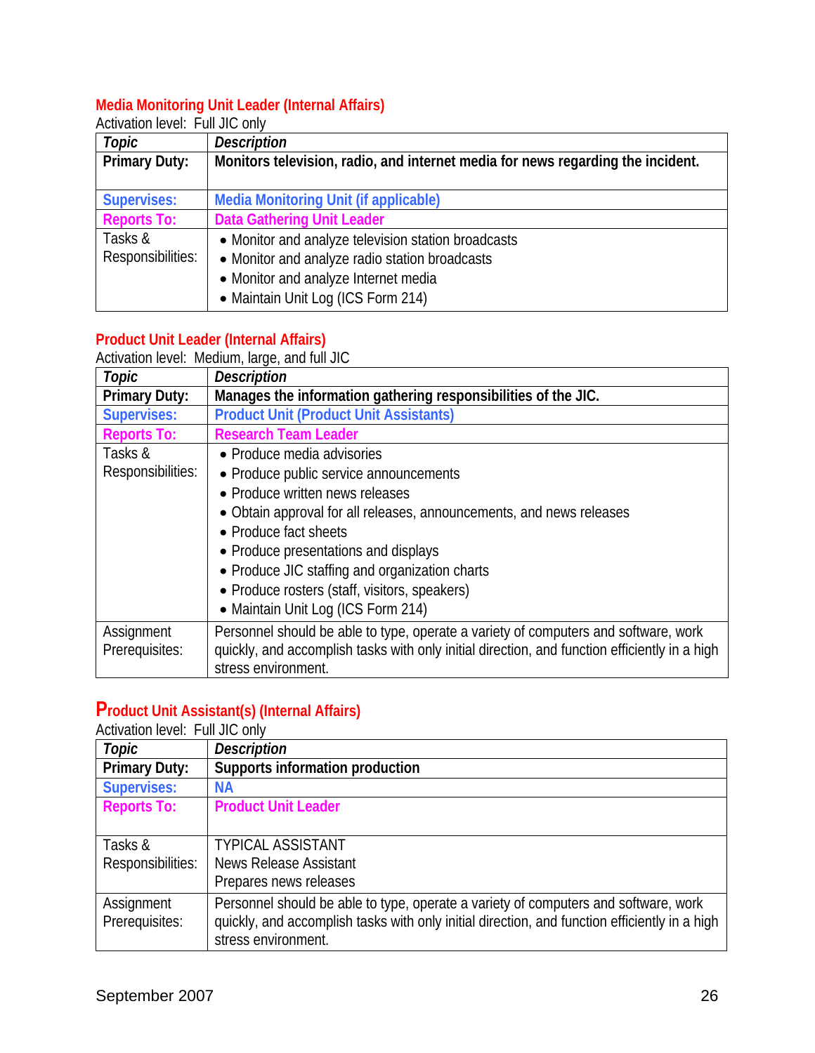### Media Monitoring Unit Leader (Internal Affairs)

Activation level: Full JIC only

| *Topic* | *Description* |
|---|---|
| **Primary Duty:** | **Monitors television, radio, and internet media for news regarding the incident.** |
| **Supervises:** | **Media Monitoring Unit (if applicable)** |
| **Reports To:** | **Data Gathering Unit Leader** |
| Tasks & Responsibilities: | • Monitor and analyze television station broadcasts<br>• Monitor and analyze radio station broadcasts<br>• Monitor and analyze Internet media<br>• Maintain Unit Log (ICS Form 214) |

### Product Unit Leader (Internal Affairs)

Activation level: Medium, large, and full JIC

| *Topic* | *Description* |
|---|---|
| **Primary Duty:** | **Manages the information gathering responsibilities of the JIC.** |
| **Supervises:** | **Product Unit (Product Unit Assistants)** |
| **Reports To:** | **Research Team Leader** |
| Tasks & Responsibilities: | • Produce media advisories<br>• Produce public service announcements<br>• Produce written news releases<br>• Obtain approval for all releases, announcements, and news releases<br>• Produce fact sheets<br>• Produce presentations and displays<br>• Produce JIC staffing and organization charts<br>• Produce rosters (staff, visitors, speakers)<br>• Maintain Unit Log (ICS Form 214) |
| Assignment Prerequisites: | Personnel should be able to type, operate a variety of computers and software, work quickly, and accomplish tasks with only initial direction, and function efficiently in a high stress environment. |

### Product Unit Assistant(s) (Internal Affairs)

Activation level: Full JIC only

| *Topic* | *Description* |
|---|---|
| **Primary Duty:** | **Supports information production** |
| **Supervises:** | **NA** |
| **Reports To:** | **Product Unit Leader** |
| Tasks & Responsibilities: | TYPICAL ASSISTANT<br>News Release Assistant<br>Prepares news releases |
| Assignment Prerequisites: | Personnel should be able to type, operate a variety of computers and software, work quickly, and accomplish tasks with only initial direction, and function efficiently in a high stress environment. |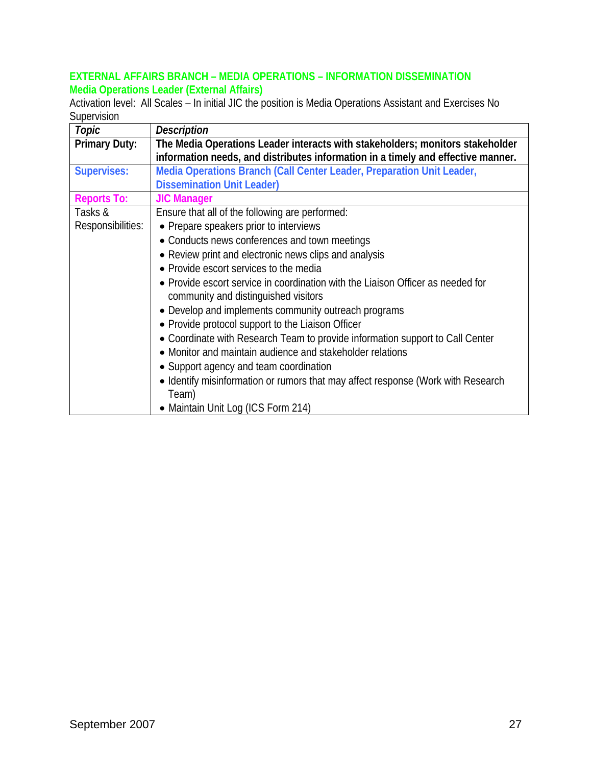**EXTERNAL AFFAIRS BRANCH – MEDIA OPERATIONS – INFORMATION DISSEMINATION**
**Media Operations Leader (External Affairs)**

Activation level: All Scales – In initial JIC the position is Media Operations Assistant and Exercises No Supervision

| *Topic* | *Description* |
|---|---|
| **Primary Duty:** | **The Media Operations Leader interacts with stakeholders; monitors stakeholder information needs, and distributes information in a timely and effective manner.** |
| **Supervises:** | **Media Operations Branch (Call Center Leader, Preparation Unit Leader, Dissemination Unit Leader)** |
| **Reports To:** | **JIC Manager** |
| Tasks & Responsibilities: | Ensure that all of the following are performed:<br>• Prepare speakers prior to interviews<br>• Conducts news conferences and town meetings<br>• Review print and electronic news clips and analysis<br>• Provide escort services to the media<br>• Provide escort service in coordination with the Liaison Officer as needed for community and distinguished visitors<br>• Develop and implements community outreach programs<br>• Provide protocol support to the Liaison Officer<br>• Coordinate with Research Team to provide information support to Call Center<br>• Monitor and maintain audience and stakeholder relations<br>• Support agency and team coordination<br>• Identify misinformation or rumors that may affect response (Work with Research Team)<br>• Maintain Unit Log (ICS Form 214) |

September 2007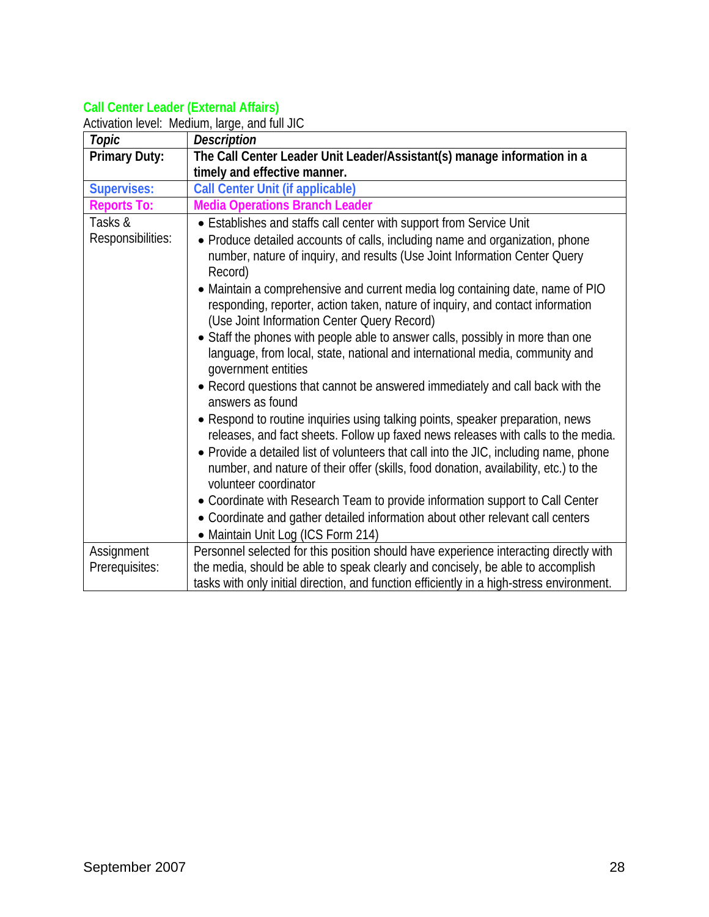### Call Center Leader (External Affairs)

Activation level: Medium, large, and full JIC

| ***Topic*** | ***Description*** |
|---|---|
| **Primary Duty:** | **The Call Center Leader Unit Leader/Assistant(s) manage information in a timely and effective manner.** |
| **Supervises:** | **Call Center Unit (if applicable)** |
| **Reports To:** | **Media Operations Branch Leader** |
| Tasks & Responsibilities: | • Establishes and staffs call center with support from Service Unit<br>• Produce detailed accounts of calls, including name and organization, phone number, nature of inquiry, and results (Use Joint Information Center Query Record)<br>• Maintain a comprehensive and current media log containing date, name of PIO responding, reporter, action taken, nature of inquiry, and contact information (Use Joint Information Center Query Record)<br>• Staff the phones with people able to answer calls, possibly in more than one language, from local, state, national and international media, community and government entities<br>• Record questions that cannot be answered immediately and call back with the answers as found<br>• Respond to routine inquiries using talking points, speaker preparation, news releases, and fact sheets. Follow up faxed news releases with calls to the media.<br>• Provide a detailed list of volunteers that call into the JIC, including name, phone number, and nature of their offer (skills, food donation, availability, etc.) to the volunteer coordinator<br>• Coordinate with Research Team to provide information support to Call Center<br>• Coordinate and gather detailed information about other relevant call centers<br>• Maintain Unit Log (ICS Form 214) |
| Assignment Prerequisites: | Personnel selected for this position should have experience interacting directly with the media, should be able to speak clearly and concisely, be able to accomplish tasks with only initial direction, and function efficiently in a high-stress environment. |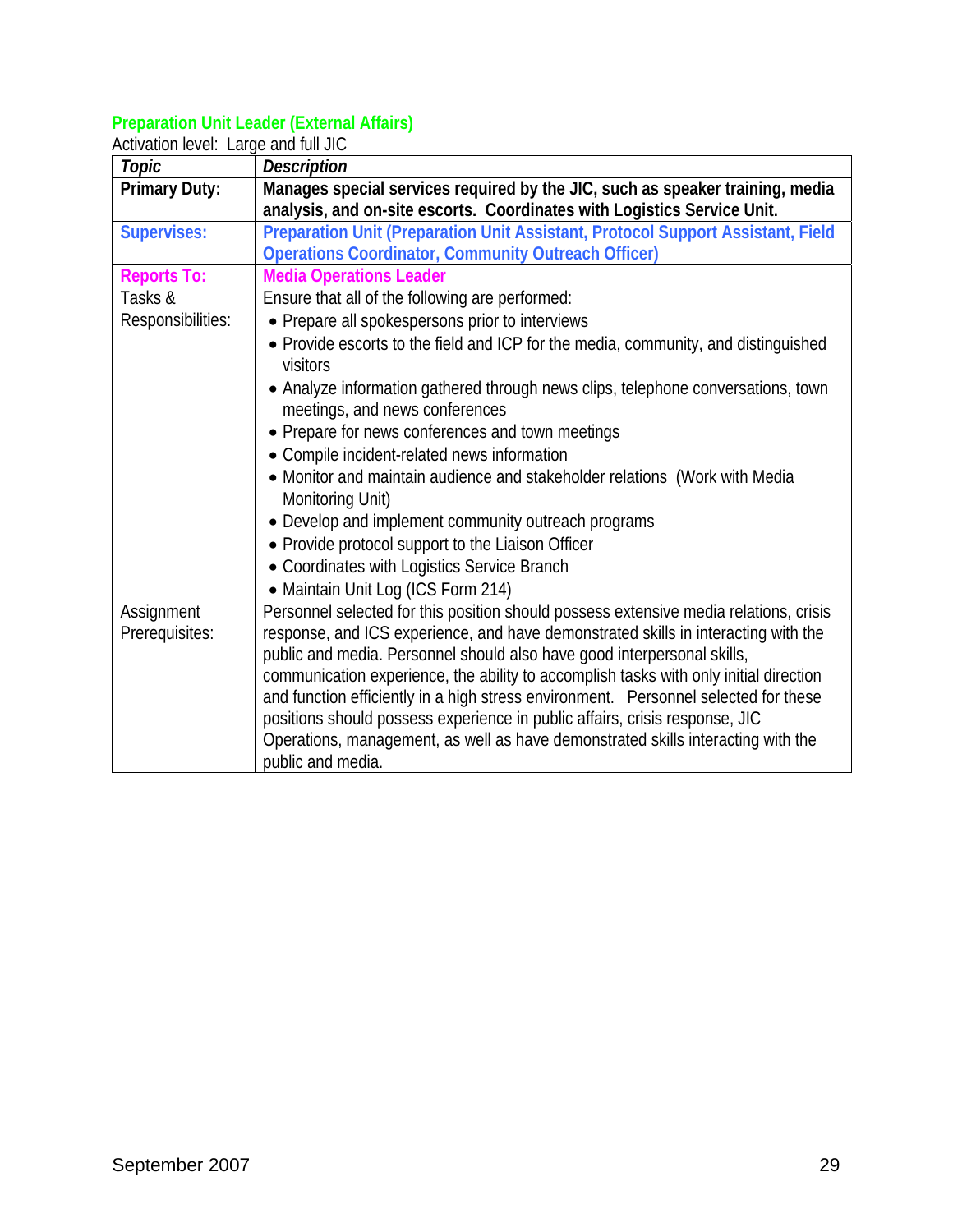### Preparation Unit Leader (External Affairs)

Activation level: Large and full JIC

| ***Topic*** | ***Description*** |
|---|---|
| **Primary Duty:** | **Manages special services required by the JIC, such as speaker training, media analysis, and on-site escorts. Coordinates with Logistics Service Unit.** |
| **Supervises:** | **Preparation Unit (Preparation Unit Assistant, Protocol Support Assistant, Field Operations Coordinator, Community Outreach Officer)** |
| **Reports To:** | **Media Operations Leader** |
| Tasks & Responsibilities: | Ensure that all of the following are performed:<br>• Prepare all spokespersons prior to interviews<br>• Provide escorts to the field and ICP for the media, community, and distinguished visitors<br>• Analyze information gathered through news clips, telephone conversations, town meetings, and news conferences<br>• Prepare for news conferences and town meetings<br>• Compile incident-related news information<br>• Monitor and maintain audience and stakeholder relations (Work with Media Monitoring Unit)<br>• Develop and implement community outreach programs<br>• Provide protocol support to the Liaison Officer<br>• Coordinates with Logistics Service Branch<br>• Maintain Unit Log (ICS Form 214) |
| Assignment Prerequisites: | Personnel selected for this position should possess extensive media relations, crisis response, and ICS experience, and have demonstrated skills in interacting with the public and media. Personnel should also have good interpersonal skills, communication experience, the ability to accomplish tasks with only initial direction and function efficiently in a high stress environment. Personnel selected for these positions should possess experience in public affairs, crisis response, JIC Operations, management, as well as have demonstrated skills interacting with the public and media. |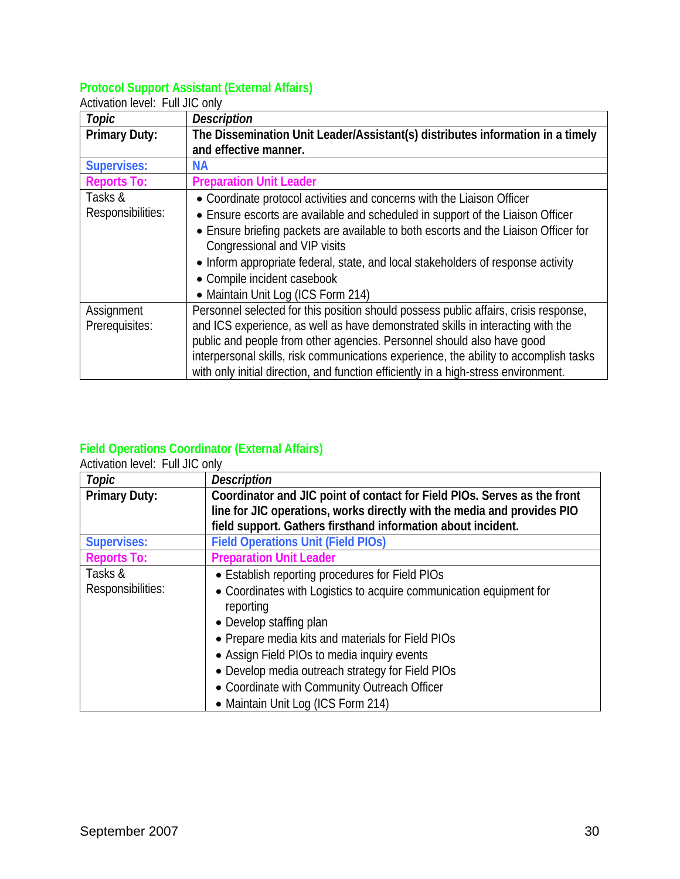### Protocol Support Assistant (External Affairs)

Activation level: Full JIC only

| *Topic* | *Description* |
|---|---|
| **Primary Duty:** | **The Dissemination Unit Leader/Assistant(s) distributes information in a timely and effective manner.** |
| **Supervises:** | **NA** |
| **Reports To:** | **Preparation Unit Leader** |
| Tasks & Responsibilities: | • Coordinate protocol activities and concerns with the Liaison Officer<br>• Ensure escorts are available and scheduled in support of the Liaison Officer<br>• Ensure briefing packets are available to both escorts and the Liaison Officer for Congressional and VIP visits<br>• Inform appropriate federal, state, and local stakeholders of response activity<br>• Compile incident casebook<br>• Maintain Unit Log (ICS Form 214) |
| Assignment Prerequisites: | Personnel selected for this position should possess public affairs, crisis response, and ICS experience, as well as have demonstrated skills in interacting with the public and people from other agencies. Personnel should also have good interpersonal skills, risk communications experience, the ability to accomplish tasks with only initial direction, and function efficiently in a high-stress environment. |

### Field Operations Coordinator (External Affairs)

Activation level: Full JIC only

| *Topic* | *Description* |
|---|---|
| **Primary Duty:** | **Coordinator and JIC point of contact for Field PIOs. Serves as the front line for JIC operations, works directly with the media and provides PIO field support. Gathers firsthand information about incident.** |
| **Supervises:** | **Field Operations Unit (Field PIOs)** |
| **Reports To:** | **Preparation Unit Leader** |
| Tasks & Responsibilities: | • Establish reporting procedures for Field PIOs<br>• Coordinates with Logistics to acquire communication equipment for reporting<br>• Develop staffing plan<br>• Prepare media kits and materials for Field PIOs<br>• Assign Field PIOs to media inquiry events<br>• Develop media outreach strategy for Field PIOs<br>• Coordinate with Community Outreach Officer<br>• Maintain Unit Log (ICS Form 214) |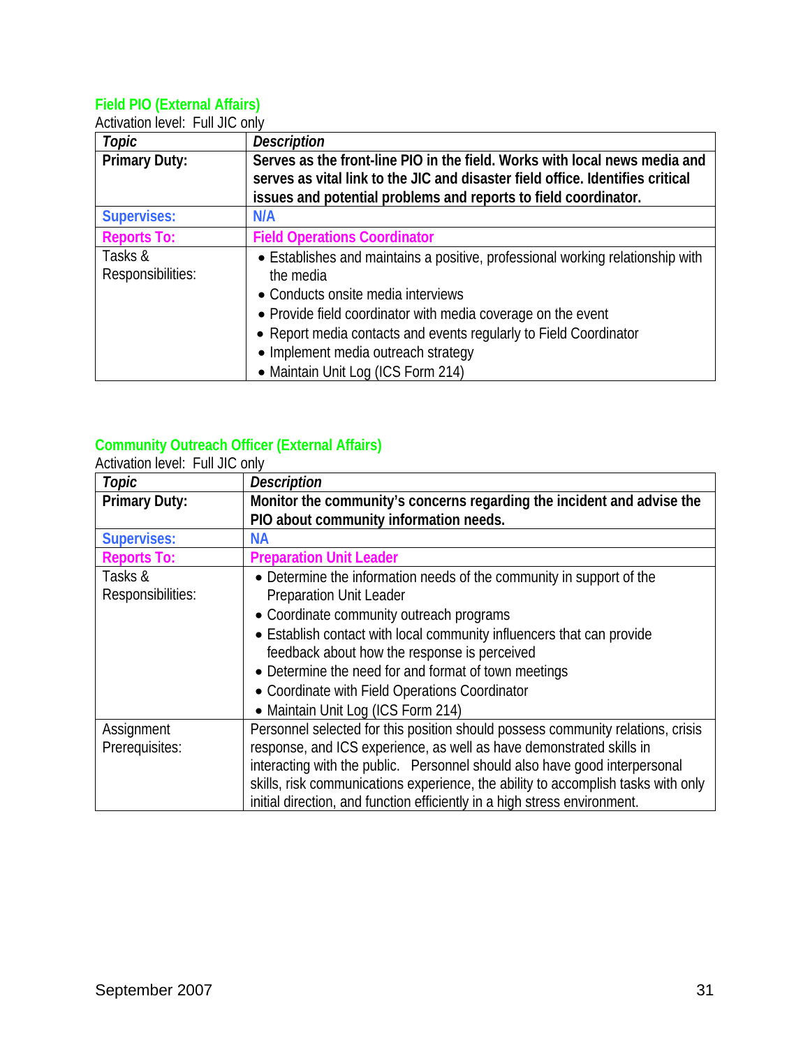### Field PIO (External Affairs)

Activation level: Full JIC only

| *Topic* | *Description* |
|---|---|
| **Primary Duty:** | **Serves as the front-line PIO in the field. Works with local news media and serves as vital link to the JIC and disaster field office. Identifies critical issues and potential problems and reports to field coordinator.** |
| **Supervises:** | **N/A** |
| **Reports To:** | **Field Operations Coordinator** |
| Tasks & Responsibilities: | • Establishes and maintains a positive, professional working relationship with the media<br>• Conducts onsite media interviews<br>• Provide field coordinator with media coverage on the event<br>• Report media contacts and events regularly to Field Coordinator<br>• Implement media outreach strategy<br>• Maintain Unit Log (ICS Form 214) |

### Community Outreach Officer (External Affairs)

Activation level: Full JIC only

| *Topic* | *Description* |
|---|---|
| **Primary Duty:** | **Monitor the community's concerns regarding the incident and advise the PIO about community information needs.** |
| **Supervises:** | **NA** |
| **Reports To:** | **Preparation Unit Leader** |
| Tasks & Responsibilities: | • Determine the information needs of the community in support of the Preparation Unit Leader<br>• Coordinate community outreach programs<br>• Establish contact with local community influencers that can provide feedback about how the response is perceived<br>• Determine the need for and format of town meetings<br>• Coordinate with Field Operations Coordinator<br>• Maintain Unit Log (ICS Form 214) |
| Assignment Prerequisites: | Personnel selected for this position should possess community relations, crisis response, and ICS experience, as well as have demonstrated skills in interacting with the public. Personnel should also have good interpersonal skills, risk communications experience, the ability to accomplish tasks with only initial direction, and function efficiently in a high stress environment. |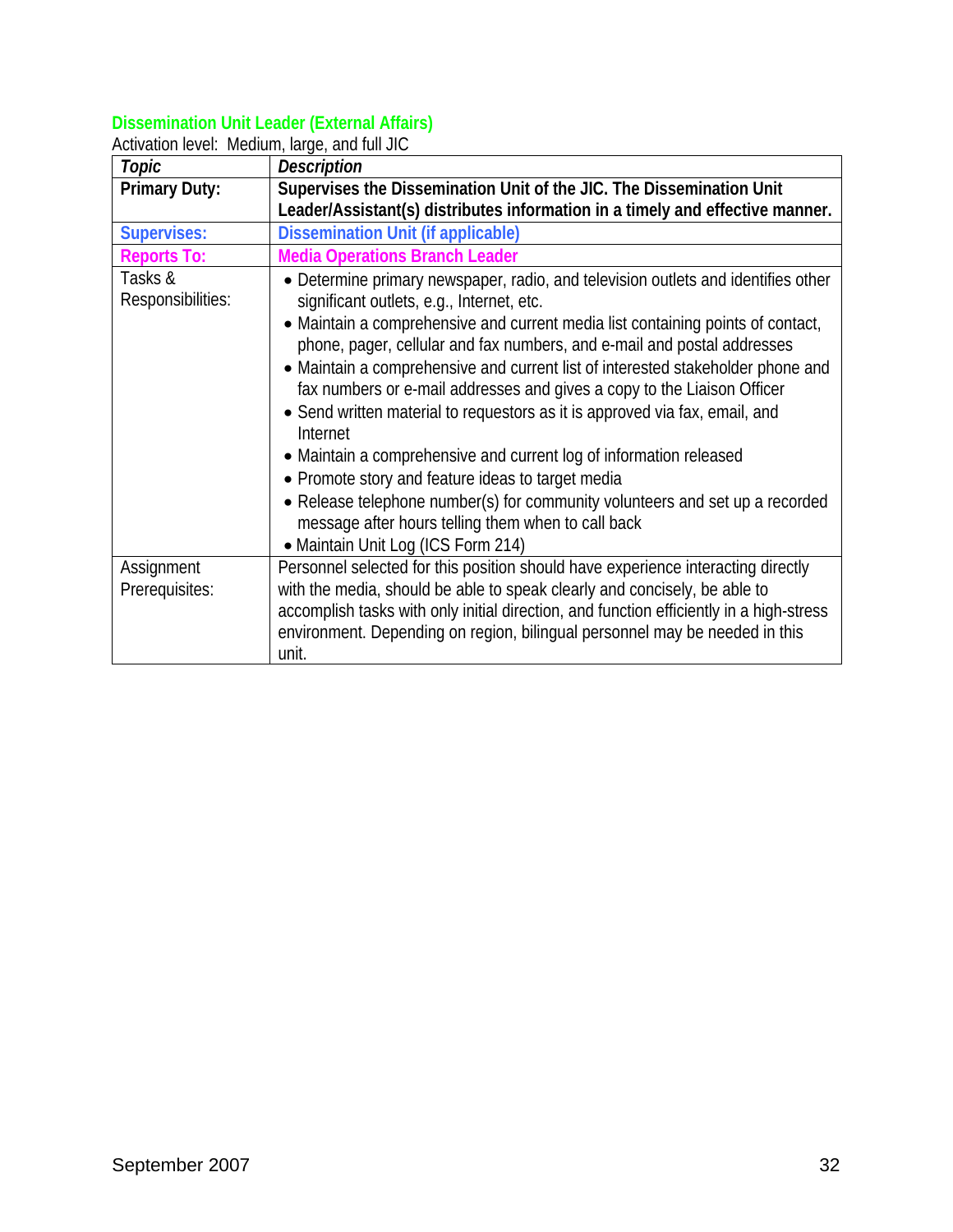### Dissemination Unit Leader (External Affairs)

Activation level: Medium, large, and full JIC

| *Topic* | *Description* |
|---|---|
| **Primary Duty:** | **Supervises the Dissemination Unit of the JIC. The Dissemination Unit Leader/Assistant(s) distributes information in a timely and effective manner.** |
| **Supervises:** | **Dissemination Unit (if applicable)** |
| **Reports To:** | **Media Operations Branch Leader** |
| Tasks & Responsibilities: | • Determine primary newspaper, radio, and television outlets and identifies other significant outlets, e.g., Internet, etc.<br>• Maintain a comprehensive and current media list containing points of contact, phone, pager, cellular and fax numbers, and e-mail and postal addresses<br>• Maintain a comprehensive and current list of interested stakeholder phone and fax numbers or e-mail addresses and gives a copy to the Liaison Officer<br>• Send written material to requestors as it is approved via fax, email, and Internet<br>• Maintain a comprehensive and current log of information released<br>• Promote story and feature ideas to target media<br>• Release telephone number(s) for community volunteers and set up a recorded message after hours telling them when to call back<br>• Maintain Unit Log (ICS Form 214) |
| Assignment Prerequisites: | Personnel selected for this position should have experience interacting directly with the media, should be able to speak clearly and concisely, be able to accomplish tasks with only initial direction, and function efficiently in a high-stress environment. Depending on region, bilingual personnel may be needed in this unit. |

September 2007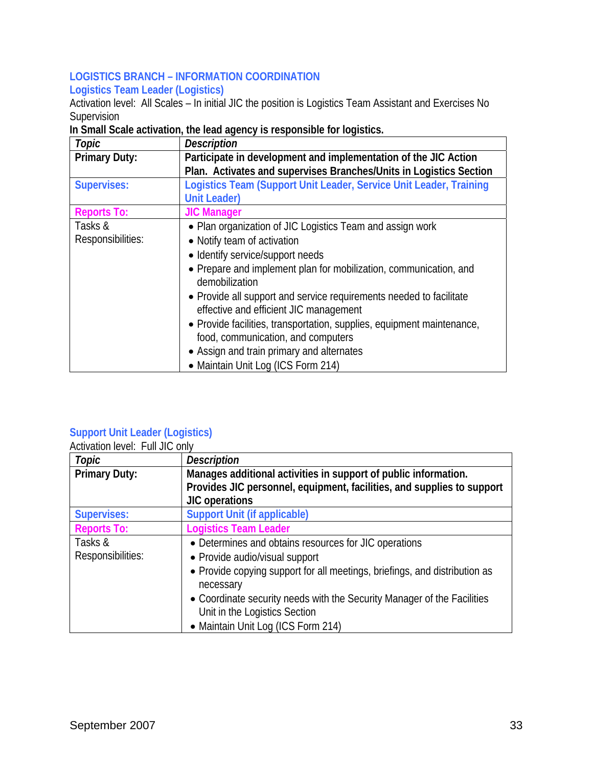## LOGISTICS BRANCH – INFORMATION COORDINATION

### Logistics Team Leader (Logistics)

Activation level: All Scales – In initial JIC the position is Logistics Team Assistant and Exercises No Supervision

**In Small Scale activation, the lead agency is responsible for logistics.**

| *Topic* | *Description* |
|---|---|
| **Primary Duty:** | **Participate in development and implementation of the JIC Action Plan. Activates and supervises Branches/Units in Logistics Section** |
| **Supervises:** | **Logistics Team (Support Unit Leader, Service Unit Leader, Training Unit Leader)** |
| **Reports To:** | **JIC Manager** |
| Tasks & Responsibilities: | • Plan organization of JIC Logistics Team and assign work<br>• Notify team of activation<br>• Identify service/support needs<br>• Prepare and implement plan for mobilization, communication, and demobilization<br>• Provide all support and service requirements needed to facilitate effective and efficient JIC management<br>• Provide facilities, transportation, supplies, equipment maintenance, food, communication, and computers<br>• Assign and train primary and alternates<br>• Maintain Unit Log (ICS Form 214) |

### Support Unit Leader (Logistics)

Activation level: Full JIC only

| *Topic* | *Description* |
|---|---|
| **Primary Duty:** | **Manages additional activities in support of public information. Provides JIC personnel, equipment, facilities, and supplies to support JIC operations** |
| **Supervises:** | **Support Unit (if applicable)** |
| **Reports To:** | **Logistics Team Leader** |
| Tasks & Responsibilities: | • Determines and obtains resources for JIC operations<br>• Provide audio/visual support<br>• Provide copying support for all meetings, briefings, and distribution as necessary<br>• Coordinate security needs with the Security Manager of the Facilities Unit in the Logistics Section<br>• Maintain Unit Log (ICS Form 214) |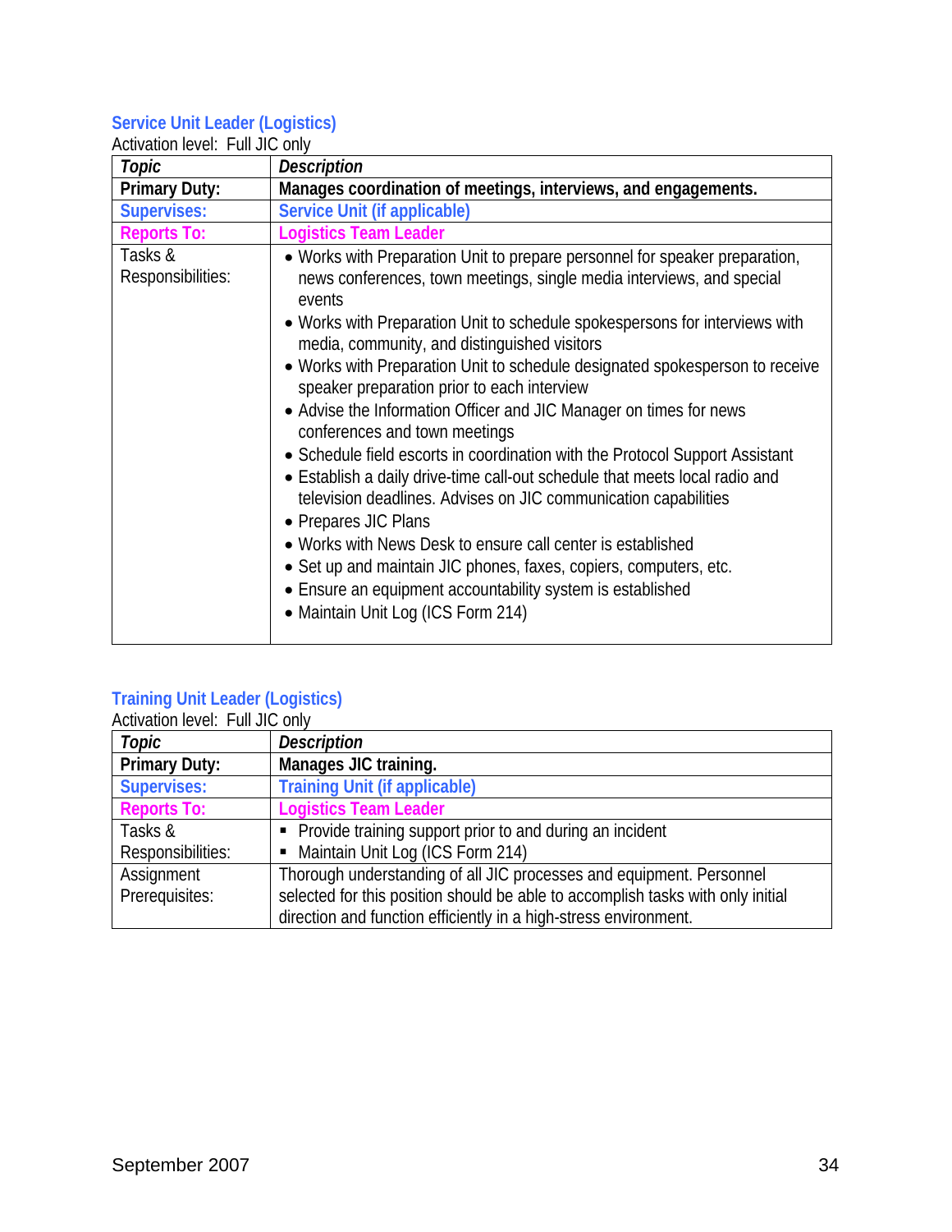### Service Unit Leader (Logistics)

Activation level: Full JIC only

| *Topic* | *Description* |
|---|---|
| **Primary Duty:** | **Manages coordination of meetings, interviews, and engagements.** |
| **Supervises:** | **Service Unit (if applicable)** |
| **Reports To:** | **Logistics Team Leader** |
| Tasks & Responsibilities: | • Works with Preparation Unit to prepare personnel for speaker preparation, news conferences, town meetings, single media interviews, and special events<br>• Works with Preparation Unit to schedule spokespersons for interviews with media, community, and distinguished visitors<br>• Works with Preparation Unit to schedule designated spokesperson to receive speaker preparation prior to each interview<br>• Advise the Information Officer and JIC Manager on times for news conferences and town meetings<br>• Schedule field escorts in coordination with the Protocol Support Assistant<br>• Establish a daily drive-time call-out schedule that meets local radio and television deadlines. Advises on JIC communication capabilities<br>• Prepares JIC Plans<br>• Works with News Desk to ensure call center is established<br>• Set up and maintain JIC phones, faxes, copiers, computers, etc.<br>• Ensure an equipment accountability system is established<br>• Maintain Unit Log (ICS Form 214) |

### Training Unit Leader (Logistics)

Activation level: Full JIC only

| *Topic* | *Description* |
|---|---|
| **Primary Duty:** | **Manages JIC training.** |
| **Supervises:** | **Training Unit (if applicable)** |
| **Reports To:** | **Logistics Team Leader** |
| Tasks & Responsibilities: | ▪ Provide training support prior to and during an incident<br>▪ Maintain Unit Log (ICS Form 214) |
| Assignment Prerequisites: | Thorough understanding of all JIC processes and equipment. Personnel selected for this position should be able to accomplish tasks with only initial direction and function efficiently in a high-stress environment. |

September 2007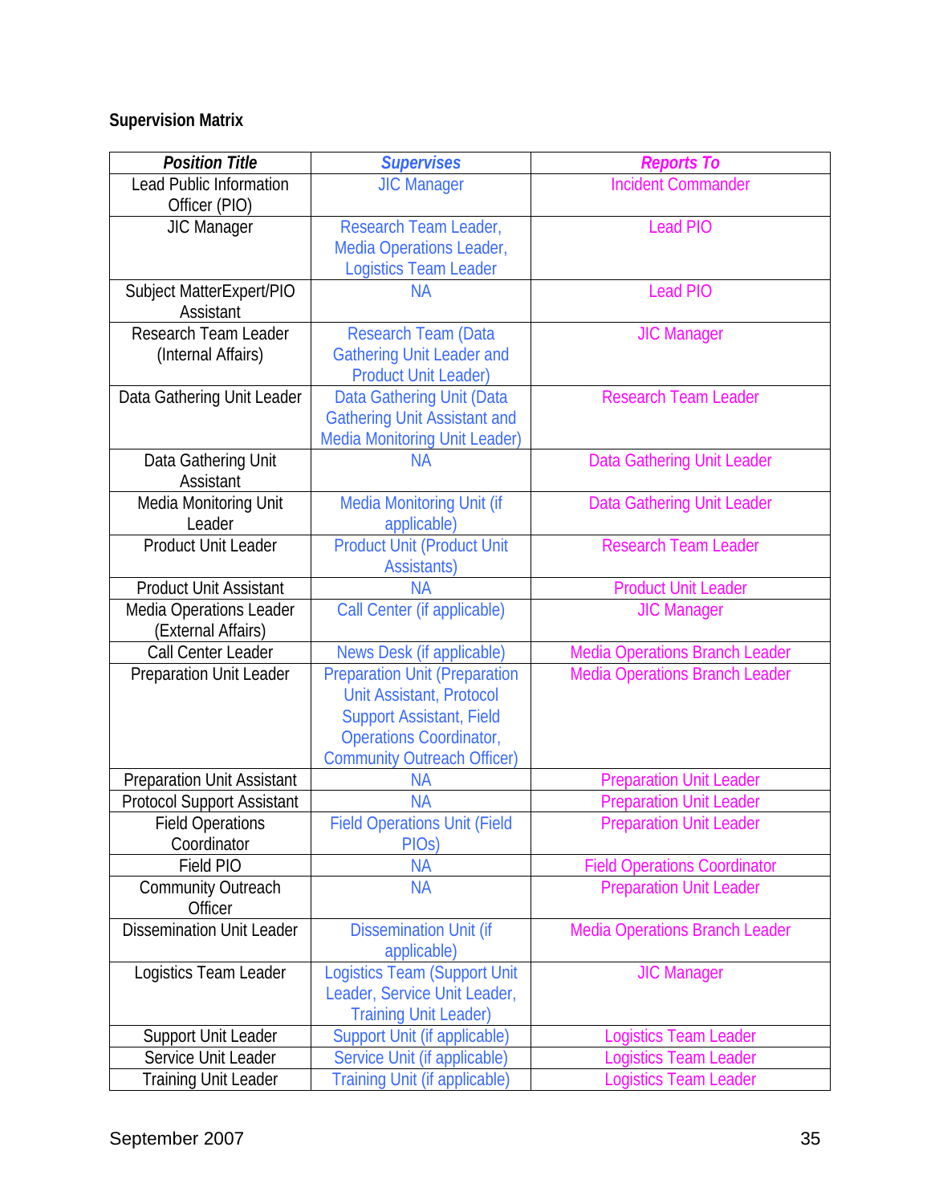**Supervision Matrix**

| ***Position Title*** | ***Supervises*** | ***Reports To*** |
|---|---|---|
| Lead Public Information Officer (PIO) | JIC Manager | Incident Commander |
| JIC Manager | Research Team Leader, Media Operations Leader, Logistics Team Leader | Lead PIO |
| Subject MatterExpert/PIO Assistant | NA | Lead PIO |
| Research Team Leader (Internal Affairs) | Research Team (Data Gathering Unit Leader and Product Unit Leader) | JIC Manager |
| Data Gathering Unit Leader | Data Gathering Unit (Data Gathering Unit Assistant and Media Monitoring Unit Leader) | Research Team Leader |
| Data Gathering Unit Assistant | NA | Data Gathering Unit Leader |
| Media Monitoring Unit Leader | Media Monitoring Unit (if applicable) | Data Gathering Unit Leader |
| Product Unit Leader | Product Unit (Product Unit Assistants) | Research Team Leader |
| Product Unit Assistant | NA | Product Unit Leader |
| Media Operations Leader (External Affairs) | Call Center (if applicable) | JIC Manager |
| Call Center Leader | News Desk (if applicable) | Media Operations Branch Leader |
| Preparation Unit Leader | Preparation Unit (Preparation Unit Assistant, Protocol Support Assistant, Field Operations Coordinator, Community Outreach Officer) | Media Operations Branch Leader |
| Preparation Unit Assistant | NA | Preparation Unit Leader |
| Protocol Support Assistant | NA | Preparation Unit Leader |
| Field Operations Coordinator | Field Operations Unit (Field PIOs) | Preparation Unit Leader |
| Field PIO | NA | Field Operations Coordinator |
| Community Outreach Officer | NA | Preparation Unit Leader |
| Dissemination Unit Leader | Dissemination Unit (if applicable) | Media Operations Branch Leader |
| Logistics Team Leader | Logistics Team (Support Unit Leader, Service Unit Leader, Training Unit Leader) | JIC Manager |
| Support Unit Leader | Support Unit (if applicable) | Logistics Team Leader |
| Service Unit Leader | Service Unit (if applicable) | Logistics Team Leader |
| Training Unit Leader | Training Unit (if applicable) | Logistics Team Leader |

September 2007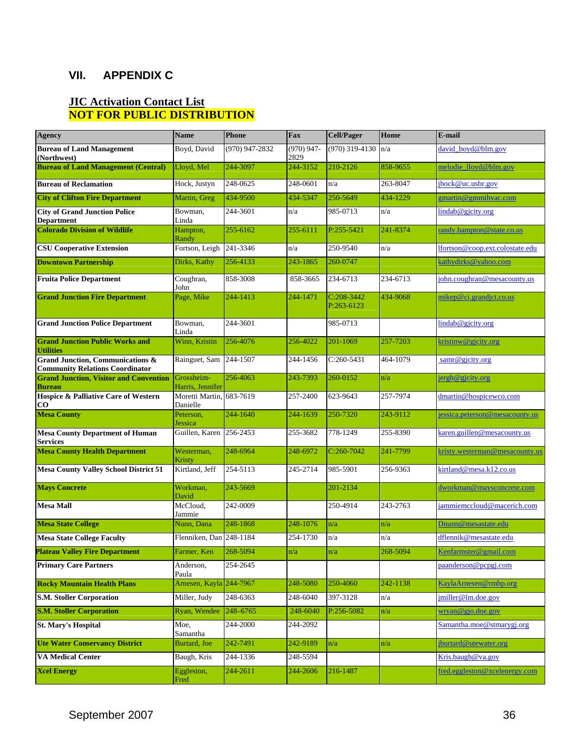## VII. APPENDIX C

### JIC Activation Contact List
**NOT FOR PUBLIC DISTRIBUTION**

| Agency | Name | Phone | Fax | Cell/Pager | Home | E-mail |
|---|---|---|---|---|---|---|
| **Bureau of Land Management (Northwest)** | Boyd, David | (970) 947-2832 | (970) 947-2829 | (970) 319-4130 | n/a | david_boyd@blm.gov |
| **Bureau of Land Management (Central)** | Lloyd, Mel | 244-3097 | 244-3152 | 210-2126 | 858-9655 | melodie_lloyd@blm.gov |
| **Bureau of Reclamation** | Hock, Justyn | 248-0625 | 248-0601 | n/a | 263-8047 | jhock@uc.usbr.gov |
| **City of Clifton Fire Department** | Martin, Greg | 434-9500 | 434-5347 | 250-5649 | 434-1229 | gmartin@gmmihvac.com |
| **City of Grand Junction Police Department** | Bowman, Linda | 244-3601 | n/a | 985-0713 | n/a | lindab@gjcity.org |
| **Colorado Division of Wildlife** | Hampton, Randy | 255-6162 | 255-6111 | P:255-5421 | 241-8374 | randy.hampton@state.co.us |
| **CSU Cooperative Extension** | Fortson, Leigh | 241-3346 | n/a | 250-9540 | n/a | lfortson@coop.ext.colostate.edu |
| **Downtown Partnership** | Dirks, Kathy | 256-4133 | 243-1865 | 260-0747 | | kathydirks@yahoo.com |
| **Fruita Police Department** | Coughran, John | 858-3008 | 858-3665 | 234-6713 | 234-6713 | john.coughran@mesacounty.us |
| **Grand Junction Fire Department** | Page, Mike | 244-1413 | 244-1471 | C:208-3442 P:263-6123 | 434-9068 | mikep@ci.grandjct.co.us |
| **Grand Junction Police Department** | Bowman, Linda | 244-3601 | | 985-0713 | | lindab@gjcity.org |
| **Grand Junction Public Works and Utilities** | Winn, Kristin | 256-4076 | 256-4022 | 201-1069 | 257-7203 | kristinw@gjcity.org |
| **Grand Junction, Communications & Community Relations Coordinator** | Rainguet, Sam | 244-1507 | 244-1456 | C:260-5431 | 464-1079 | samr@gjcity.org |
| **Grand Junction, Visitor and Convention Bureau** | Grossheim-Harris, Jennifer | 256-4063 | 243-7393 | 260-0152 | n/a | jergh@gjcity.org |
| **Hospice & Palliative Care of Western CO** | Moretti Martin, Danielle | 683-7619 | 257-2400 | 623-9643 | 257-7974 | dmartin@hospicewco.com |
| **Mesa County** | Peterson, Jessica | 244-1640 | 244-1639 | 250-7320 | 243-9112 | jessica.peterson@mesacounty.us |
| **Mesa County Department of Human Services** | Guillen, Karen | 256-2453 | 255-3682 | 778-1249 | 255-8390 | karen.guillen@mesacounty.us |
| **Mesa County Health Department** | Westerman, Kristy | 248-6964 | 248-6972 | C:260-7042 | 241-7799 | kristy.westerman@mesacounty.us |
| **Mesa County Valley School District 51** | Kirtland, Jeff | 254-5113 | 245-2714 | 985-5901 | 256-9363 | kirtland@mesa.k12.co.us |
| **Mays Concrete** | Workman, David | 243-5669 | | 201-2134 | | dworkman@maysconcrete.com |
| **Mesa Mall** | McCloud, Jammie | 242-0009 | | 250-4914 | 243-2763 | jammiemccloud@macerich.com |
| **Mesa State College** | Nunn, Dana | 248-1868 | 248-1076 | n/a | n/a | Dnunn@mesastate.edu |
| **Mesa State College Faculty** | Flenniken, Dan | 248-1184 | 254-1730 | n/a | n/a | dflennik@mesastate.edu |
| **Plateau Valley Fire Department** | Farmer, Ken | 268-5094 | n/a | n/a | 268-5094 | Kenfarmster@gmail.com |
| **Primary Care Partners** | Anderson, Paula | 254-2645 | | | | paanderson@pcpgj.com |
| **Rocky Mountain Health Plans** | Arnesen, Kayla | 244-7967 | 248-5080 | 250-4060 | 242-1138 | KaylaArnesen@rmhp.org |
| **S.M. Stoller Corporation** | Miller, Judy | 248-6363 | 248-6040 | 397-3128 | n/a | jmiller@lm.doe.gov |
| **S.M. Stoller Corporation** | Ryan, Wendee | 248-6765 | 248-6040 | P:256-5082 | n/a | wryan@gjo.doe.gov |
| **St. Mary's Hospital** | Moe, Samantha | 244-2000 | 244-2092 | | | Samantha.moe@stmarygj.org |
| **Ute Water Conservancy District** | Burtard, Joe | 242-7491 | 242-9189 | n/a | n/a | jburtard@utewater.org |
| **VA Medical Center** | Baugh, Kris | 244-1336 | 248-5594 | | | Kris.baugh@va.gov |
| **Xcel Energy** | Eggleston, Fred | 244-2611 | 244-2606 | 216-1487 | | fred.eggleston@xcelenergy.com |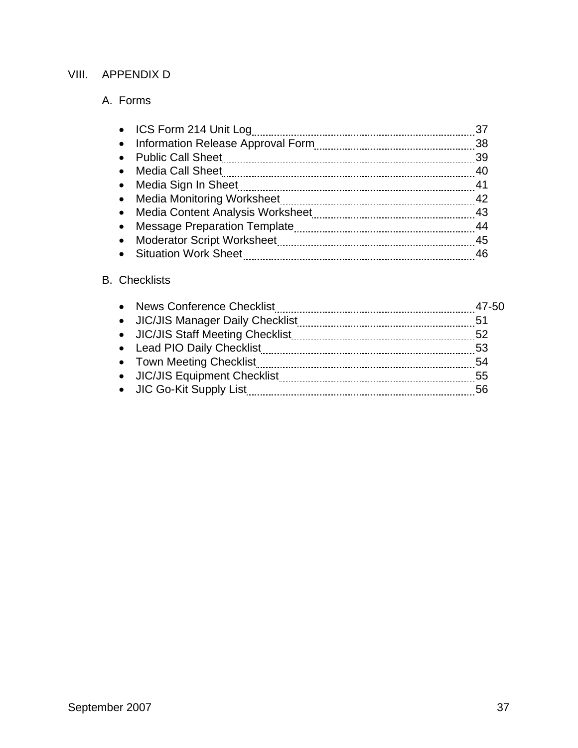# VIII. APPENDIX D

## A. Forms

- ICS Form 214 Unit Log .......... 37
- Information Release Approval Form .......... 38
- Public Call Sheet .......... 39
- Media Call Sheet .......... 40
- Media Sign In Sheet .......... 41
- Media Monitoring Worksheet .......... 42
- Media Content Analysis Worksheet .......... 43
- Message Preparation Template .......... 44
- Moderator Script Worksheet .......... 45
- Situation Work Sheet .......... 46

## B. Checklists

- News Conference Checklist .......... 47-50
- JIC/JIS Manager Daily Checklist .......... 51
- JIC/JIS Staff Meeting Checklist .......... 52
- Lead PIO Daily Checklist .......... 53
- Town Meeting Checklist .......... 54
- JIC/JIS Equipment Checklist .......... 55
- JIC Go-Kit Supply List .......... 56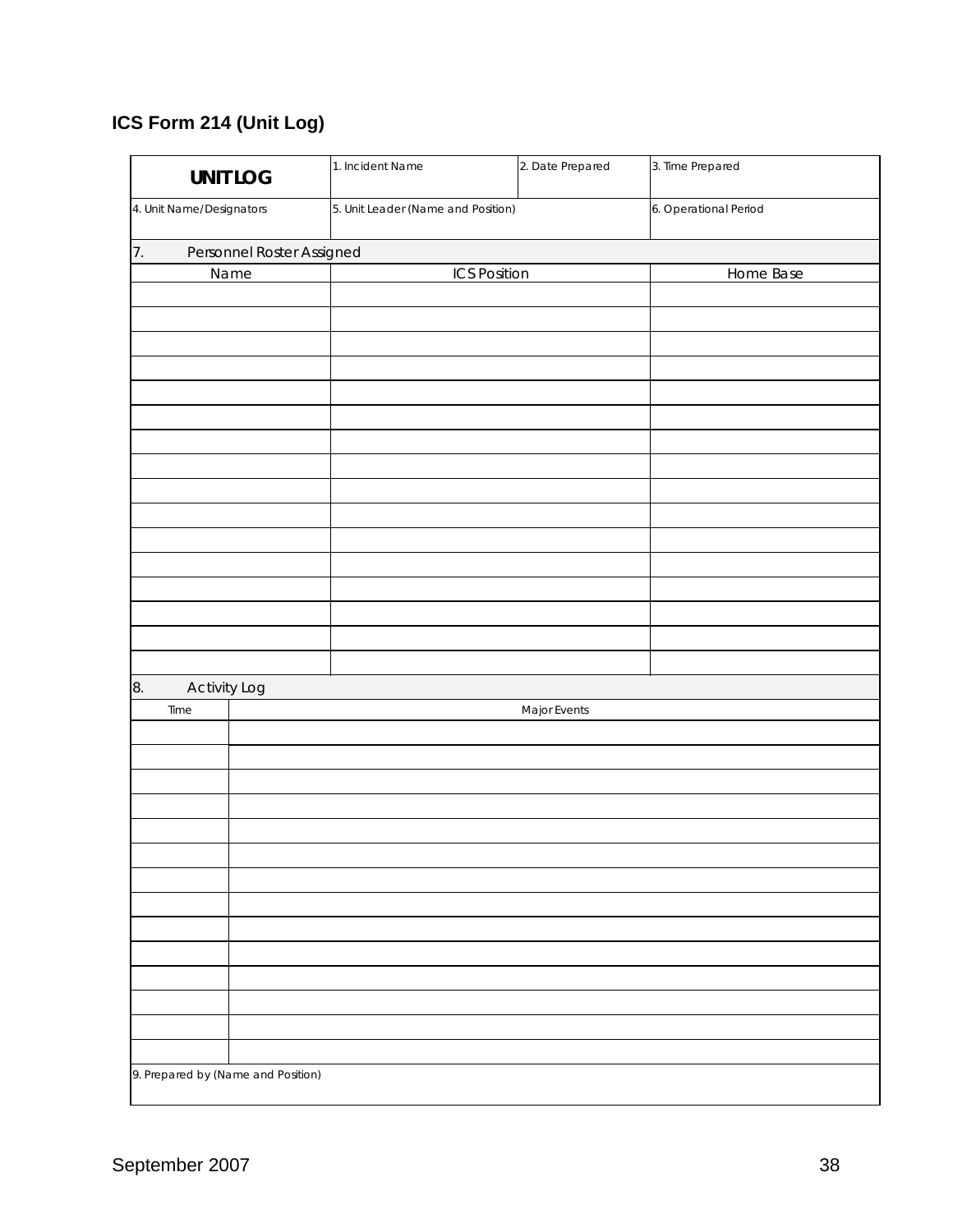## ICS Form 214 (Unit Log)

| **UNIT LOG** | 1. Incident Name | 2. Date Prepared | 3. Time Prepared |
|---|---|---|---|
| 4. Unit Name/Designators | 5. Unit Leader (Name and Position) | | 6. Operational Period |

**7. Personnel Roster Assigned**

| Name | ICS Position | Home Base |
|---|---|---|
| | | |
| | | |
| | | |
| | | |
| | | |
| | | |
| | | |
| | | |
| | | |
| | | |
| | | |
| | | |
| | | |
| | | |
| | | |
| | | |

**8. Activity Log**

| Time | Major Events |
|---|---|
| | |
| | |
| | |
| | |
| | |
| | |
| | |
| | |
| | |
| | |
| | |
| | |
| | |
| | |

9. Prepared by (Name and Position)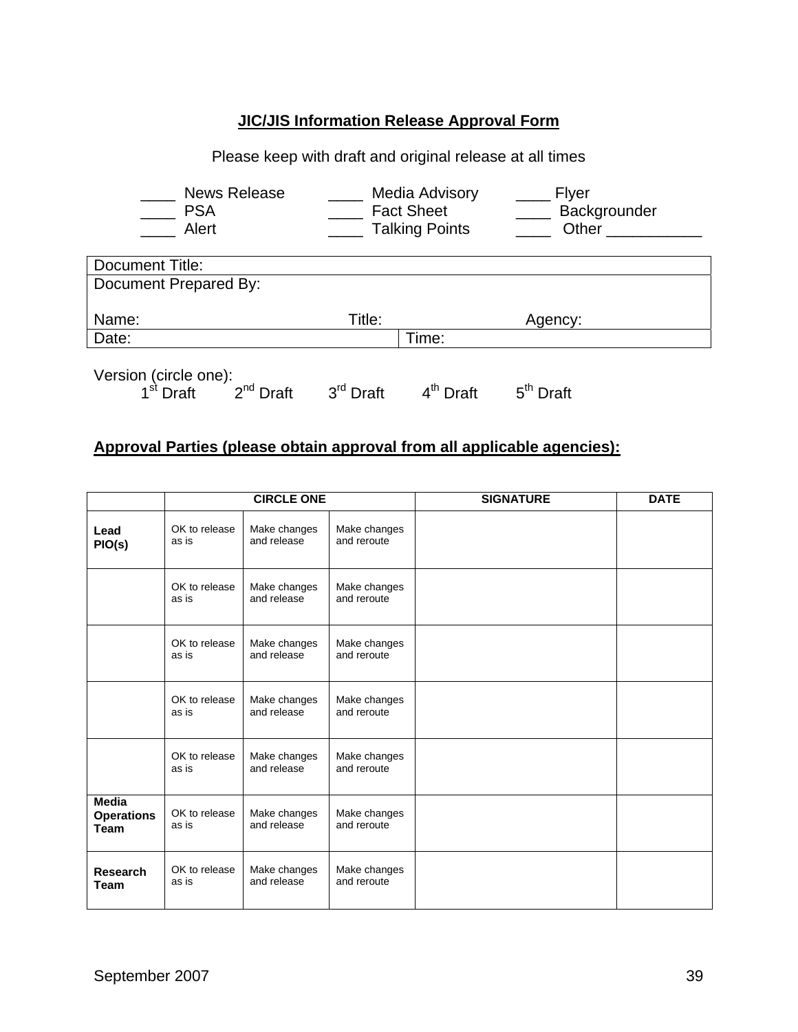**JIC/JIS Information Release Approval Form**

Please keep with draft and original release at all times

____ News Release ____ Media Advisory ____ Flyer
____ PSA ____ Fact Sheet ____ Backgrounder
____ Alert ____ Talking Points ____ Other ___________

| Document Title: | | |
|---|---|---|
| Document Prepared By:<br><br>Name: | Title: | Agency: |
| Date: | Time: | |

Version (circle one):
1st Draft 2nd Draft 3rd Draft 4th Draft 5th Draft

**Approval Parties (please obtain approval from all applicable agencies):**

| | CIRCLE ONE | | | SIGNATURE | DATE |
|---|---|---|---|---|---|
| **Lead PIO(s)** | OK to release as is | Make changes and release | Make changes and reroute | | |
| | OK to release as is | Make changes and release | Make changes and reroute | | |
| | OK to release as is | Make changes and release | Make changes and reroute | | |
| | OK to release as is | Make changes and release | Make changes and reroute | | |
| | OK to release as is | Make changes and release | Make changes and reroute | | |
| **Media Operations Team** | OK to release as is | Make changes and release | Make changes and reroute | | |
| **Research Team** | OK to release as is | Make changes and release | Make changes and reroute | | |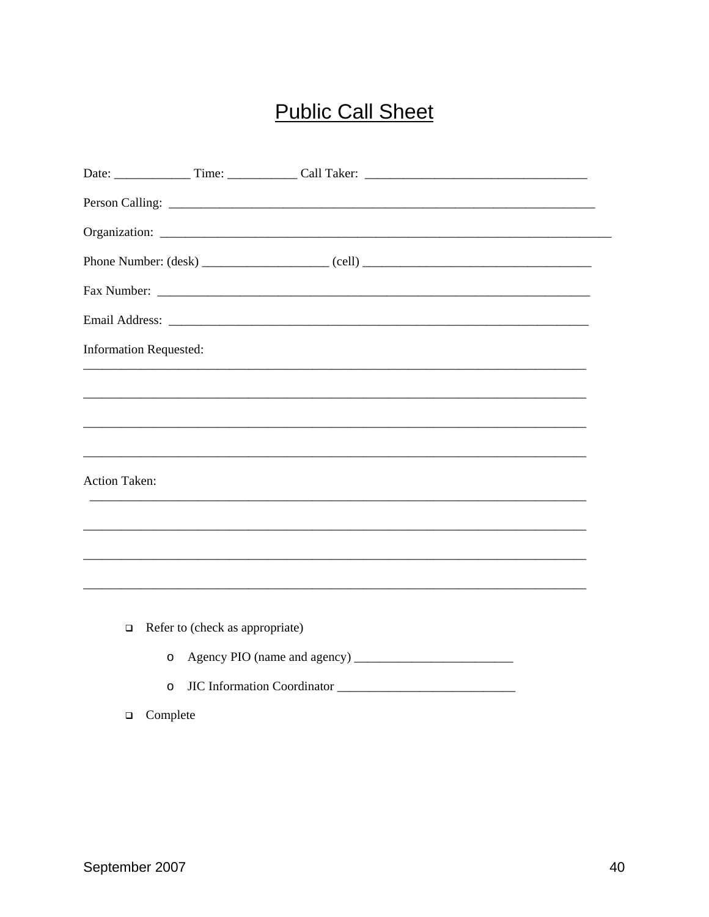# Public Call Sheet

Date: ____________ Time: ___________ Call Taker: __________________________________

Person Calling: ______________________________________________________________________

Organization: ________________________________________________________________________

Phone Number: (desk) ____________________ (cell) ____________________________________

Fax Number: _________________________________________________________________________

Email Address: ______________________________________________________________________

Information Requested:

_____________________________________________________________________________________

_____________________________________________________________________________________

_____________________________________________________________________________________

_____________________________________________________________________________________

Action Taken:

_____________________________________________________________________________________

_____________________________________________________________________________________

_____________________________________________________________________________________

_____________________________________________________________________________________

- ❑ Refer to (check as appropriate)
  - o Agency PIO (name and agency) _________________________
  - o JIC Information Coordinator ____________________________
- ❑ Complete

September 2007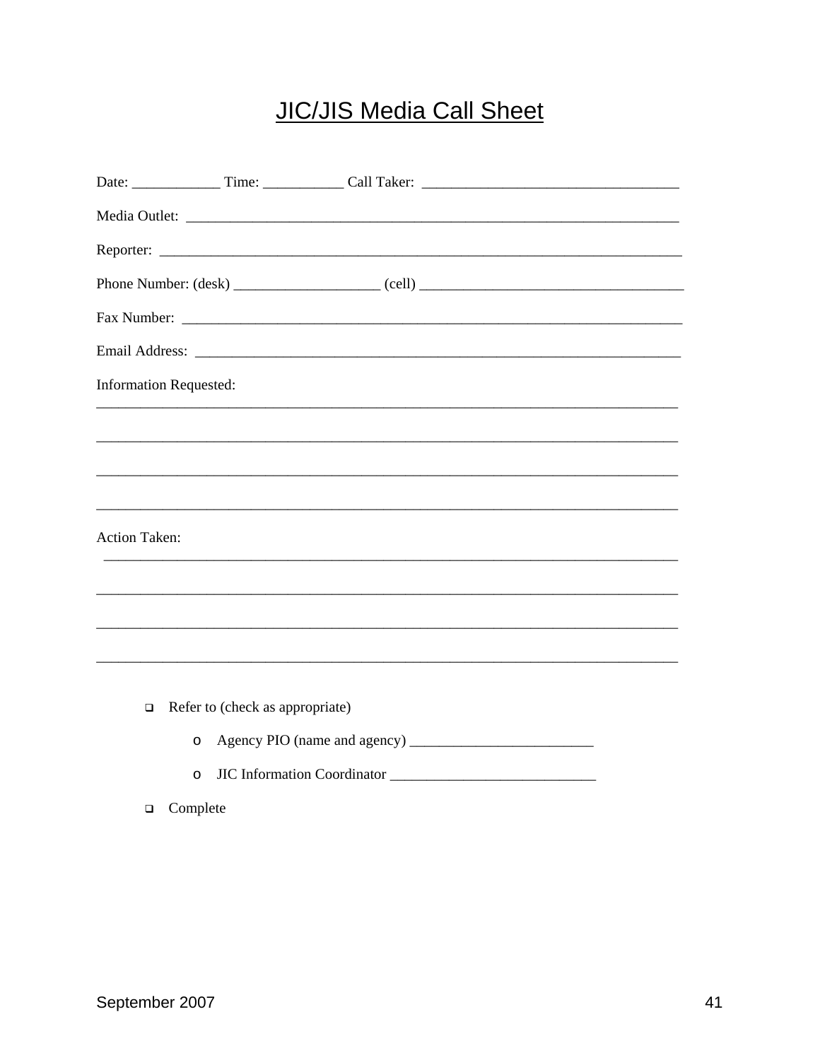# JIC/JIS Media Call Sheet

Date: ____________ Time: ___________ Call Taker: ___________________________________

Media Outlet: ______________________________________________________________________

Reporter: __________________________________________________________________________

Phone Number: (desk) ____________________ (cell) ____________________________________

Fax Number: ________________________________________________________________________

Email Address: ______________________________________________________________________

Information Requested:
____________________________________________________________________________________

____________________________________________________________________________________

____________________________________________________________________________________

____________________________________________________________________________________

Action Taken:
____________________________________________________________________________________

____________________________________________________________________________________

____________________________________________________________________________________

____________________________________________________________________________________

- ☐ Refer to (check as appropriate)
  - o Agency PIO (name and agency) _________________________
  - o JIC Information Coordinator ____________________________
- ☐ Complete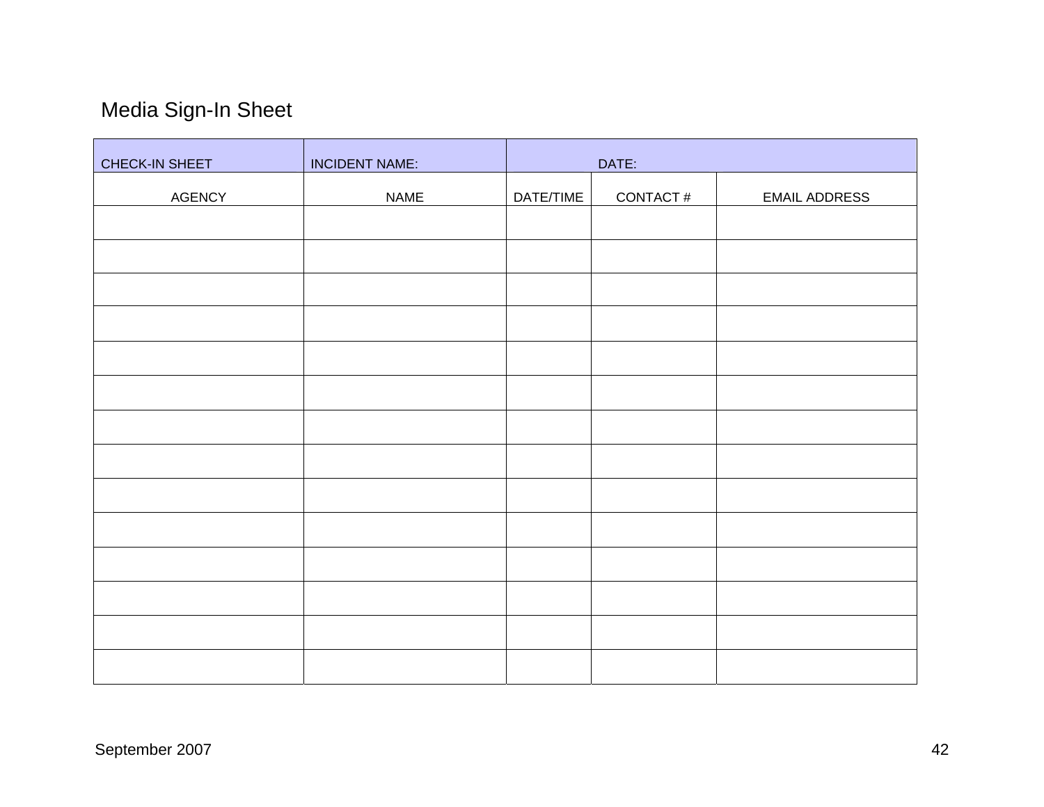# Media Sign-In Sheet

| CHECK-IN SHEET | INCIDENT NAME: | DATE: | | |
|---|---|---|---|---|
| AGENCY | NAME | DATE/TIME | CONTACT # | EMAIL ADDRESS |
| | | | | |
| | | | | |
| | | | | |
| | | | | |
| | | | | |
| | | | | |
| | | | | |
| | | | | |
| | | | | |
| | | | | |
| | | | | |
| | | | | |
| | | | | |
| | | | | |

September 2007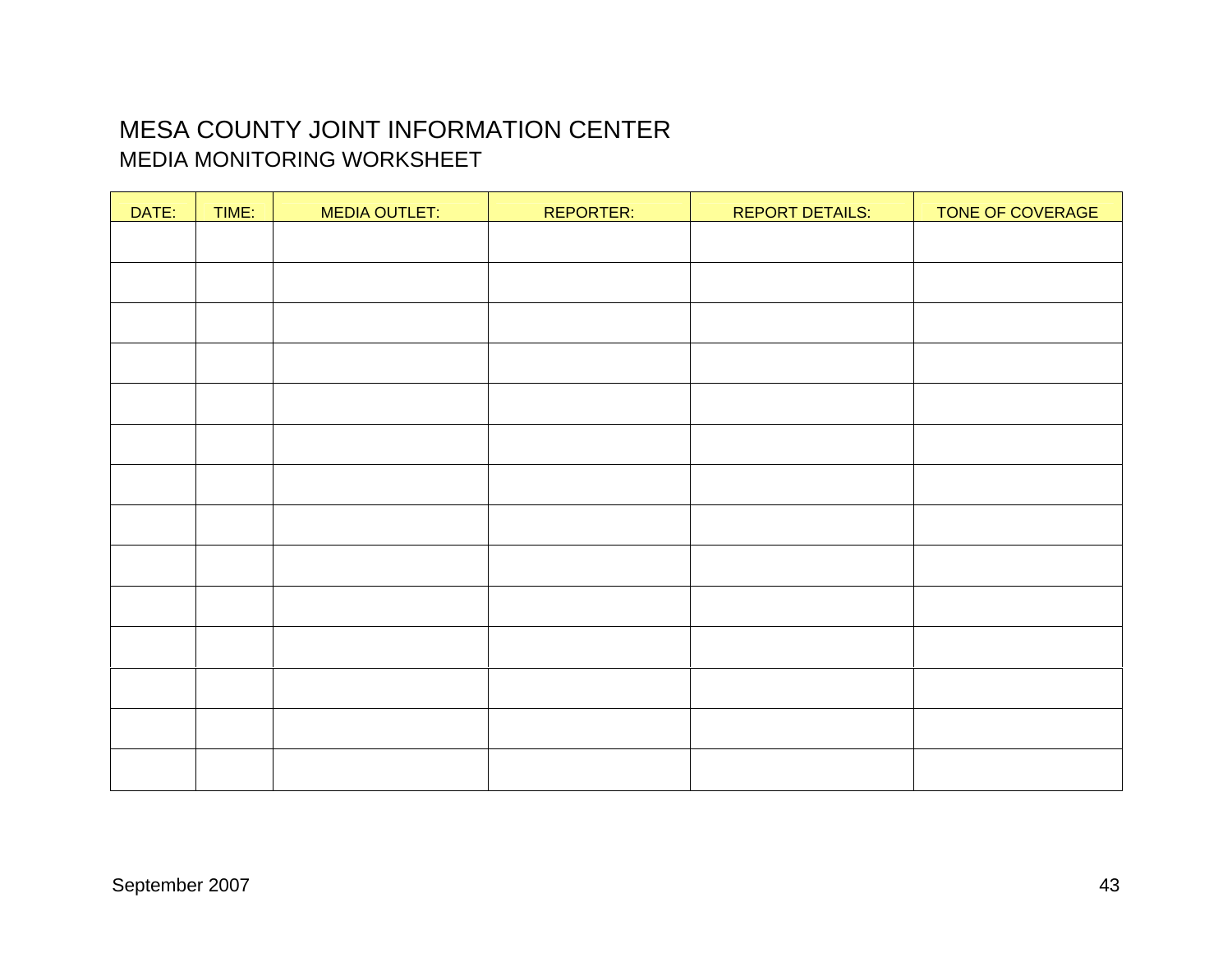# MESA COUNTY JOINT INFORMATION CENTER

## MEDIA MONITORING WORKSHEET

| DATE: | TIME: | MEDIA OUTLET: | REPORTER: | REPORT DETAILS: | TONE OF COVERAGE |
|---|---|---|---|---|---|
| | | | | | |
| | | | | | |
| | | | | | |
| | | | | | |
| | | | | | |
| | | | | | |
| | | | | | |
| | | | | | |
| | | | | | |
| | | | | | |
| | | | | | |
| | | | | | |
| | | | | | |
| | | | | | |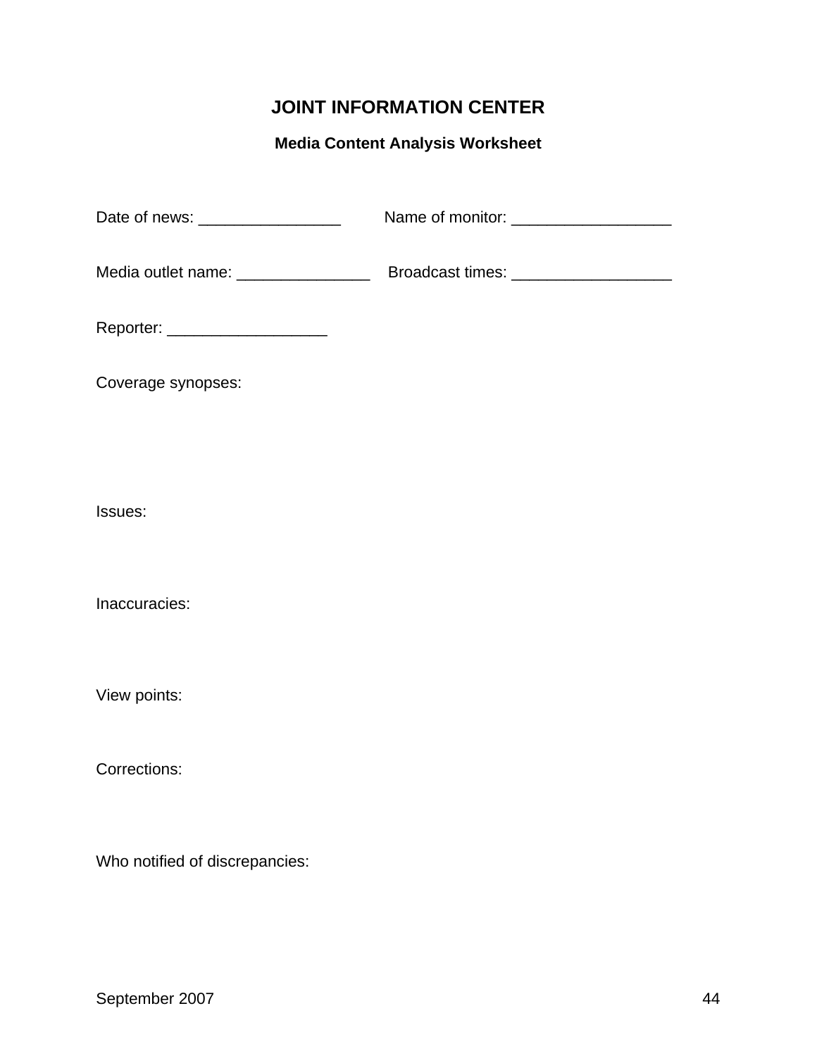# JOINT INFORMATION CENTER

### Media Content Analysis Worksheet

Date of news: ________________     Name of monitor: __________________

Media outlet name: _______________    Broadcast times: __________________

Reporter: __________________

Coverage synopses:

Issues:

Inaccuracies:

View points:

Corrections:

Who notified of discrepancies: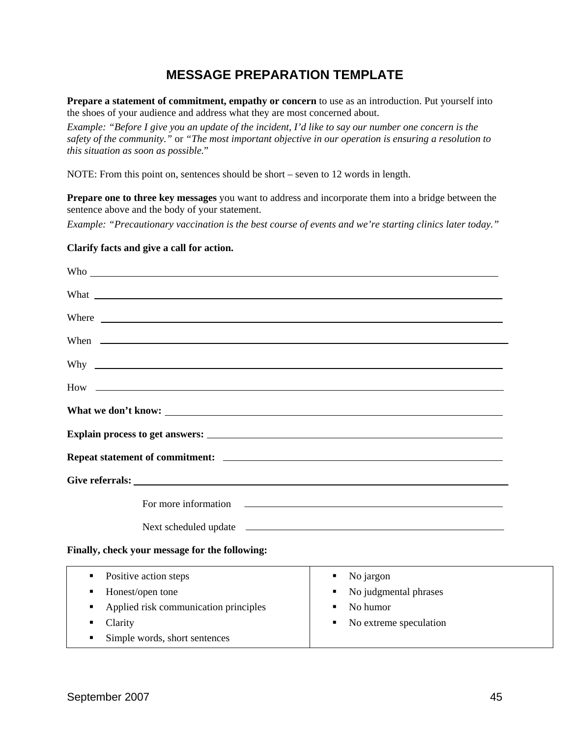# MESSAGE PREPARATION TEMPLATE

**Prepare a statement of commitment, empathy or concern** to use as an introduction. Put yourself into the shoes of your audience and address what they are most concerned about.

*Example: "Before I give you an update of the incident, I'd like to say our number one concern is the safety of the community."* or *"The most important objective in our operation is ensuring a resolution to this situation as soon as possible."*

NOTE: From this point on, sentences should be short – seven to 12 words in length.

**Prepare one to three key messages** you want to address and incorporate them into a bridge between the sentence above and the body of your statement.

*Example: "Precautionary vaccination is the best course of events and we're starting clinics later today."*

**Clarify facts and give a call for action.**

Who ____________________

What ____________________

Where ____________________

When ____________________

Why ____________________

How ____________________

**What we don't know:** ____________________

**Explain process to get answers:** ____________________

**Repeat statement of commitment:** ____________________

**Give referrals:** ____________________

For more information ____________________

Next scheduled update ____________________

**Finally, check your message for the following:**

| | |
|---|---|
| ▪ Positive action steps<br>▪ Honest/open tone<br>▪ Applied risk communication principles<br>▪ Clarity<br>▪ Simple words, short sentences | ▪ No jargon<br>▪ No judgmental phrases<br>▪ No humor<br>▪ No extreme speculation |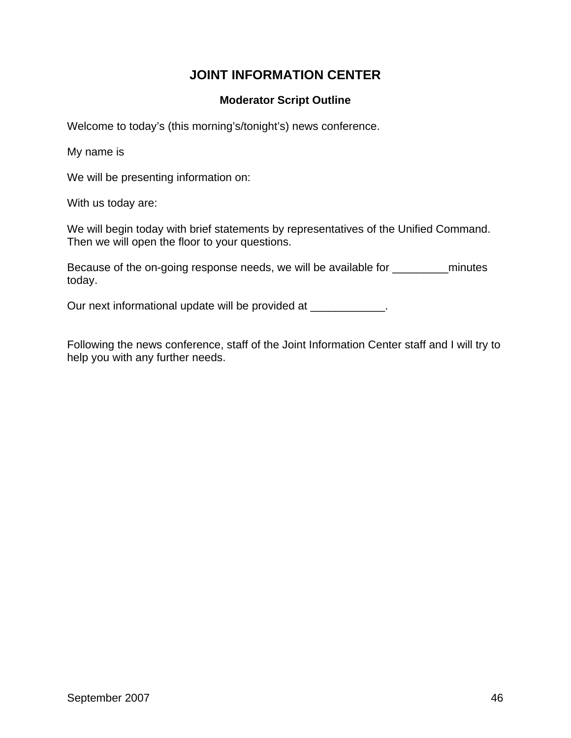# JOINT INFORMATION CENTER

### Moderator Script Outline

Welcome to today's (this morning's/tonight's) news conference.

My name is

We will be presenting information on:

With us today are:

We will begin today with brief statements by representatives of the Unified Command. Then we will open the floor to your questions.

Because of the on-going response needs, we will be available for _________minutes today.

Our next informational update will be provided at ____________.

Following the news conference, staff of the Joint Information Center staff and I will try to help you with any further needs.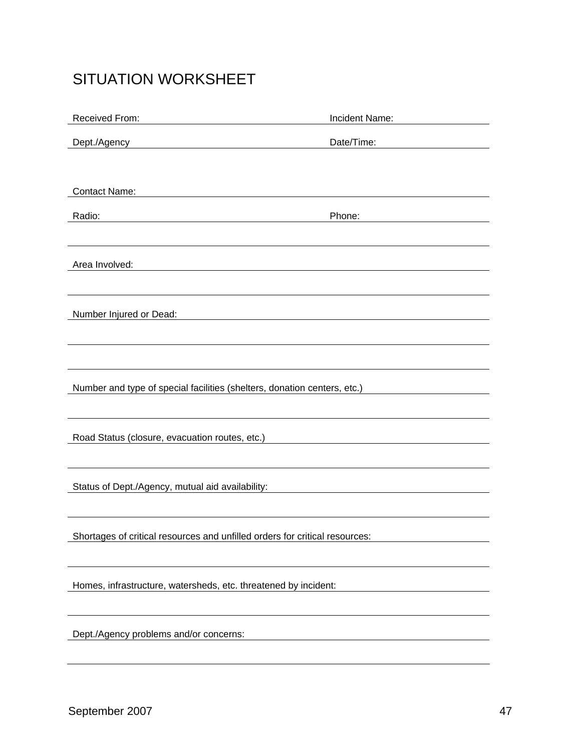# SITUATION WORKSHEET

Received From: \_\_\_\_\_\_\_\_\_\_\_\_\_\_\_\_\_\_\_\_ Incident Name: \_\_\_\_\_\_\_\_\_\_\_\_\_\_\_\_\_\_\_\_

Dept./Agency \_\_\_\_\_\_\_\_\_\_\_\_\_\_\_\_\_\_\_\_ Date/Time: \_\_\_\_\_\_\_\_\_\_\_\_\_\_\_\_\_\_\_\_

Contact Name: \_\_\_\_\_\_\_\_\_\_\_\_\_\_\_\_\_\_\_\_\_\_\_\_\_\_\_\_\_\_\_\_\_\_\_\_\_\_\_\_

Radio: \_\_\_\_\_\_\_\_\_\_\_\_\_\_\_\_\_\_\_\_ Phone: \_\_\_\_\_\_\_\_\_\_\_\_\_\_\_\_\_\_\_\_

\_\_\_\_\_\_\_\_\_\_\_\_\_\_\_\_\_\_\_\_\_\_\_\_\_\_\_\_\_\_\_\_\_\_\_\_\_\_\_\_\_\_\_\_\_\_\_\_\_\_\_\_\_\_

Area Involved: \_\_\_\_\_\_\_\_\_\_\_\_\_\_\_\_\_\_\_\_\_\_\_\_\_\_\_\_\_\_\_\_\_\_\_\_\_\_\_\_

\_\_\_\_\_\_\_\_\_\_\_\_\_\_\_\_\_\_\_\_\_\_\_\_\_\_\_\_\_\_\_\_\_\_\_\_\_\_\_\_\_\_\_\_\_\_\_\_\_\_\_\_\_\_

Number Injured or Dead: \_\_\_\_\_\_\_\_\_\_\_\_\_\_\_\_\_\_\_\_\_\_\_\_\_\_\_\_\_\_\_\_\_\_\_\_\_\_\_\_

\_\_\_\_\_\_\_\_\_\_\_\_\_\_\_\_\_\_\_\_\_\_\_\_\_\_\_\_\_\_\_\_\_\_\_\_\_\_\_\_\_\_\_\_\_\_\_\_\_\_\_\_\_\_

\_\_\_\_\_\_\_\_\_\_\_\_\_\_\_\_\_\_\_\_\_\_\_\_\_\_\_\_\_\_\_\_\_\_\_\_\_\_\_\_\_\_\_\_\_\_\_\_\_\_\_\_\_\_

Number and type of special facilities (shelters, donation centers, etc.) \_\_\_\_\_\_\_\_\_\_\_\_\_\_\_\_\_\_\_\_

\_\_\_\_\_\_\_\_\_\_\_\_\_\_\_\_\_\_\_\_\_\_\_\_\_\_\_\_\_\_\_\_\_\_\_\_\_\_\_\_\_\_\_\_\_\_\_\_\_\_\_\_\_\_

Road Status (closure, evacuation routes, etc.) \_\_\_\_\_\_\_\_\_\_\_\_\_\_\_\_\_\_\_\_

\_\_\_\_\_\_\_\_\_\_\_\_\_\_\_\_\_\_\_\_\_\_\_\_\_\_\_\_\_\_\_\_\_\_\_\_\_\_\_\_\_\_\_\_\_\_\_\_\_\_\_\_\_\_

Status of Dept./Agency, mutual aid availability: \_\_\_\_\_\_\_\_\_\_\_\_\_\_\_\_\_\_\_\_

\_\_\_\_\_\_\_\_\_\_\_\_\_\_\_\_\_\_\_\_\_\_\_\_\_\_\_\_\_\_\_\_\_\_\_\_\_\_\_\_\_\_\_\_\_\_\_\_\_\_\_\_\_\_

Shortages of critical resources and unfilled orders for critical resources: \_\_\_\_\_\_\_\_\_\_\_\_\_\_\_\_\_\_\_\_

\_\_\_\_\_\_\_\_\_\_\_\_\_\_\_\_\_\_\_\_\_\_\_\_\_\_\_\_\_\_\_\_\_\_\_\_\_\_\_\_\_\_\_\_\_\_\_\_\_\_\_\_\_\_

Homes, infrastructure, watersheds, etc. threatened by incident: \_\_\_\_\_\_\_\_\_\_\_\_\_\_\_\_\_\_\_\_

\_\_\_\_\_\_\_\_\_\_\_\_\_\_\_\_\_\_\_\_\_\_\_\_\_\_\_\_\_\_\_\_\_\_\_\_\_\_\_\_\_\_\_\_\_\_\_\_\_\_\_\_\_\_

Dept./Agency problems and/or concerns: \_\_\_\_\_\_\_\_\_\_\_\_\_\_\_\_\_\_\_\_

\_\_\_\_\_\_\_\_\_\_\_\_\_\_\_\_\_\_\_\_\_\_\_\_\_\_\_\_\_\_\_\_\_\_\_\_\_\_\_\_\_\_\_\_\_\_\_\_\_\_\_\_\_\_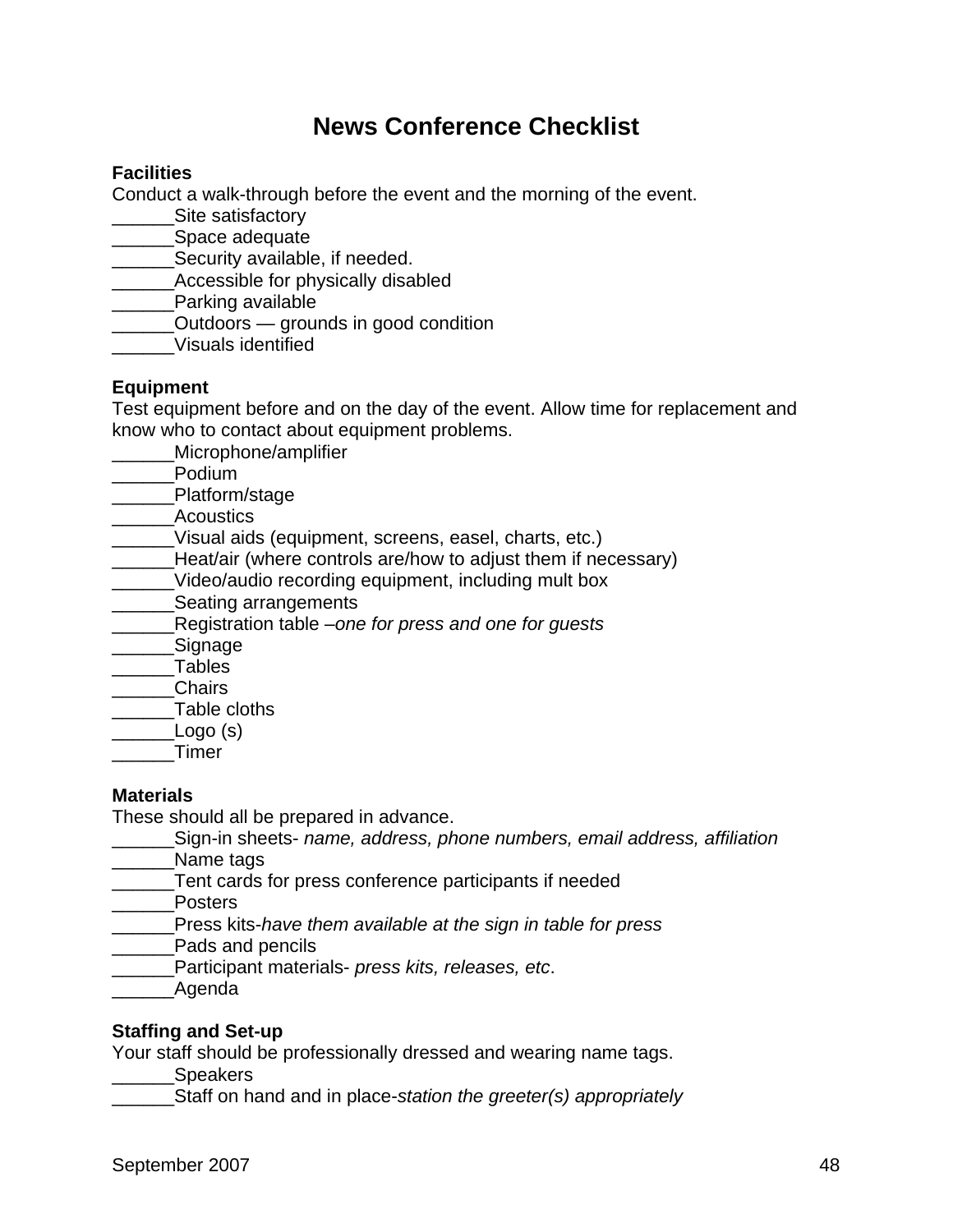# News Conference Checklist

**Facilities**

Conduct a walk-through before the event and the morning of the event.

______Site satisfactory
______Space adequate
______Security available, if needed.
______Accessible for physically disabled
______Parking available
______Outdoors — grounds in good condition
______Visuals identified

**Equipment**

Test equipment before and on the day of the event. Allow time for replacement and know who to contact about equipment problems.

______Microphone/amplifier
______Podium
______Platform/stage
______Acoustics
______Visual aids (equipment, screens, easel, charts, etc.)
______Heat/air (where controls are/how to adjust them if necessary)
______Video/audio recording equipment, including mult box
______Seating arrangements
______Registration table –*one for press and one for guests*
______Signage
______Tables
______Chairs
______Table cloths
______Logo (s)
______Timer

**Materials**

These should all be prepared in advance.

______Sign-in sheets- *name, address, phone numbers, email address, affiliation*
______Name tags
______Tent cards for press conference participants if needed
______Posters
______Press kits-*have them available at the sign in table for press*
______Pads and pencils
______Participant materials- *press kits, releases, etc*.
______Agenda

**Staffing and Set-up**

Your staff should be professionally dressed and wearing name tags.

______Speakers
______Staff on hand and in place-*station the greeter(s) appropriately*

September 2007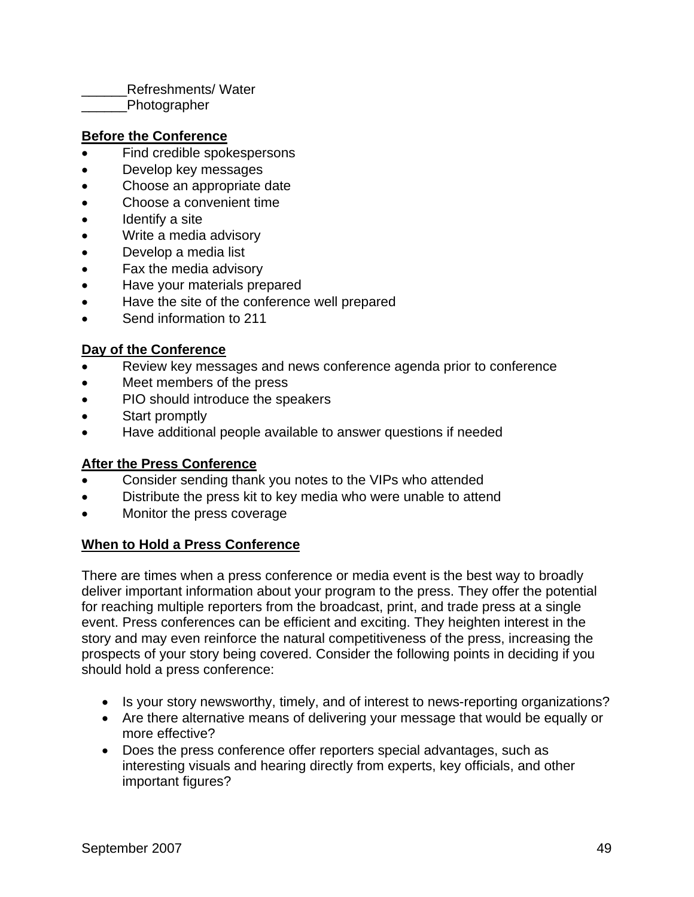______Refreshments/ Water
______Photographer

**Before the Conference**

- Find credible spokespersons
- Develop key messages
- Choose an appropriate date
- Choose a convenient time
- Identify a site
- Write a media advisory
- Develop a media list
- Fax the media advisory
- Have your materials prepared
- Have the site of the conference well prepared
- Send information to 211

**Day of the Conference**

- Review key messages and news conference agenda prior to conference
- Meet members of the press
- PIO should introduce the speakers
- Start promptly
- Have additional people available to answer questions if needed

**After the Press Conference**

- Consider sending thank you notes to the VIPs who attended
- Distribute the press kit to key media who were unable to attend
- Monitor the press coverage

**When to Hold a Press Conference**

There are times when a press conference or media event is the best way to broadly deliver important information about your program to the press. They offer the potential for reaching multiple reporters from the broadcast, print, and trade press at a single event. Press conferences can be efficient and exciting. They heighten interest in the story and may even reinforce the natural competitiveness of the press, increasing the prospects of your story being covered. Consider the following points in deciding if you should hold a press conference:

- Is your story newsworthy, timely, and of interest to news-reporting organizations?
- Are there alternative means of delivering your message that would be equally or more effective?
- Does the press conference offer reporters special advantages, such as interesting visuals and hearing directly from experts, key officials, and other important figures?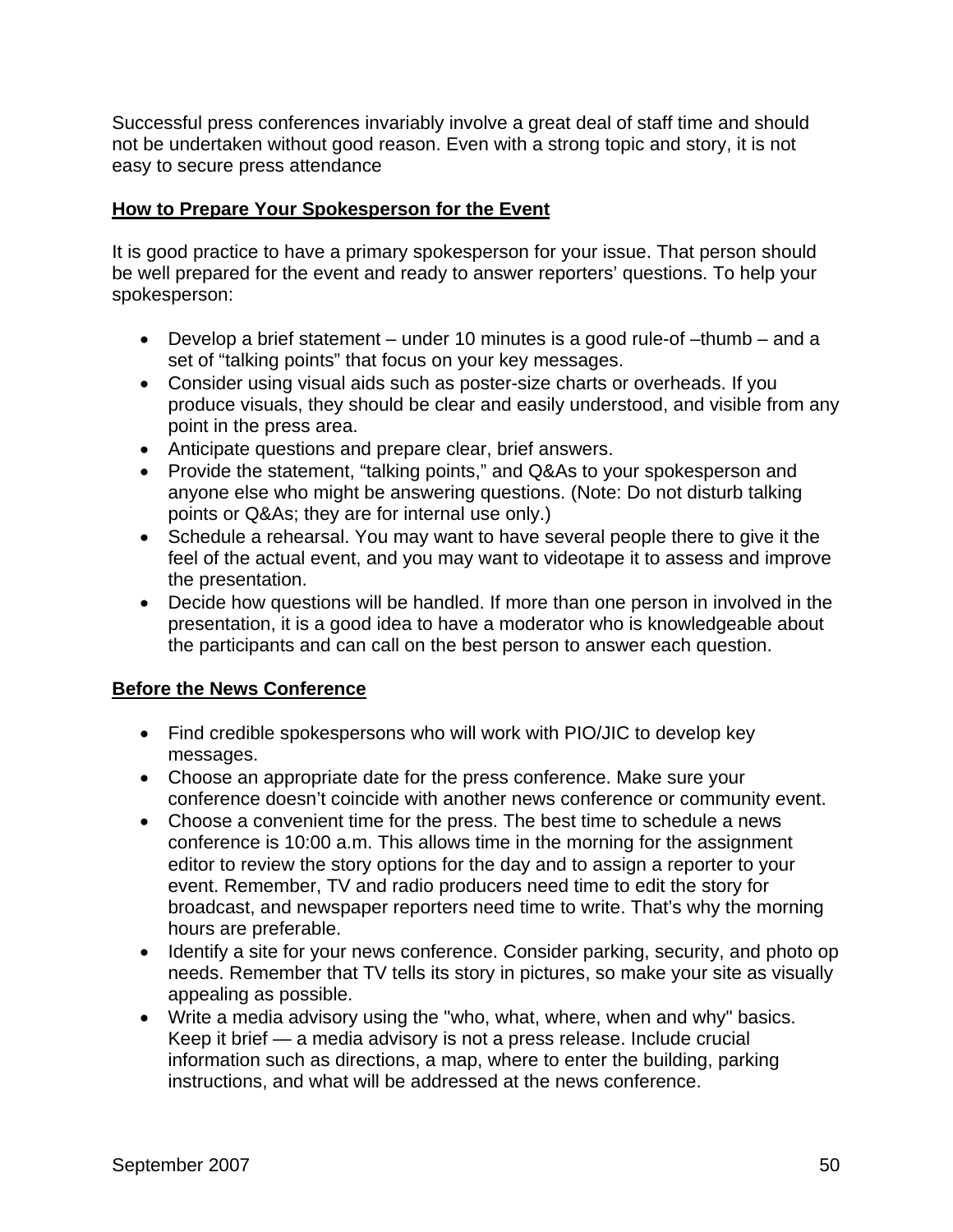Successful press conferences invariably involve a great deal of staff time and should not be undertaken without good reason. Even with a strong topic and story, it is not easy to secure press attendance

**How to Prepare Your Spokesperson for the Event**

It is good practice to have a primary spokesperson for your issue. That person should be well prepared for the event and ready to answer reporters' questions. To help your spokesperson:

- Develop a brief statement – under 10 minutes is a good rule-of –thumb – and a set of "talking points" that focus on your key messages.
- Consider using visual aids such as poster-size charts or overheads. If you produce visuals, they should be clear and easily understood, and visible from any point in the press area.
- Anticipate questions and prepare clear, brief answers.
- Provide the statement, "talking points," and Q&As to your spokesperson and anyone else who might be answering questions. (Note: Do not disturb talking points or Q&As; they are for internal use only.)
- Schedule a rehearsal. You may want to have several people there to give it the feel of the actual event, and you may want to videotape it to assess and improve the presentation.
- Decide how questions will be handled. If more than one person in involved in the presentation, it is a good idea to have a moderator who is knowledgeable about the participants and can call on the best person to answer each question.

**Before the News Conference**

- Find credible spokespersons who will work with PIO/JIC to develop key messages.
- Choose an appropriate date for the press conference. Make sure your conference doesn't coincide with another news conference or community event.
- Choose a convenient time for the press. The best time to schedule a news conference is 10:00 a.m. This allows time in the morning for the assignment editor to review the story options for the day and to assign a reporter to your event. Remember, TV and radio producers need time to edit the story for broadcast, and newspaper reporters need time to write. That's why the morning hours are preferable.
- Identify a site for your news conference. Consider parking, security, and photo op needs. Remember that TV tells its story in pictures, so make your site as visually appealing as possible.
- Write a media advisory using the "who, what, where, when and why" basics. Keep it brief — a media advisory is not a press release. Include crucial information such as directions, a map, where to enter the building, parking instructions, and what will be addressed at the news conference.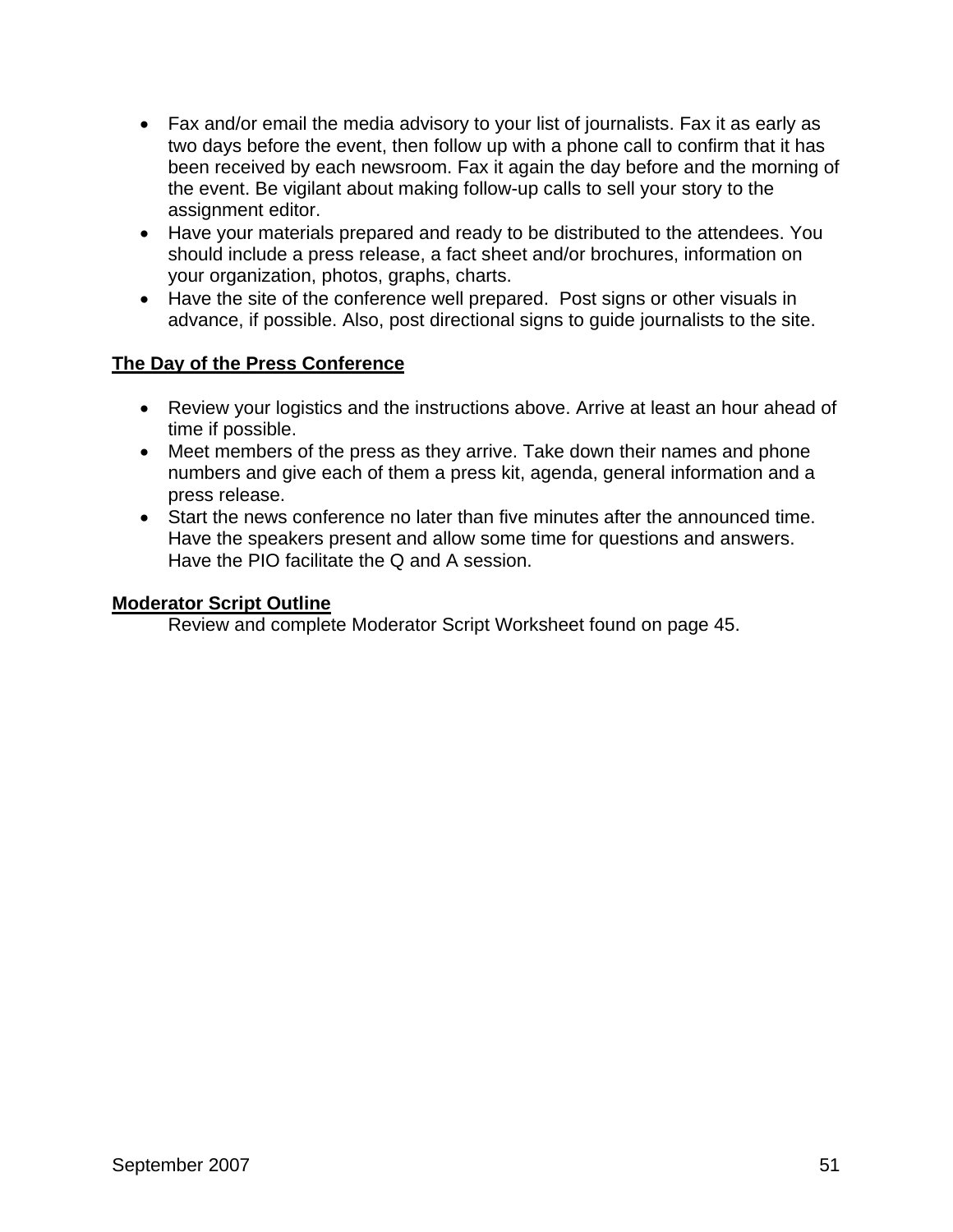- Fax and/or email the media advisory to your list of journalists. Fax it as early as two days before the event, then follow up with a phone call to confirm that it has been received by each newsroom. Fax it again the day before and the morning of the event. Be vigilant about making follow-up calls to sell your story to the assignment editor.
- Have your materials prepared and ready to be distributed to the attendees. You should include a press release, a fact sheet and/or brochures, information on your organization, photos, graphs, charts.
- Have the site of the conference well prepared. Post signs or other visuals in advance, if possible. Also, post directional signs to guide journalists to the site.

**The Day of the Press Conference**

- Review your logistics and the instructions above. Arrive at least an hour ahead of time if possible.
- Meet members of the press as they arrive. Take down their names and phone numbers and give each of them a press kit, agenda, general information and a press release.
- Start the news conference no later than five minutes after the announced time. Have the speakers present and allow some time for questions and answers. Have the PIO facilitate the Q and A session.

**Moderator Script Outline**

Review and complete Moderator Script Worksheet found on page 45.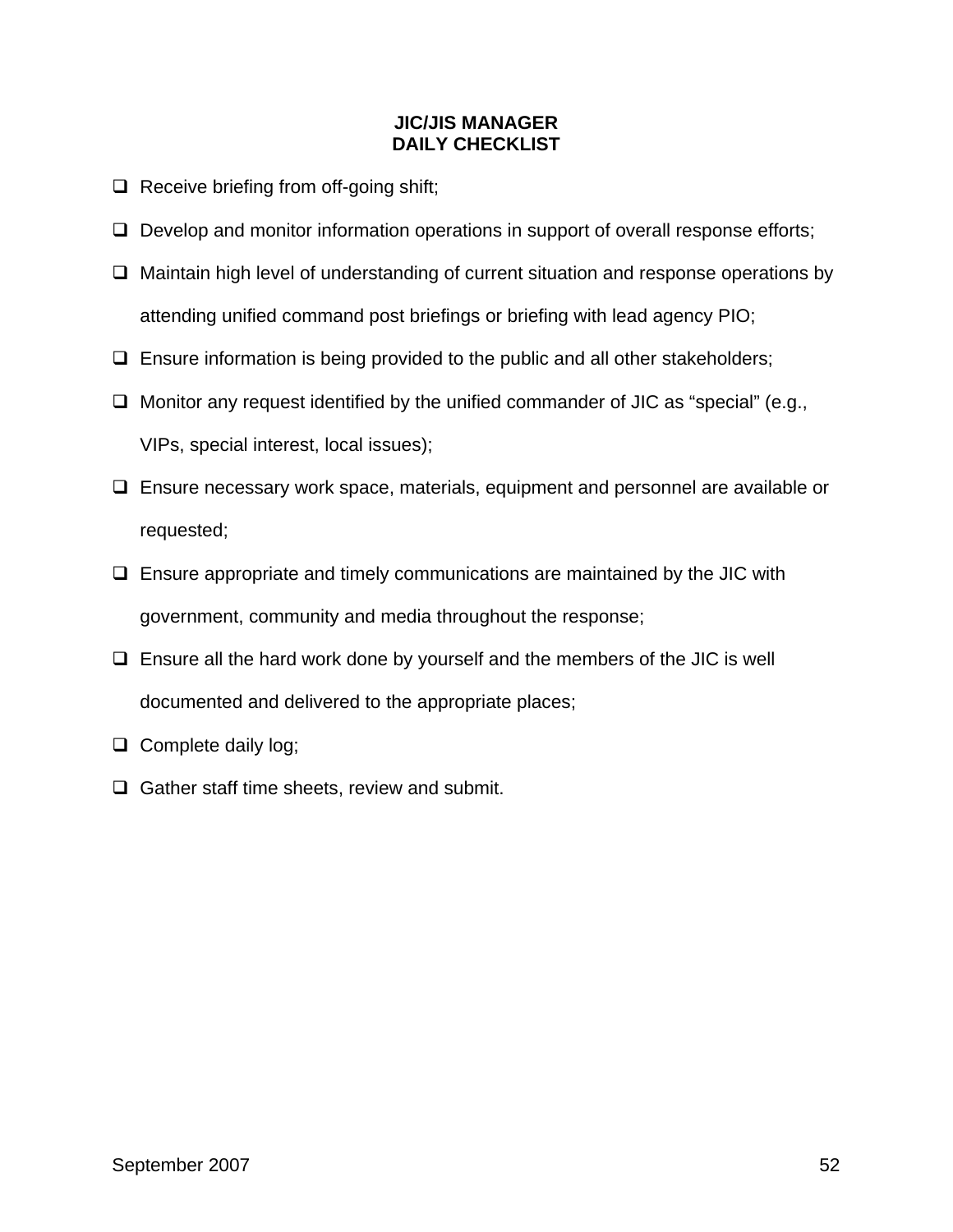**JIC/JIS MANAGER**
**DAILY CHECKLIST**

- [ ] Receive briefing from off-going shift;
- [ ] Develop and monitor information operations in support of overall response efforts;
- [ ] Maintain high level of understanding of current situation and response operations by attending unified command post briefings or briefing with lead agency PIO;
- [ ] Ensure information is being provided to the public and all other stakeholders;
- [ ] Monitor any request identified by the unified commander of JIC as "special" (e.g., VIPs, special interest, local issues);
- [ ] Ensure necessary work space, materials, equipment and personnel are available or requested;
- [ ] Ensure appropriate and timely communications are maintained by the JIC with government, community and media throughout the response;
- [ ] Ensure all the hard work done by yourself and the members of the JIC is well documented and delivered to the appropriate places;
- [ ] Complete daily log;
- [ ] Gather staff time sheets, review and submit.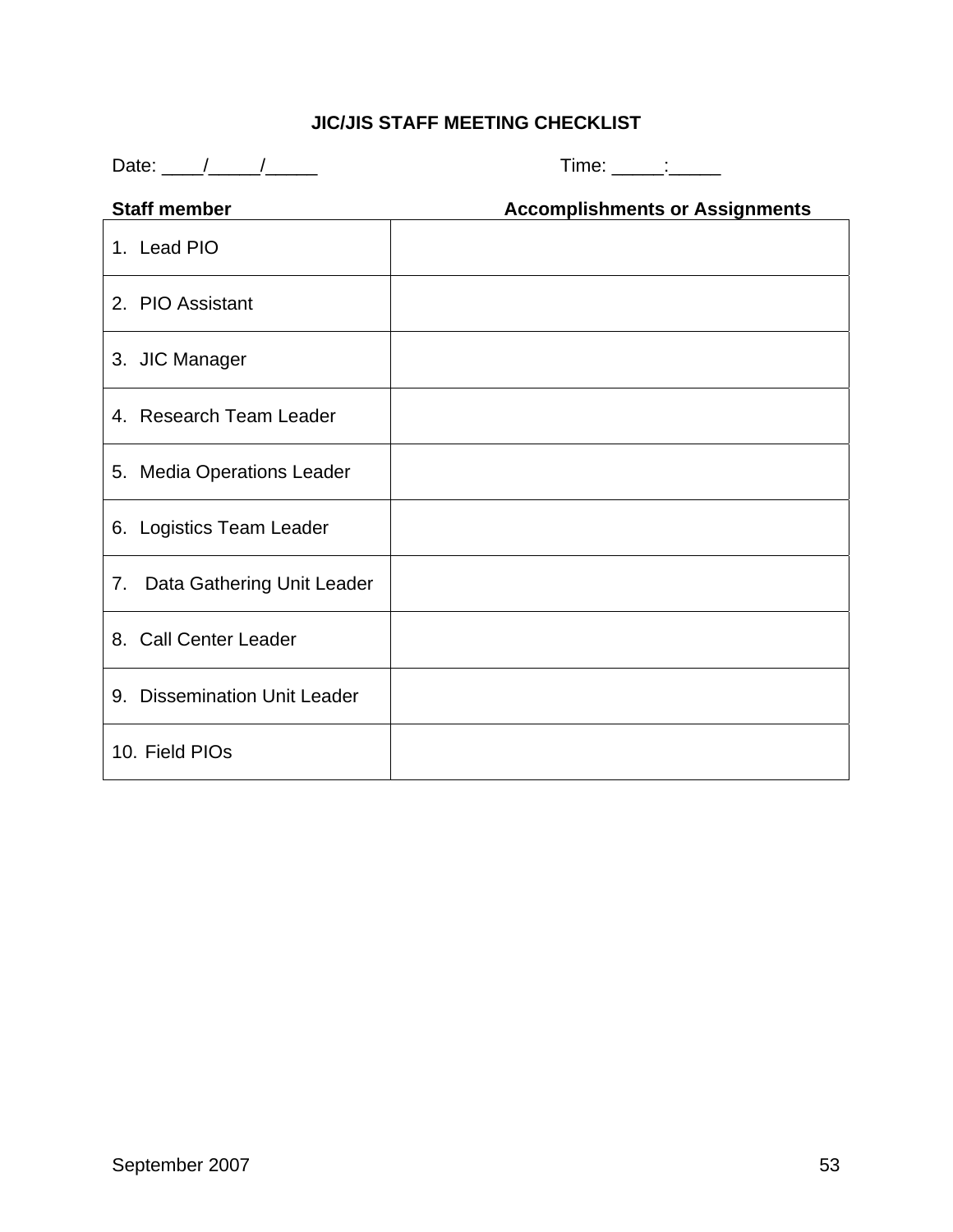**JIC/JIS STAFF MEETING CHECKLIST**

Date: ____/_____/_____ Time: _____:_____

| Staff member | Accomplishments or Assignments |
|---|---|
| 1. Lead PIO | |
| 2. PIO Assistant | |
| 3. JIC Manager | |
| 4. Research Team Leader | |
| 5. Media Operations Leader | |
| 6. Logistics Team Leader | |
| 7. Data Gathering Unit Leader | |
| 8. Call Center Leader | |
| 9. Dissemination Unit Leader | |
| 10. Field PIOs | |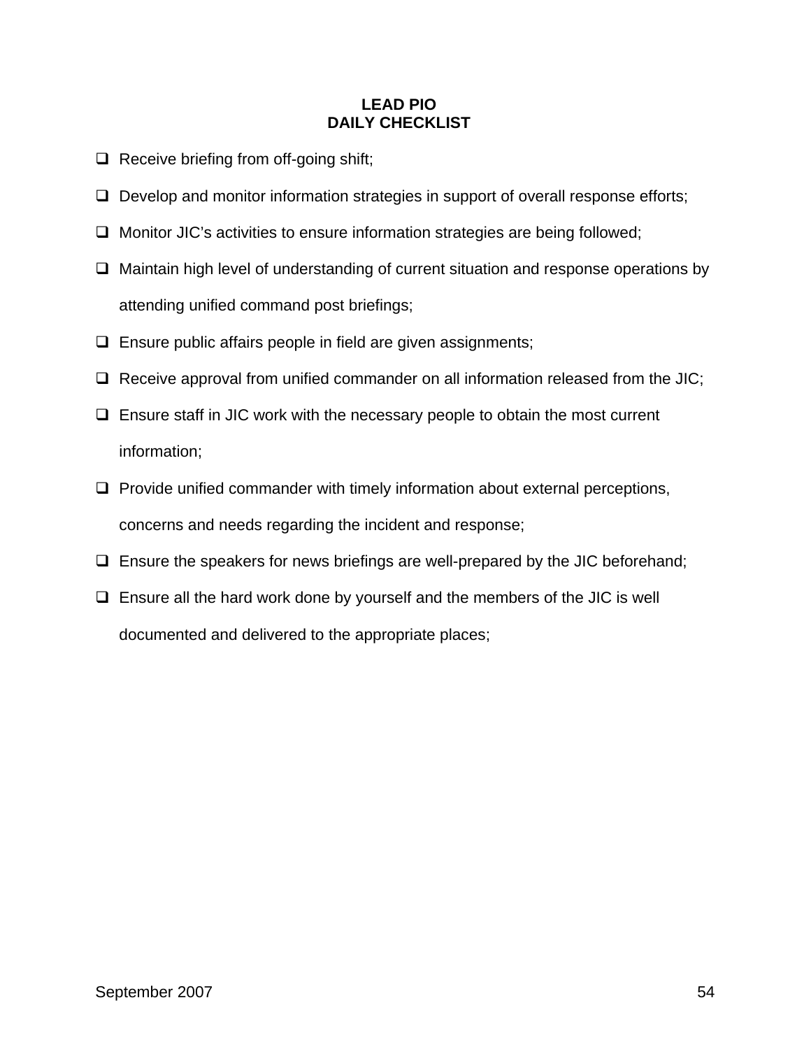# LEAD PIO
# DAILY CHECKLIST

- ❑ Receive briefing from off-going shift;
- ❑ Develop and monitor information strategies in support of overall response efforts;
- ❑ Monitor JIC's activities to ensure information strategies are being followed;
- ❑ Maintain high level of understanding of current situation and response operations by attending unified command post briefings;
- ❑ Ensure public affairs people in field are given assignments;
- ❑ Receive approval from unified commander on all information released from the JIC;
- ❑ Ensure staff in JIC work with the necessary people to obtain the most current information;
- ❑ Provide unified commander with timely information about external perceptions, concerns and needs regarding the incident and response;
- ❑ Ensure the speakers for news briefings are well-prepared by the JIC beforehand;
- ❑ Ensure all the hard work done by yourself and the members of the JIC is well documented and delivered to the appropriate places;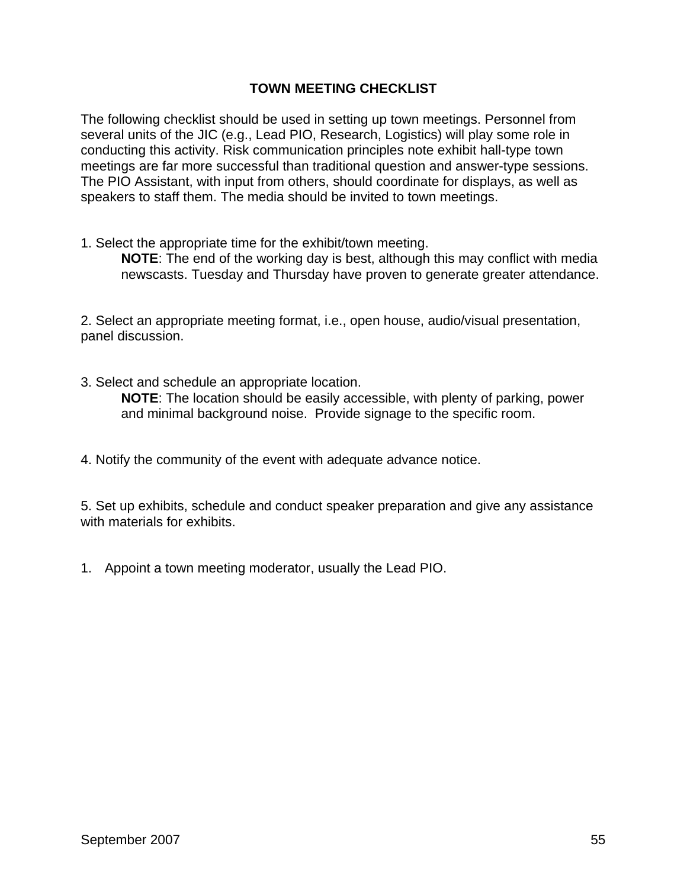## TOWN MEETING CHECKLIST

The following checklist should be used in setting up town meetings. Personnel from several units of the JIC (e.g., Lead PIO, Research, Logistics) will play some role in conducting this activity. Risk communication principles note exhibit hall-type town meetings are far more successful than traditional question and answer-type sessions. The PIO Assistant, with input from others, should coordinate for displays, as well as speakers to staff them. The media should be invited to town meetings.

1. Select the appropriate time for the exhibit/town meeting.

   **NOTE**: The end of the working day is best, although this may conflict with media newscasts. Tuesday and Thursday have proven to generate greater attendance.

2. Select an appropriate meeting format, i.e., open house, audio/visual presentation, panel discussion.

3. Select and schedule an appropriate location.

   **NOTE**: The location should be easily accessible, with plenty of parking, power and minimal background noise. Provide signage to the specific room.

4. Notify the community of the event with adequate advance notice.

5. Set up exhibits, schedule and conduct speaker preparation and give any assistance with materials for exhibits.

1. Appoint a town meeting moderator, usually the Lead PIO.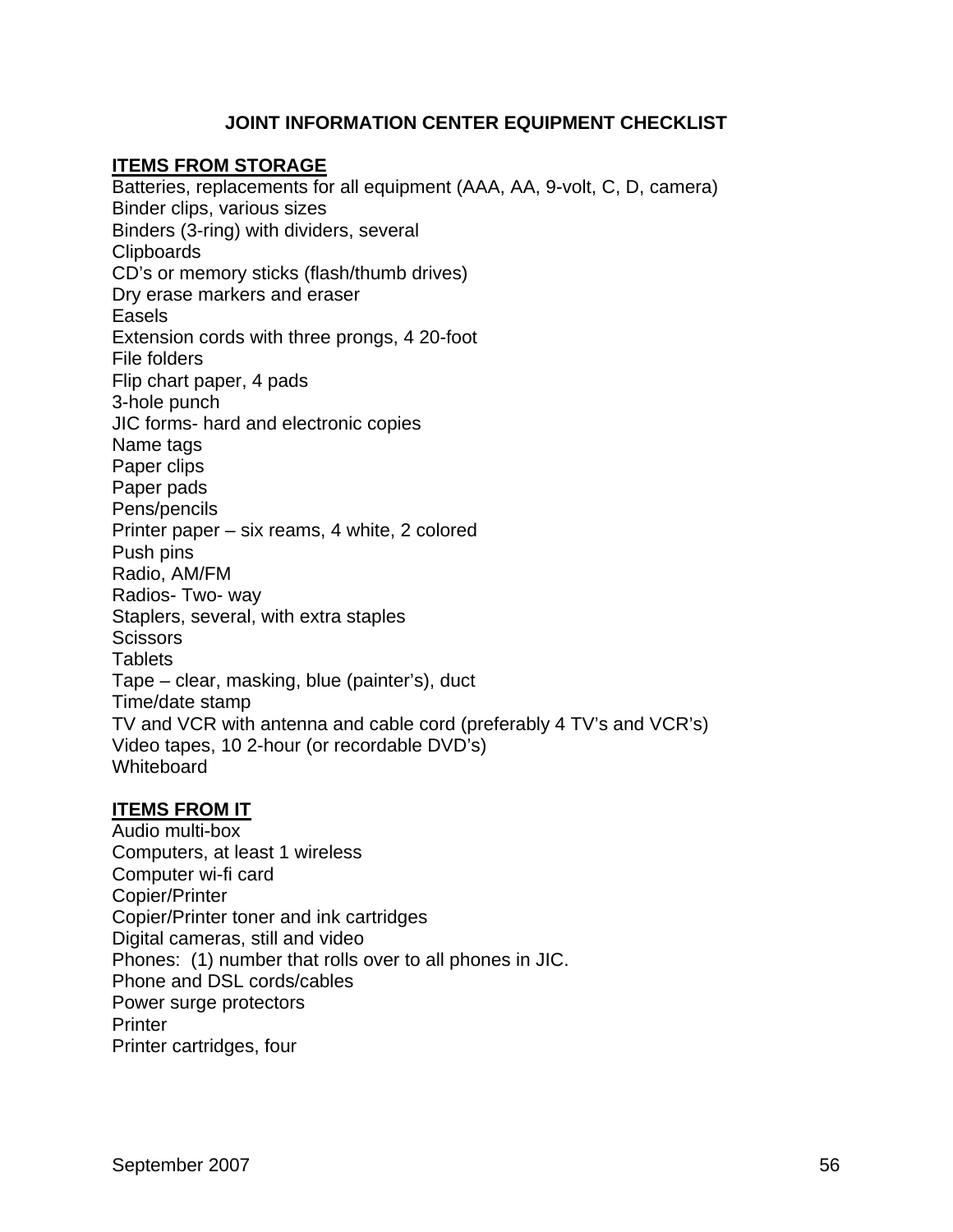# JOINT INFORMATION CENTER EQUIPMENT CHECKLIST

**ITEMS FROM STORAGE**

Batteries, replacements for all equipment (AAA, AA, 9-volt, C, D, camera)
Binder clips, various sizes
Binders (3-ring) with dividers, several
Clipboards
CD's or memory sticks (flash/thumb drives)
Dry erase markers and eraser
Easels
Extension cords with three prongs, 4 20-foot
File folders
Flip chart paper, 4 pads
3-hole punch
JIC forms- hard and electronic copies
Name tags
Paper clips
Paper pads
Pens/pencils
Printer paper – six reams, 4 white, 2 colored
Push pins
Radio, AM/FM
Radios- Two- way
Staplers, several, with extra staples
Scissors
Tablets
Tape – clear, masking, blue (painter's), duct
Time/date stamp
TV and VCR with antenna and cable cord (preferably 4 TV's and VCR's)
Video tapes, 10 2-hour (or recordable DVD's)
Whiteboard

**ITEMS FROM IT**

Audio multi-box
Computers, at least 1 wireless
Computer wi-fi card
Copier/Printer
Copier/Printer toner and ink cartridges
Digital cameras, still and video
Phones: (1) number that rolls over to all phones in JIC.
Phone and DSL cords/cables
Power surge protectors
Printer
Printer cartridges, four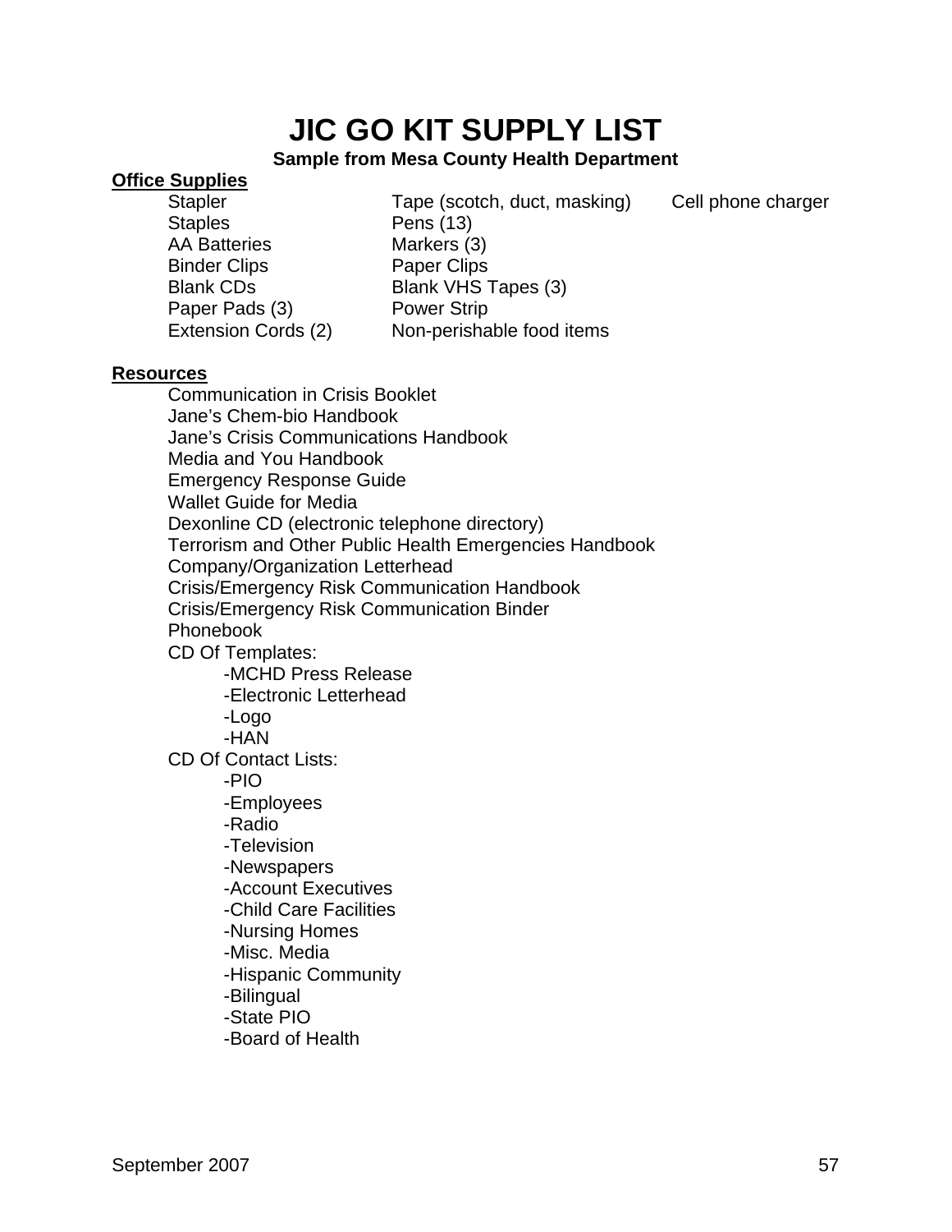# JIC GO KIT SUPPLY LIST

**Sample from Mesa County Health Department**

**Office Supplies**

- Stapler
- Staples
- AA Batteries
- Binder Clips
- Blank CDs
- Paper Pads (3)
- Extension Cords (2)
- Tape (scotch, duct, masking)
- Pens (13)
- Markers (3)
- Paper Clips
- Blank VHS Tapes (3)
- Power Strip
- Non-perishable food items
- Cell phone charger

**Resources**

- Communication in Crisis Booklet
- Jane's Chem-bio Handbook
- Jane's Crisis Communications Handbook
- Media and You Handbook
- Emergency Response Guide
- Wallet Guide for Media
- Dexonline CD (electronic telephone directory)
- Terrorism and Other Public Health Emergencies Handbook
- Company/Organization Letterhead
- Crisis/Emergency Risk Communication Handbook
- Crisis/Emergency Risk Communication Binder
- Phonebook
- CD Of Templates:
  - -MCHD Press Release
  - -Electronic Letterhead
  - -Logo
  - -HAN
- CD Of Contact Lists:
  - -PIO
  - -Employees
  - -Radio
  - -Television
  - -Newspapers
  - -Account Executives
  - -Child Care Facilities
  - -Nursing Homes
  - -Misc. Media
  - -Hispanic Community
  - -Bilingual
  - -State PIO
  - -Board of Health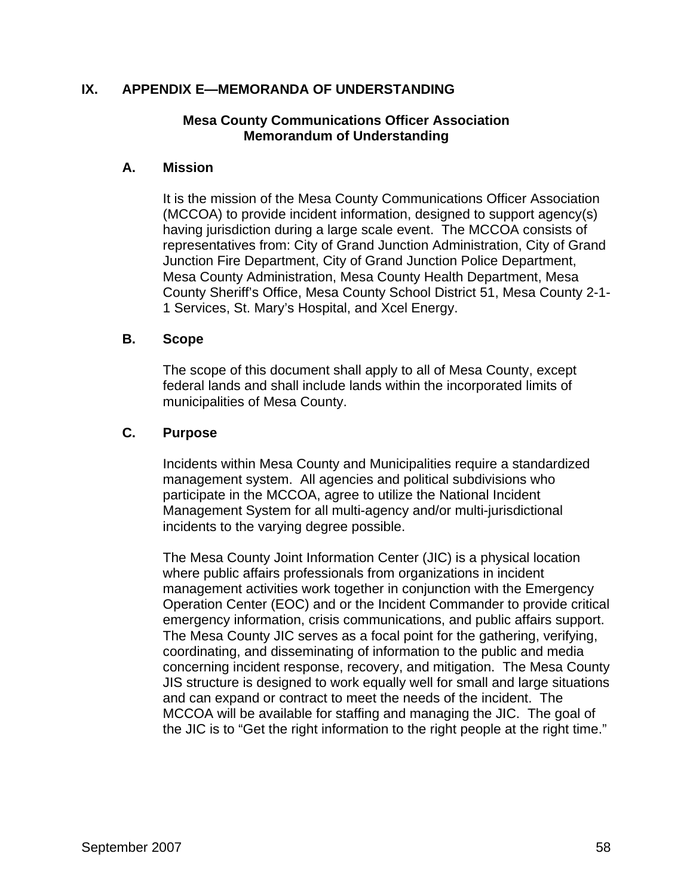## IX. APPENDIX E—MEMORANDA OF UNDERSTANDING

### Mesa County Communications Officer Association
### Memorandum of Understanding

#### A. Mission

It is the mission of the Mesa County Communications Officer Association (MCCOA) to provide incident information, designed to support agency(s) having jurisdiction during a large scale event. The MCCOA consists of representatives from: City of Grand Junction Administration, City of Grand Junction Fire Department, City of Grand Junction Police Department, Mesa County Administration, Mesa County Health Department, Mesa County Sheriff's Office, Mesa County School District 51, Mesa County 2-1-1 Services, St. Mary's Hospital, and Xcel Energy.

#### B. Scope

The scope of this document shall apply to all of Mesa County, except federal lands and shall include lands within the incorporated limits of municipalities of Mesa County.

#### C. Purpose

Incidents within Mesa County and Municipalities require a standardized management system. All agencies and political subdivisions who participate in the MCCOA, agree to utilize the National Incident Management System for all multi-agency and/or multi-jurisdictional incidents to the varying degree possible.

The Mesa County Joint Information Center (JIC) is a physical location where public affairs professionals from organizations in incident management activities work together in conjunction with the Emergency Operation Center (EOC) and or the Incident Commander to provide critical emergency information, crisis communications, and public affairs support. The Mesa County JIC serves as a focal point for the gathering, verifying, coordinating, and disseminating of information to the public and media concerning incident response, recovery, and mitigation. The Mesa County JIS structure is designed to work equally well for small and large situations and can expand or contract to meet the needs of the incident. The MCCOA will be available for staffing and managing the JIC. The goal of the JIC is to "Get the right information to the right people at the right time."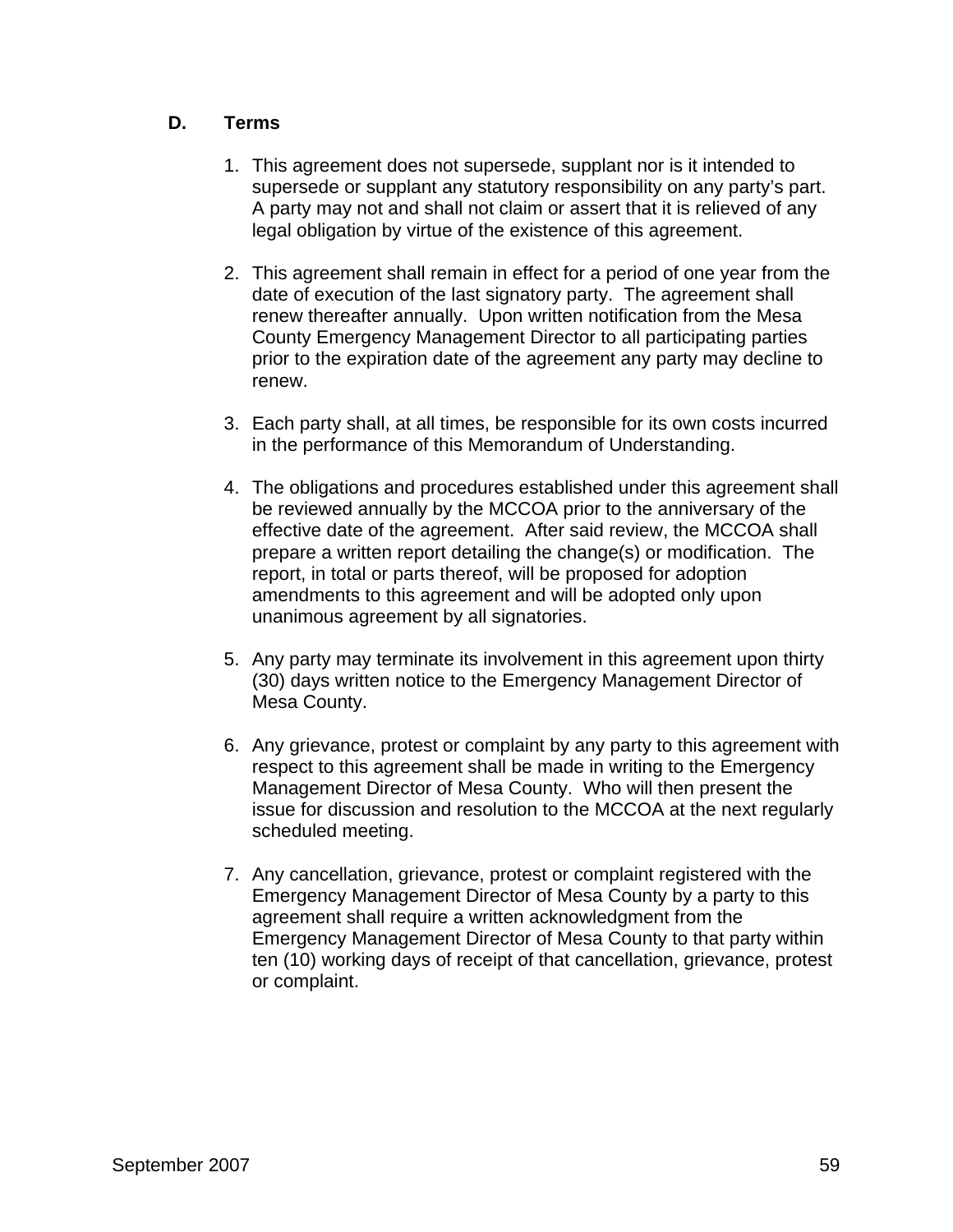## D. Terms

1. This agreement does not supersede, supplant nor is it intended to supersede or supplant any statutory responsibility on any party's part. A party may not and shall not claim or assert that it is relieved of any legal obligation by virtue of the existence of this agreement.

2. This agreement shall remain in effect for a period of one year from the date of execution of the last signatory party. The agreement shall renew thereafter annually. Upon written notification from the Mesa County Emergency Management Director to all participating parties prior to the expiration date of the agreement any party may decline to renew.

3. Each party shall, at all times, be responsible for its own costs incurred in the performance of this Memorandum of Understanding.

4. The obligations and procedures established under this agreement shall be reviewed annually by the MCCOA prior to the anniversary of the effective date of the agreement. After said review, the MCCOA shall prepare a written report detailing the change(s) or modification. The report, in total or parts thereof, will be proposed for adoption amendments to this agreement and will be adopted only upon unanimous agreement by all signatories.

5. Any party may terminate its involvement in this agreement upon thirty (30) days written notice to the Emergency Management Director of Mesa County.

6. Any grievance, protest or complaint by any party to this agreement with respect to this agreement shall be made in writing to the Emergency Management Director of Mesa County. Who will then present the issue for discussion and resolution to the MCCOA at the next regularly scheduled meeting.

7. Any cancellation, grievance, protest or complaint registered with the Emergency Management Director of Mesa County by a party to this agreement shall require a written acknowledgment from the Emergency Management Director of Mesa County to that party within ten (10) working days of receipt of that cancellation, grievance, protest or complaint.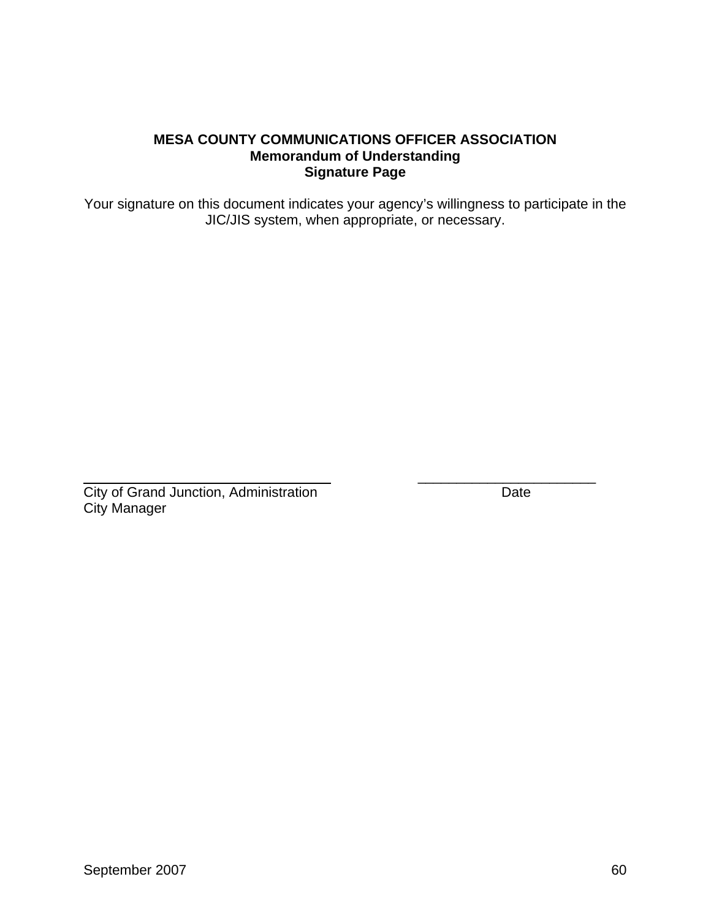**MESA COUNTY COMMUNICATIONS OFFICER ASSOCIATION**
**Memorandum of Understanding**
**Signature Page**

Your signature on this document indicates your agency's willingness to participate in the JIC/JIS system, when appropriate, or necessary.

\_\_\_\_\_\_\_\_\_\_\_\_\_\_\_\_\_\_\_\_\_\_\_\_\_\_\_\_\_\_\_\_ \_\_\_\_\_\_\_\_\_\_\_\_\_\_\_\_\_\_\_\_\_\_\_\_
City of Grand Junction, Administration Date
City Manager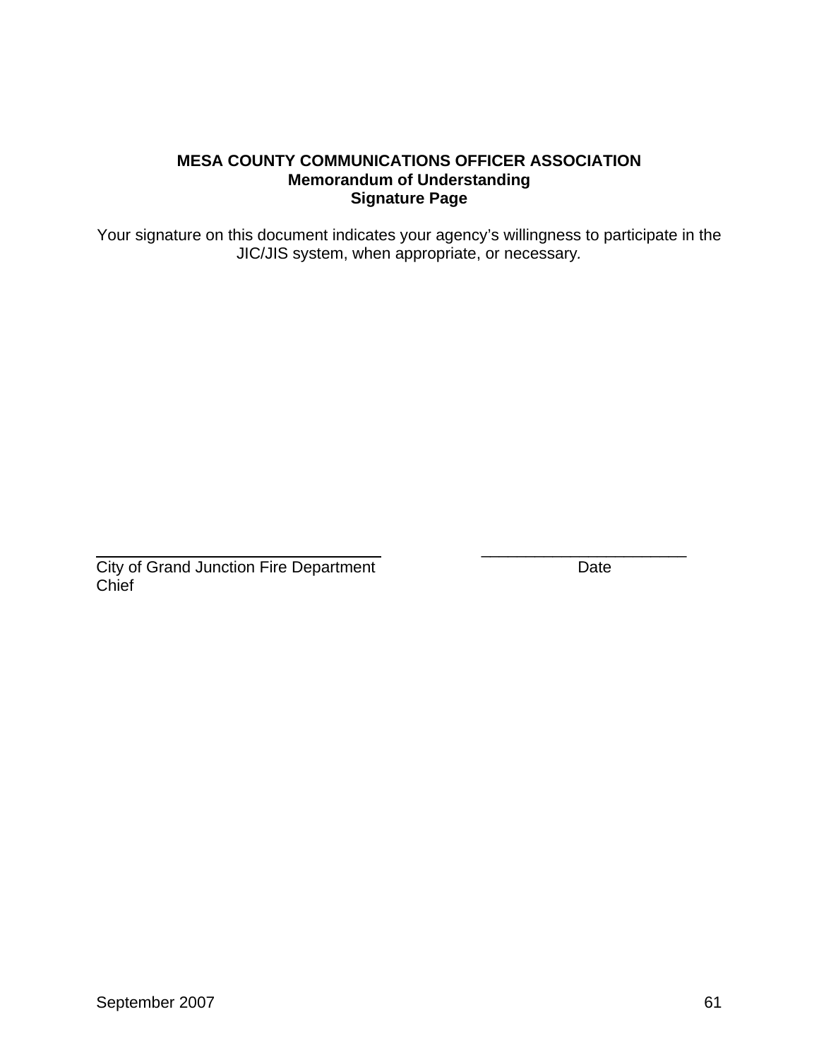**MESA COUNTY COMMUNICATIONS OFFICER ASSOCIATION**
**Memorandum of Understanding**
**Signature Page**

Your signature on this document indicates your agency's willingness to participate in the JIC/JIS system, when appropriate, or necessary.

_______________________________ _______________________

City of Grand Junction Fire Department Chief — Date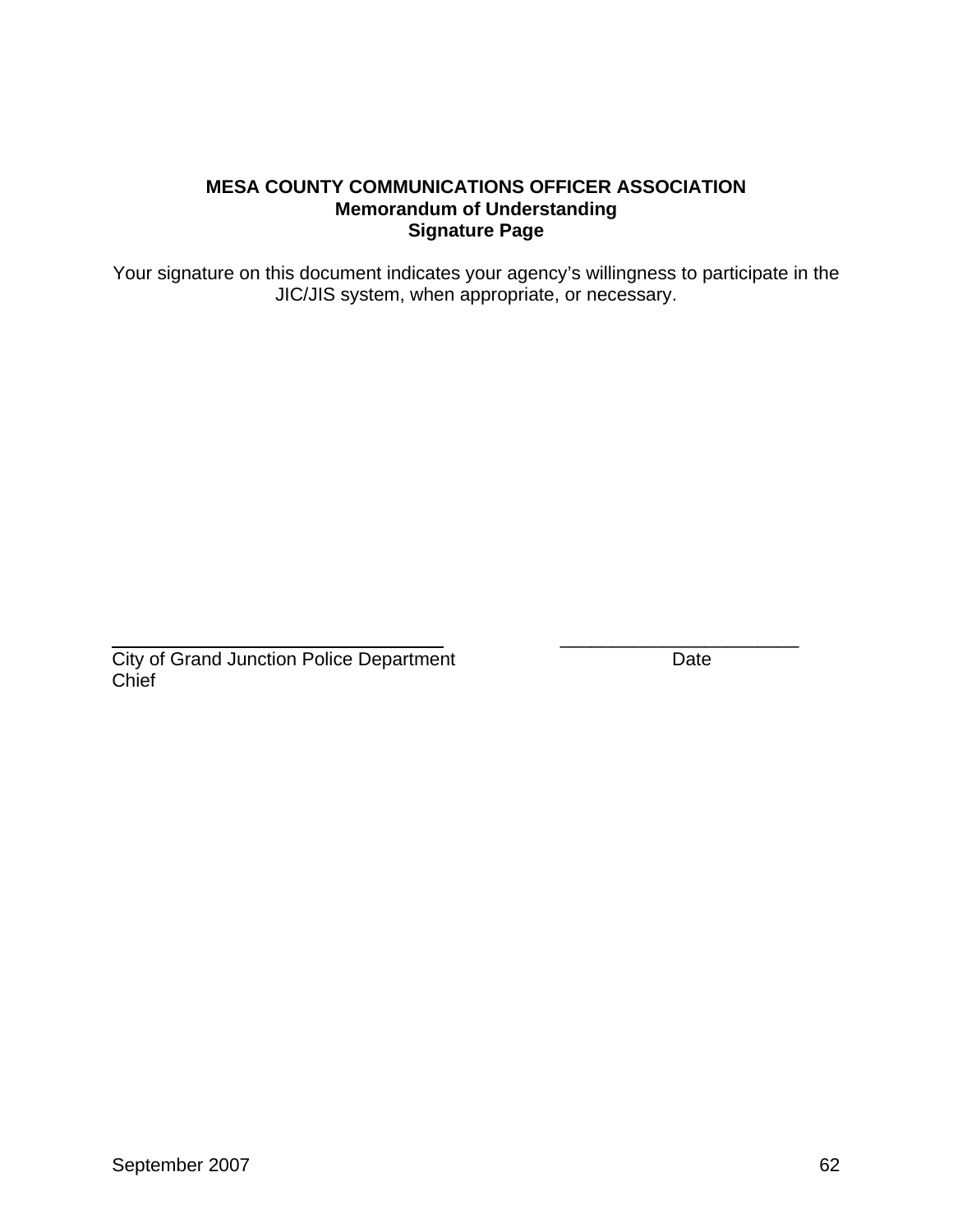**MESA COUNTY COMMUNICATIONS OFFICER ASSOCIATION**
**Memorandum of Understanding**
**Signature Page**

Your signature on this document indicates your agency's willingness to participate in the JIC/JIS system, when appropriate, or necessary.

\_\_\_\_\_\_\_\_\_\_\_\_\_\_\_\_\_\_\_\_\_\_\_\_\_\_\_\_\_\_\_\_ \_\_\_\_\_\_\_\_\_\_\_\_\_\_\_\_\_\_\_\_\_\_\_\_
City of Grand Junction Police Department Chief Date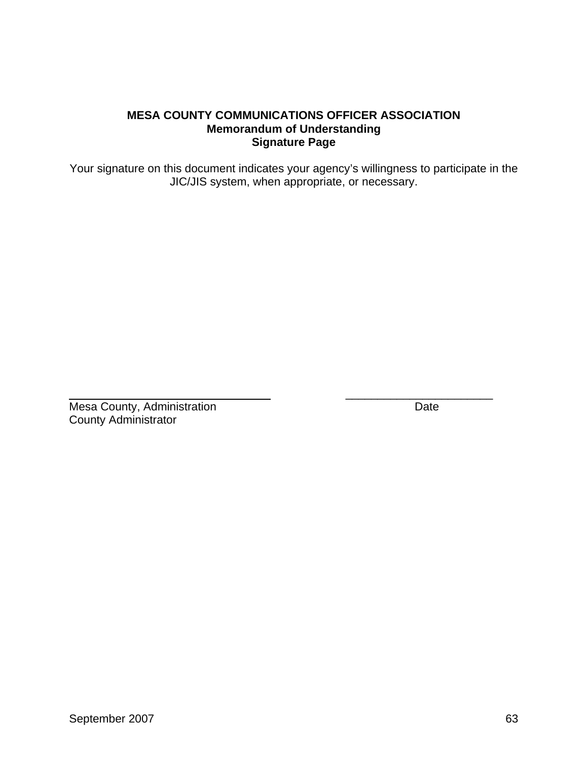**MESA COUNTY COMMUNICATIONS OFFICER ASSOCIATION**
**Memorandum of Understanding**
**Signature Page**

Your signature on this document indicates your agency's willingness to participate in the JIC/JIS system, when appropriate, or necessary.

\_\_\_\_\_\_\_\_\_\_\_\_\_\_\_\_\_\_\_\_\_\_\_\_\_\_\_\_\_\_\_\_\_\_ &nbsp;&nbsp;&nbsp;&nbsp;&nbsp;&nbsp;&nbsp;&nbsp; \_\_\_\_\_\_\_\_\_\_\_\_\_\_\_\_\_\_\_\_\_\_\_\_\_\_
Mesa County, Administration &nbsp;&nbsp;&nbsp;&nbsp;&nbsp;&nbsp;&nbsp;&nbsp;&nbsp;&nbsp;&nbsp;&nbsp;&nbsp;&nbsp;&nbsp;&nbsp;&nbsp;&nbsp;&nbsp;&nbsp;&nbsp;&nbsp;&nbsp;&nbsp;&nbsp;&nbsp;&nbsp;&nbsp;&nbsp;&nbsp;&nbsp;&nbsp;&nbsp;&nbsp; Date
County Administrator

September 2007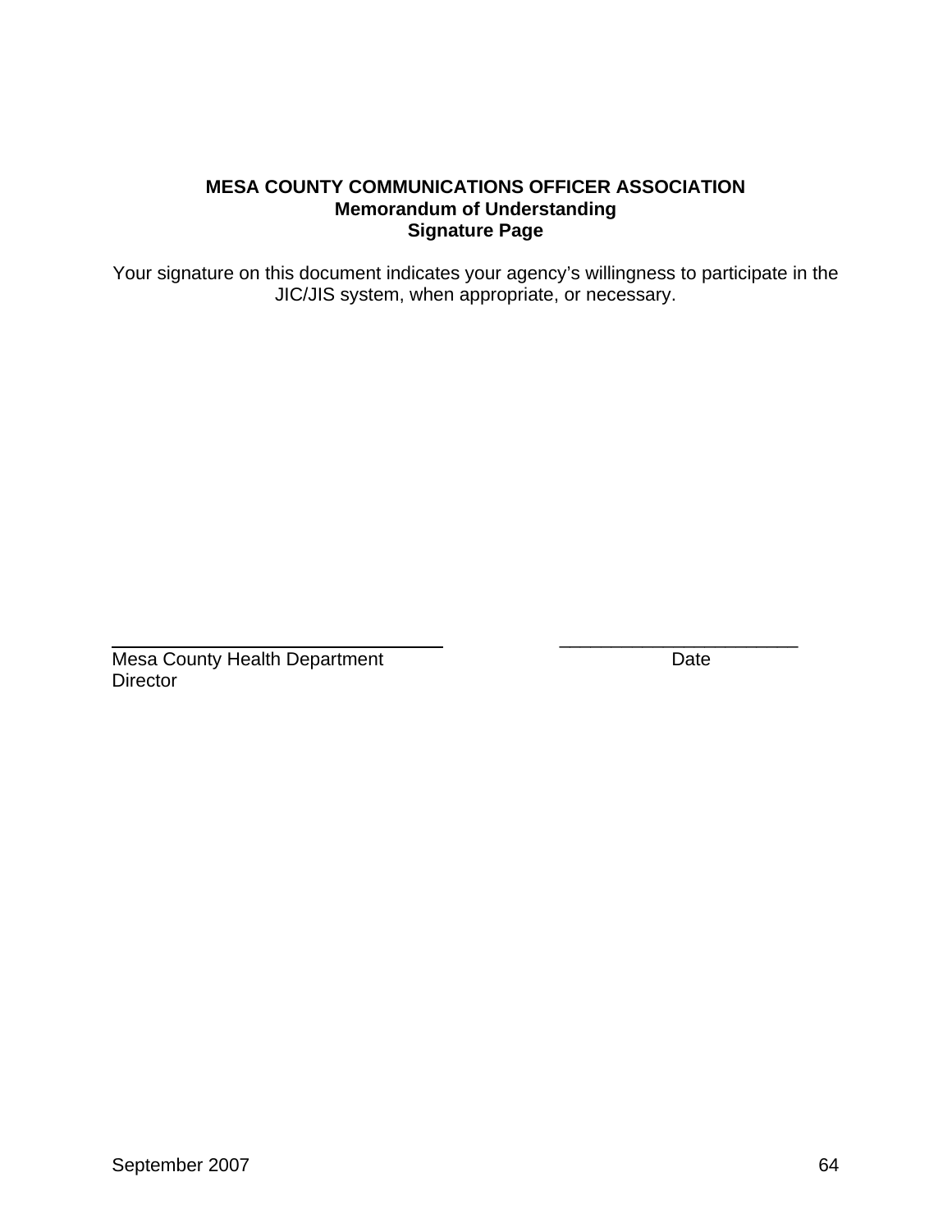**MESA COUNTY COMMUNICATIONS OFFICER ASSOCIATION**
**Memorandum of Understanding**
**Signature Page**

Your signature on this document indicates your agency's willingness to participate in the JIC/JIS system, when appropriate, or necessary.

\_\_\_\_\_\_\_\_\_\_\_\_\_\_\_\_\_\_\_\_\_\_\_\_\_\_\_\_\_\_\_\_\_\_\_\_ \_\_\_\_\_\_\_\_\_\_\_\_\_\_\_\_\_\_\_\_\_\_\_\_\_\_
Mesa County Health Department Director Date

September 2007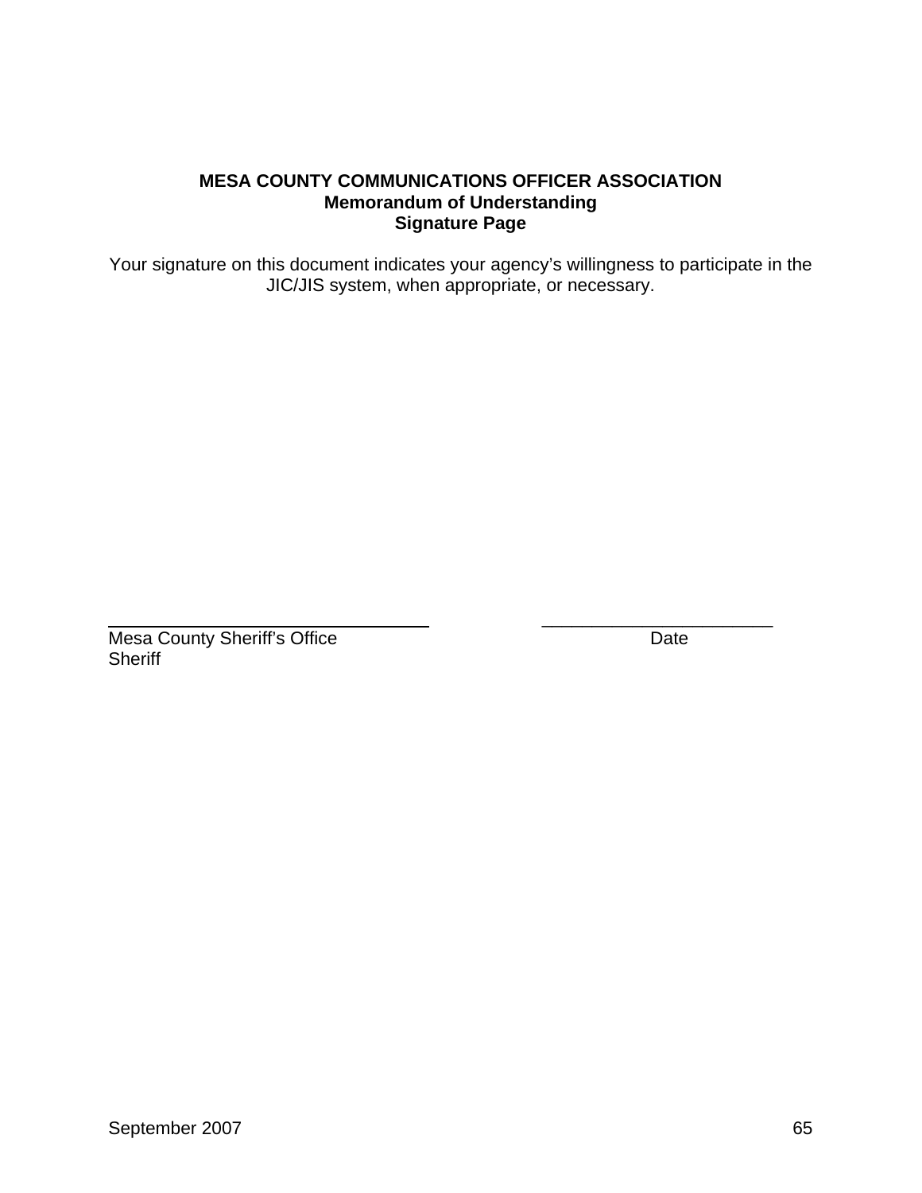**MESA COUNTY COMMUNICATIONS OFFICER ASSOCIATION**
**Memorandum of Understanding**
**Signature Page**

Your signature on this document indicates your agency's willingness to participate in the JIC/JIS system, when appropriate, or necessary.

\_\_\_\_\_\_\_\_\_\_\_\_\_\_\_\_\_\_\_\_\_\_\_\_\_\_\_\_\_\_\_\_\_\_ \_\_\_\_\_\_\_\_\_\_\_\_\_\_\_\_\_\_\_\_\_\_\_\_\_\_\_\_
Mesa County Sheriff's Office Date
Sheriff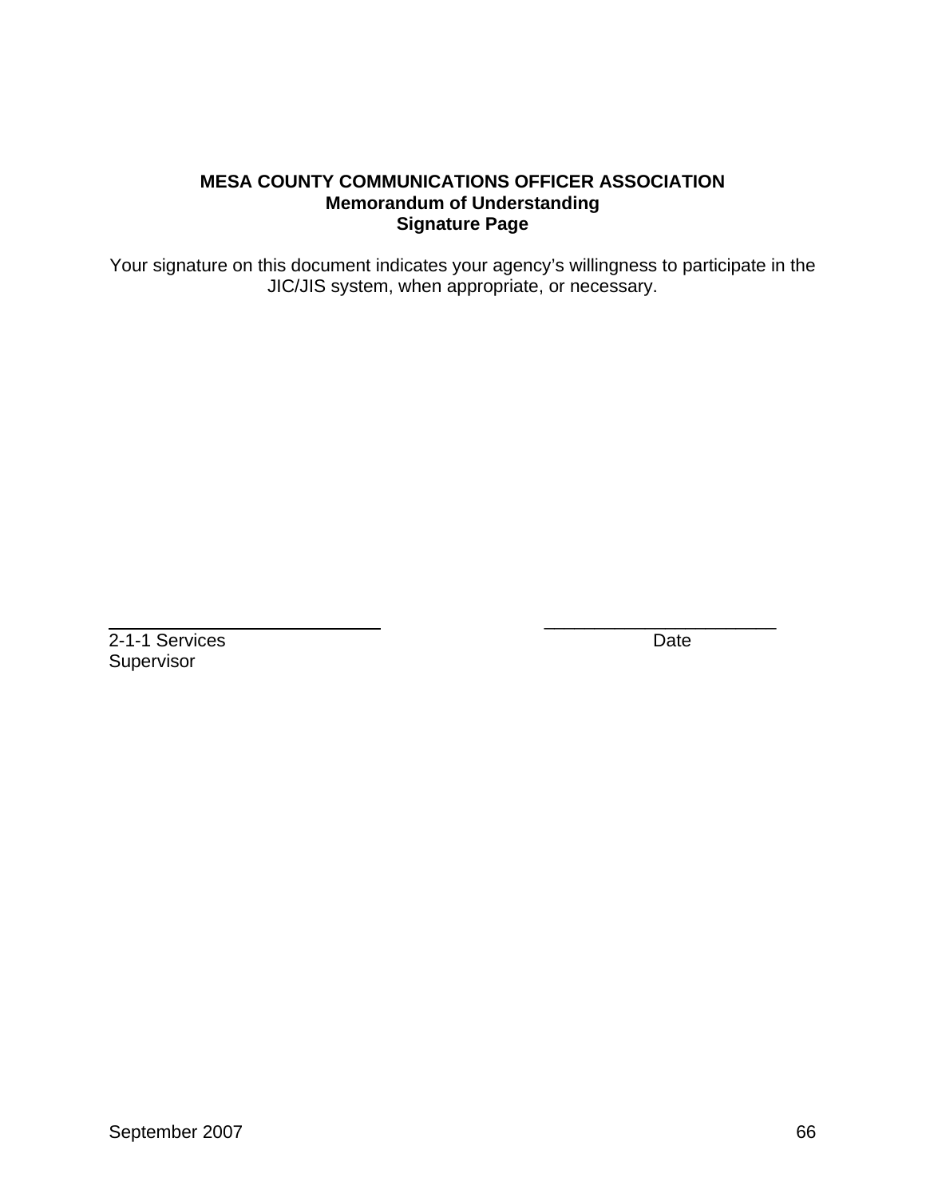**MESA COUNTY COMMUNICATIONS OFFICER ASSOCIATION**
**Memorandum of Understanding**
**Signature Page**

Your signature on this document indicates your agency's willingness to participate in the JIC/JIS system, when appropriate, or necessary.

\_\_\_\_\_\_\_\_\_\_\_\_\_\_\_\_\_\_\_\_\_\_\_\_\_\_\_\_ \_\_\_\_\_\_\_\_\_\_\_\_\_\_\_\_\_\_\_\_\_\_\_\_\_\_
2-1-1 Services Supervisor Date

September 2007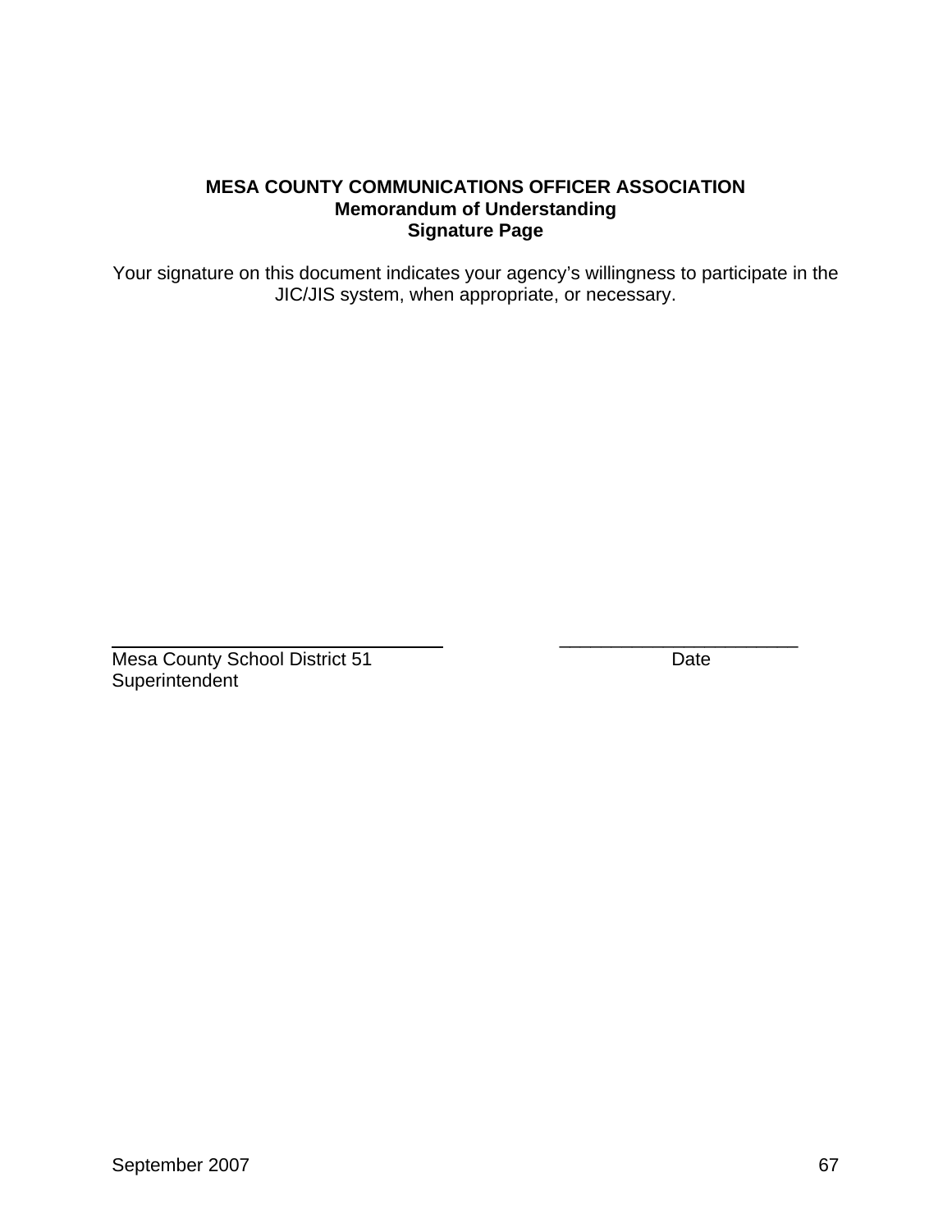**MESA COUNTY COMMUNICATIONS OFFICER ASSOCIATION**
**Memorandum of Understanding**
**Signature Page**

Your signature on this document indicates your agency's willingness to participate in the JIC/JIS system, when appropriate, or necessary.

\_\_\_\_\_\_\_\_\_\_\_\_\_\_\_\_\_\_\_\_\_\_\_\_\_\_\_\_\_\_\_\_\_\_\_\_ \_\_\_\_\_\_\_\_\_\_\_\_\_\_\_\_\_\_\_\_\_\_\_\_\_\_

Mesa County School District 51 Date
Superintendent

September 2007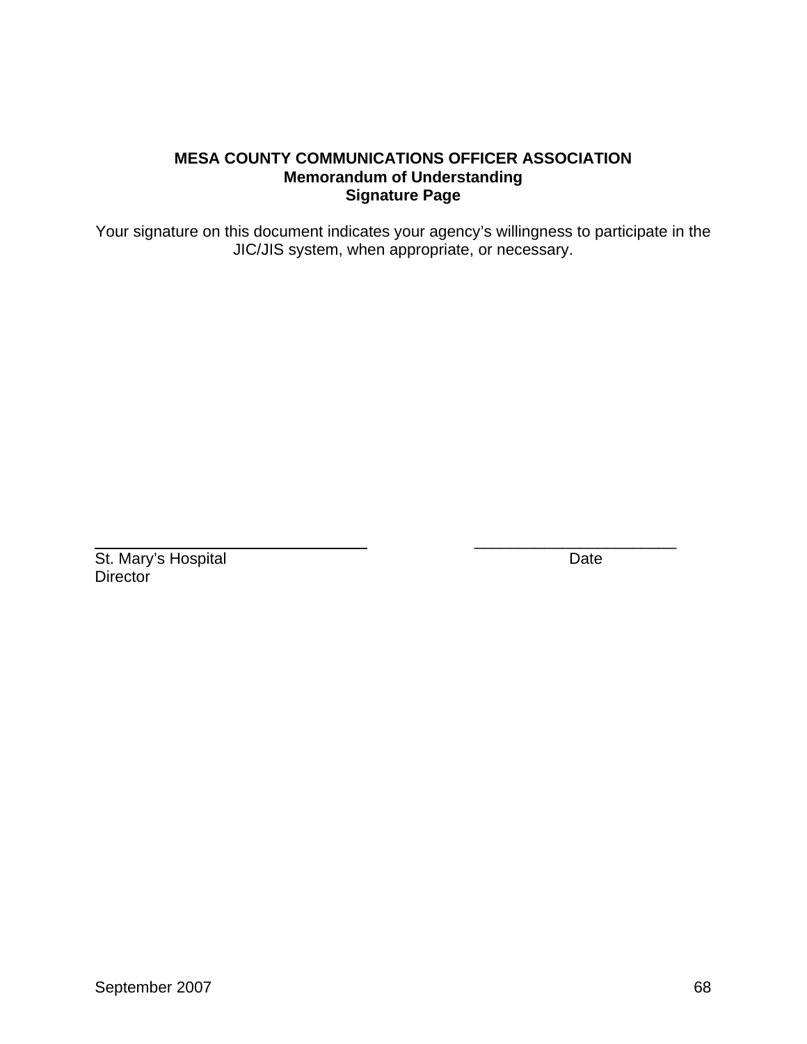**MESA COUNTY COMMUNICATIONS OFFICER ASSOCIATION**
**Memorandum of Understanding**
**Signature Page**

Your signature on this document indicates your agency's willingness to participate in the JIC/JIS system, when appropriate, or necessary.

________________________________ ________________________

St. Mary's Hospital Date
Director

September 2007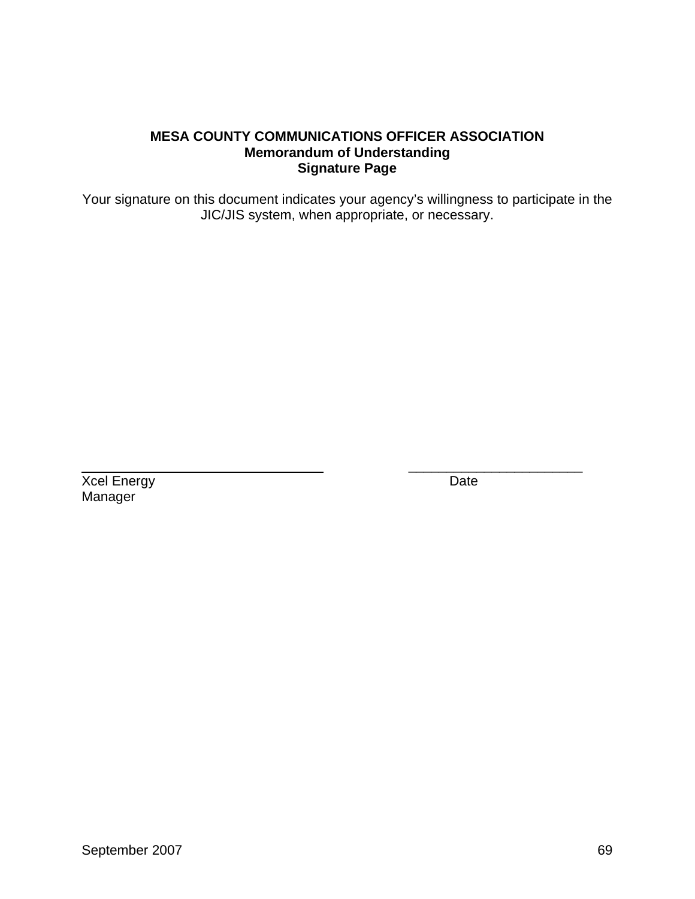**MESA COUNTY COMMUNICATIONS OFFICER ASSOCIATION**
**Memorandum of Understanding**
**Signature Page**

Your signature on this document indicates your agency's willingness to participate in the JIC/JIS system, when appropriate, or necessary.

\_\_\_\_\_\_\_\_\_\_\_\_\_\_\_\_\_\_\_\_\_\_\_\_\_\_\_\_\_\_\_\_\_\_ \_\_\_\_\_\_\_\_\_\_\_\_\_\_\_\_\_\_\_\_\_\_\_\_\_
Xcel Energy Date
Manager

September 2007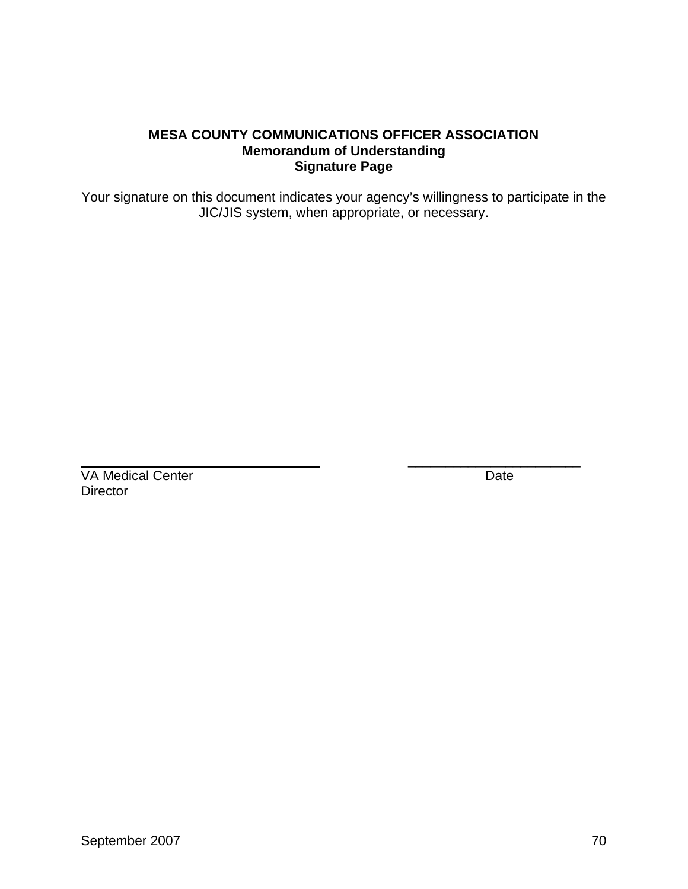**MESA COUNTY COMMUNICATIONS OFFICER ASSOCIATION**
**Memorandum of Understanding**
**Signature Page**

Your signature on this document indicates your agency's willingness to participate in the JIC/JIS system, when appropriate, or necessary.

\_\_\_\_\_\_\_\_\_\_\_\_\_\_\_\_\_\_\_\_\_\_\_\_\_\_\_\_\_\_\_\_ \_\_\_\_\_\_\_\_\_\_\_\_\_\_\_\_\_\_\_\_\_\_\_\_
VA Medical Center Date
Director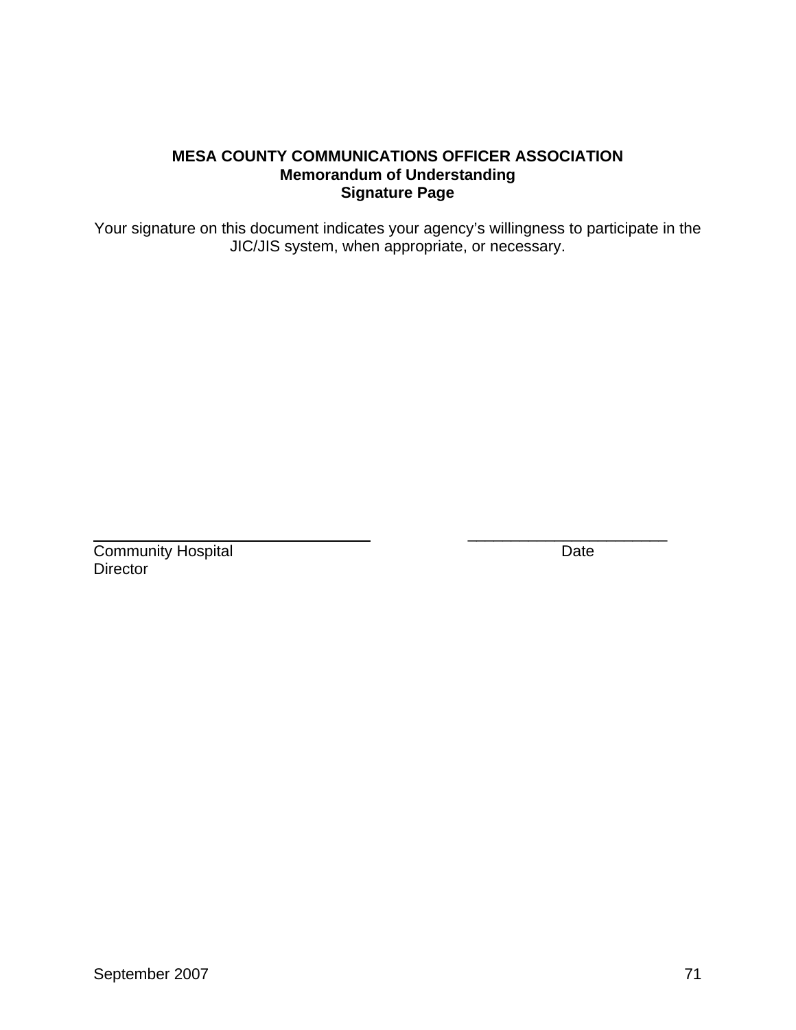**MESA COUNTY COMMUNICATIONS OFFICER ASSOCIATION**
**Memorandum of Understanding**
**Signature Page**

Your signature on this document indicates your agency's willingness to participate in the JIC/JIS system, when appropriate, or necessary.

\_\_\_\_\_\_\_\_\_\_\_\_\_\_\_\_\_\_\_\_\_\_\_\_\_\_\_\_\_\_\_\_ \_\_\_\_\_\_\_\_\_\_\_\_\_\_\_\_\_\_\_\_\_\_\_\_

Community Hospital Director

Date

September 2007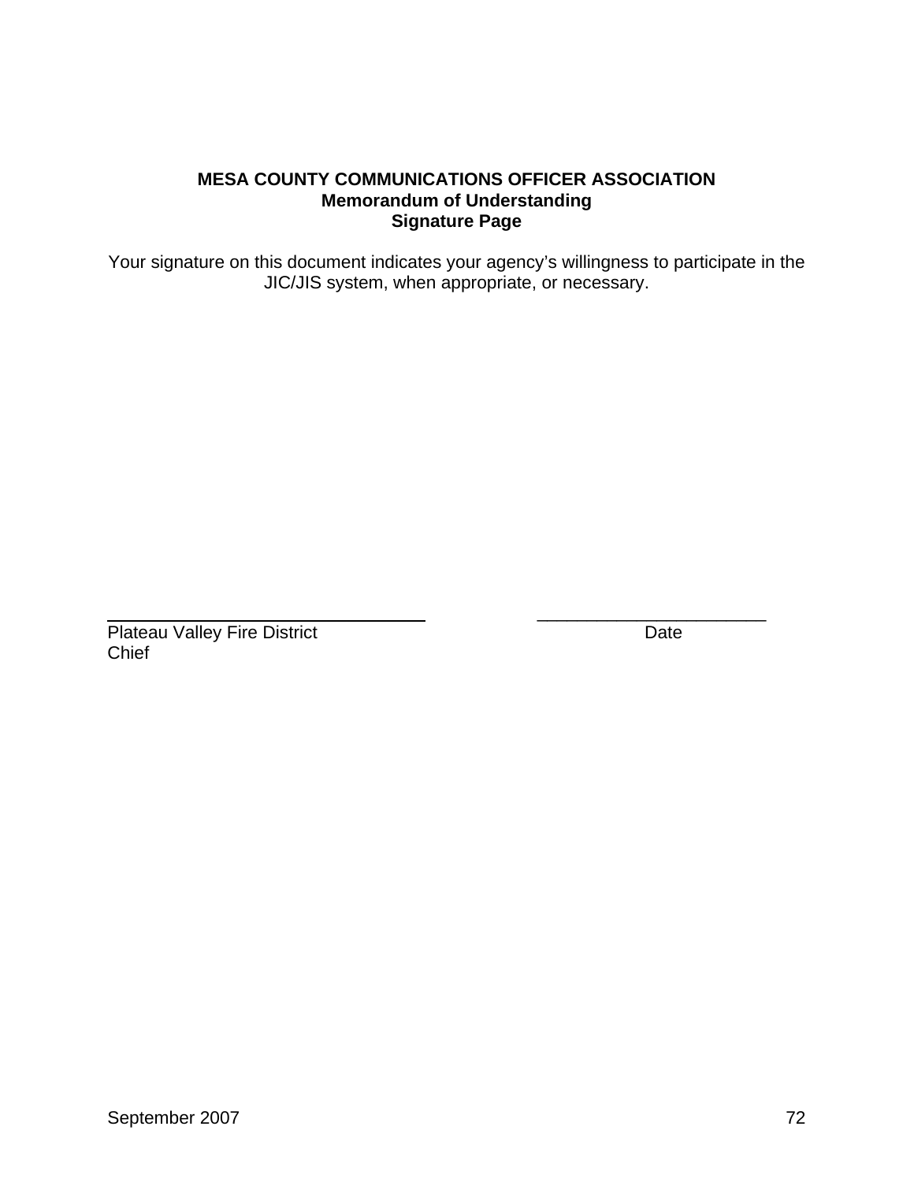**MESA COUNTY COMMUNICATIONS OFFICER ASSOCIATION**
**Memorandum of Understanding**
**Signature Page**

Your signature on this document indicates your agency's willingness to participate in the JIC/JIS system, when appropriate, or necessary.

\_\_\_\_\_\_\_\_\_\_\_\_\_\_\_\_\_\_\_\_\_\_\_\_\_\_\_\_\_\_\_\_ \_\_\_\_\_\_\_\_\_\_\_\_\_\_\_\_\_\_\_\_\_\_\_\_

Plateau Valley Fire District Date
Chief

September 2007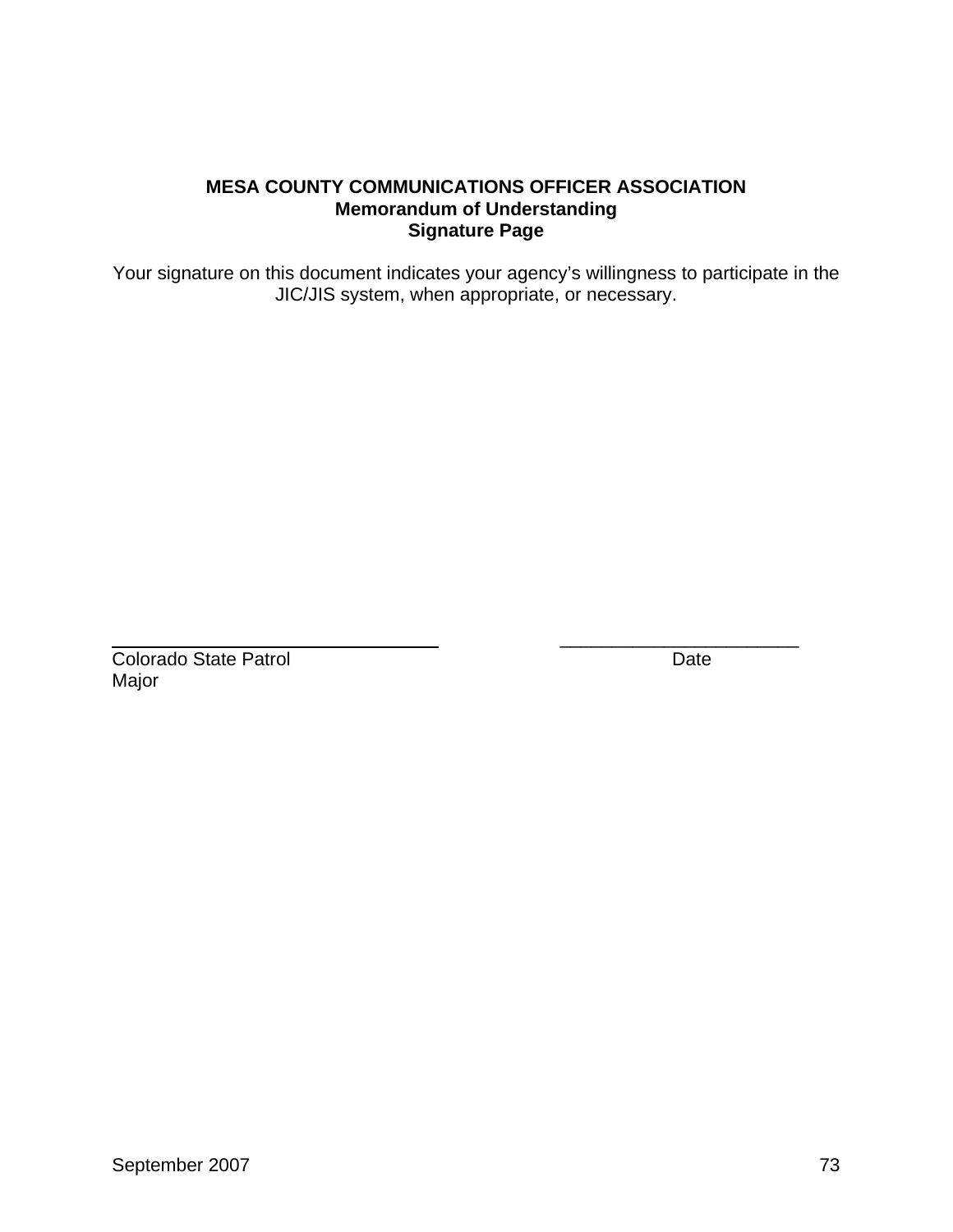**MESA COUNTY COMMUNICATIONS OFFICER ASSOCIATION**
**Memorandum of Understanding**
**Signature Page**

Your signature on this document indicates your agency's willingness to participate in the JIC/JIS system, when appropriate, or necessary.

\_\_\_\_\_\_\_\_\_\_\_\_\_\_\_\_\_\_\_\_\_\_\_\_\_\_\_\_\_\_\_\_ \_\_\_\_\_\_\_\_\_\_\_\_\_\_\_\_\_\_\_\_\_\_\_\_
Colorado State Patrol Date
Major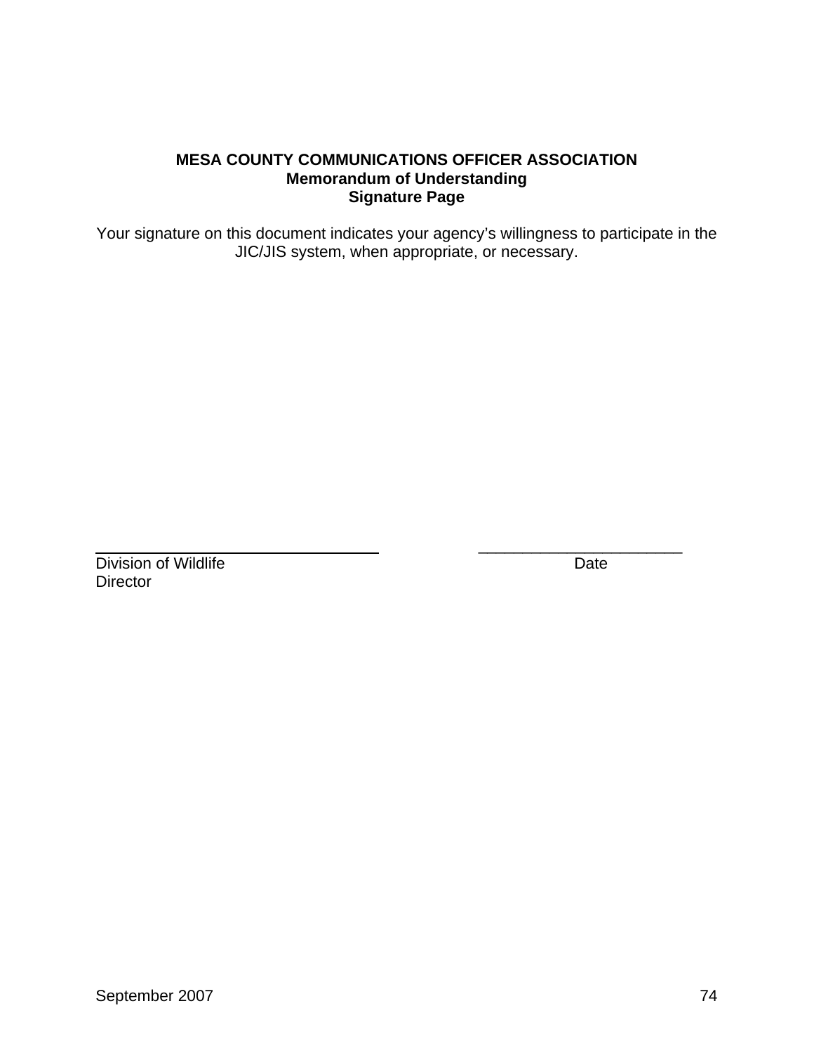**MESA COUNTY COMMUNICATIONS OFFICER ASSOCIATION**
**Memorandum of Understanding**
**Signature Page**

Your signature on this document indicates your agency's willingness to participate in the JIC/JIS system, when appropriate, or necessary.

\_\_\_\_\_\_\_\_\_\_\_\_\_\_\_\_\_\_\_\_\_\_\_\_\_\_\_\_\_\_\_\_\_\_ \_\_\_\_\_\_\_\_\_\_\_\_\_\_\_\_\_\_\_\_\_\_\_\_\_
Division of Wildlife Date
Director

September 2007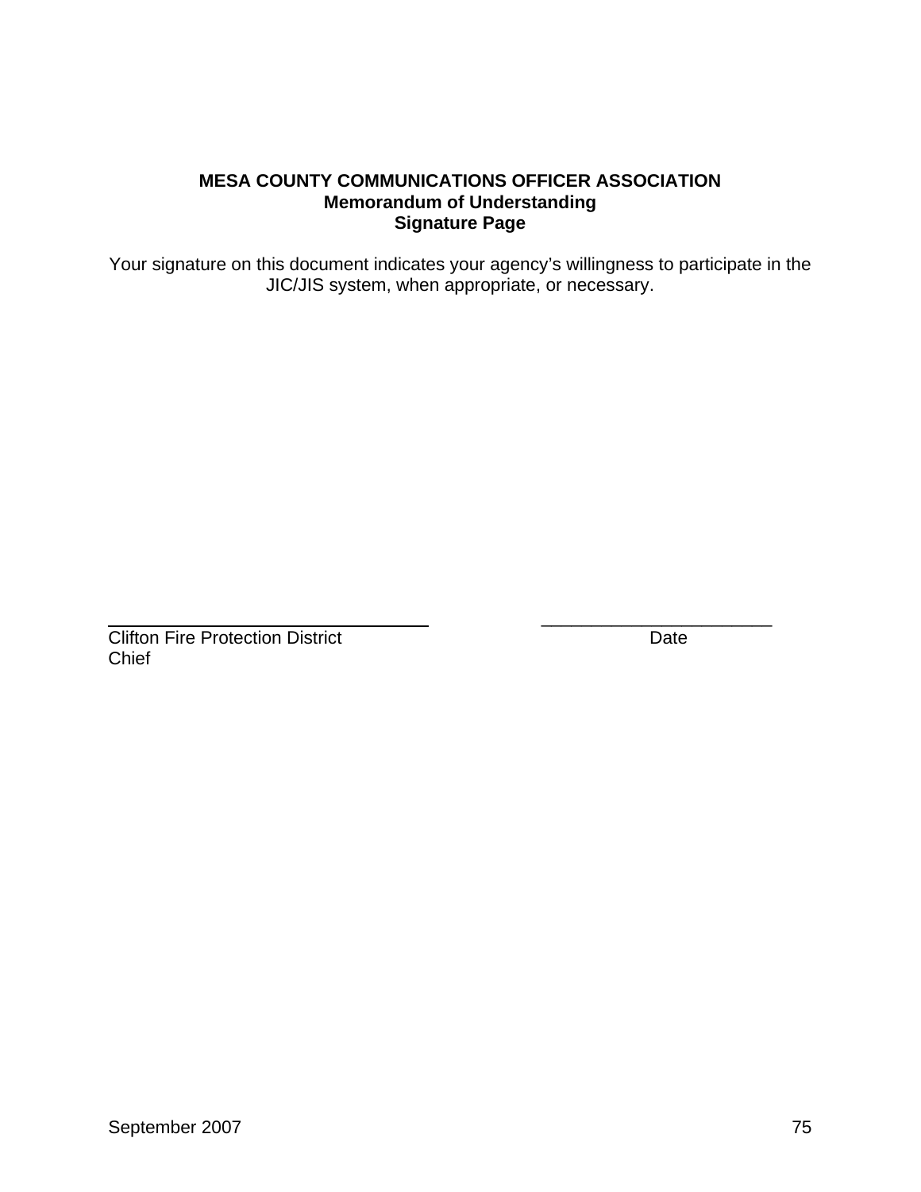**MESA COUNTY COMMUNICATIONS OFFICER ASSOCIATION**
**Memorandum of Understanding**
**Signature Page**

Your signature on this document indicates your agency's willingness to participate in the JIC/JIS system, when appropriate, or necessary.

\_\_\_\_\_\_\_\_\_\_\_\_\_\_\_\_\_\_\_\_\_\_\_\_\_\_\_\_\_\_\_\_ \_\_\_\_\_\_\_\_\_\_\_\_\_\_\_\_\_\_\_\_\_\_\_\_

Clifton Fire Protection District Chief                                    Date

September 2007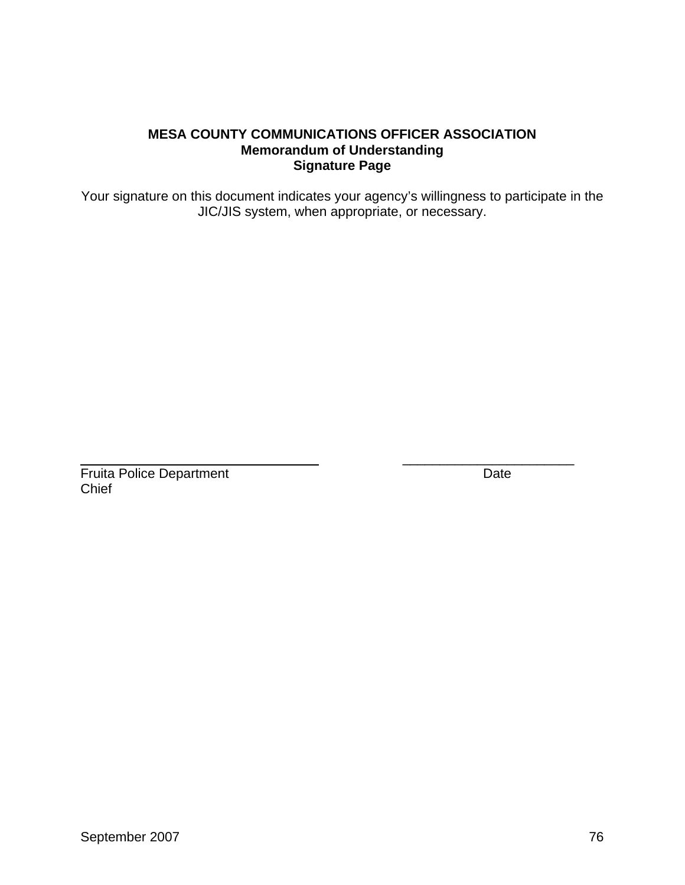**MESA COUNTY COMMUNICATIONS OFFICER ASSOCIATION**
**Memorandum of Understanding**
**Signature Page**

Your signature on this document indicates your agency's willingness to participate in the JIC/JIS system, when appropriate, or necessary.

_______________________________ _______________________

Fruita Police Department Date
Chief

September 2007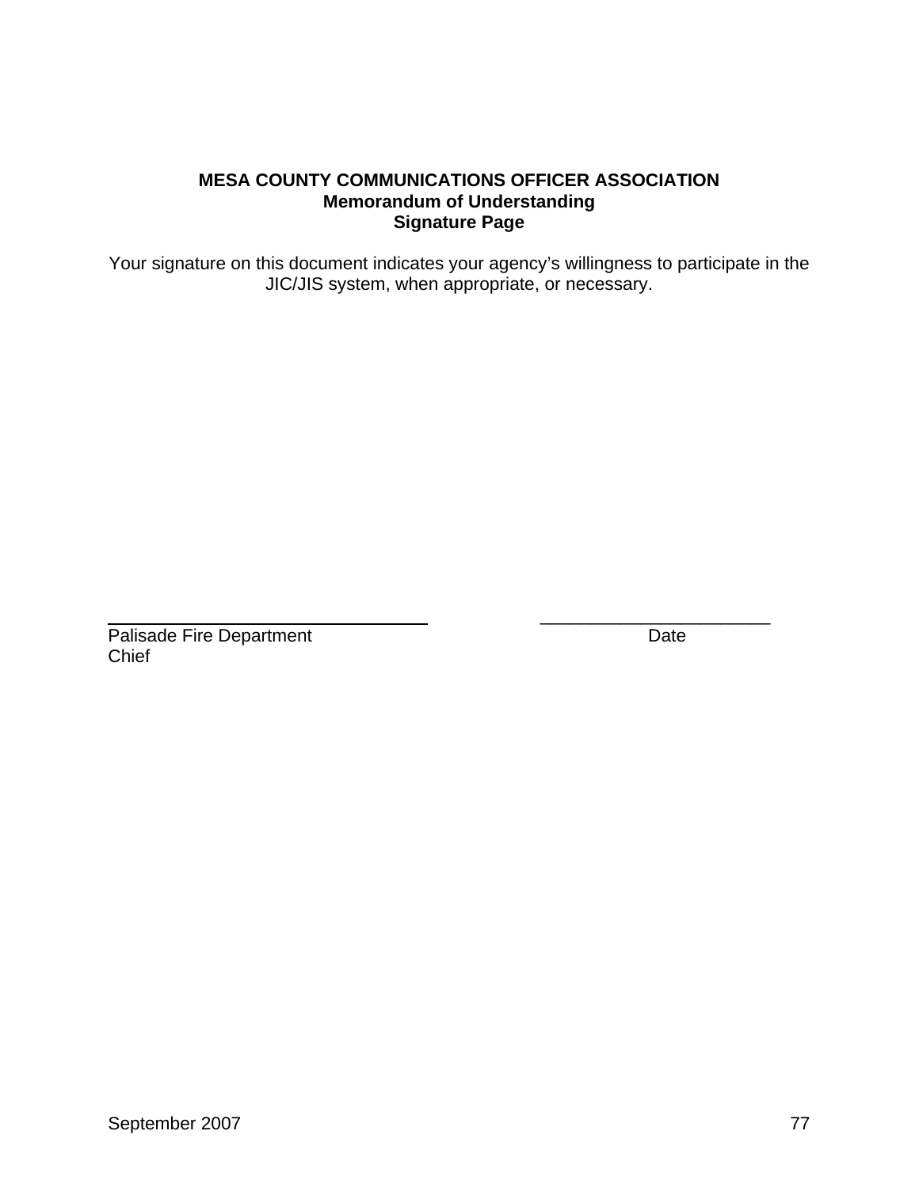**MESA COUNTY COMMUNICATIONS OFFICER ASSOCIATION**
**Memorandum of Understanding**
**Signature Page**

Your signature on this document indicates your agency's willingness to participate in the JIC/JIS system, when appropriate, or necessary.

______________________________ ______________________
Palisade Fire Department Date
Chief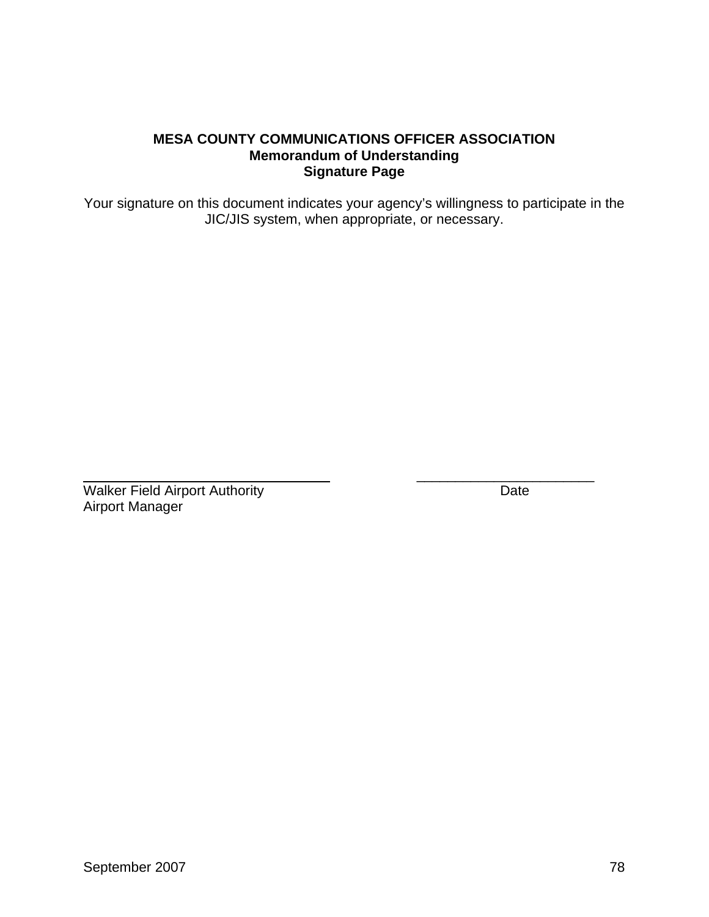**MESA COUNTY COMMUNICATIONS OFFICER ASSOCIATION**
**Memorandum of Understanding**
**Signature Page**

Your signature on this document indicates your agency's willingness to participate in the JIC/JIS system, when appropriate, or necessary.

\_\_\_\_\_\_\_\_\_\_\_\_\_\_\_\_\_\_\_\_\_\_\_\_\_\_\_\_\_\_\_\_ \_\_\_\_\_\_\_\_\_\_\_\_\_\_\_\_\_\_\_\_\_\_\_\_
Walker Field Airport Authority Date
Airport Manager

September 2007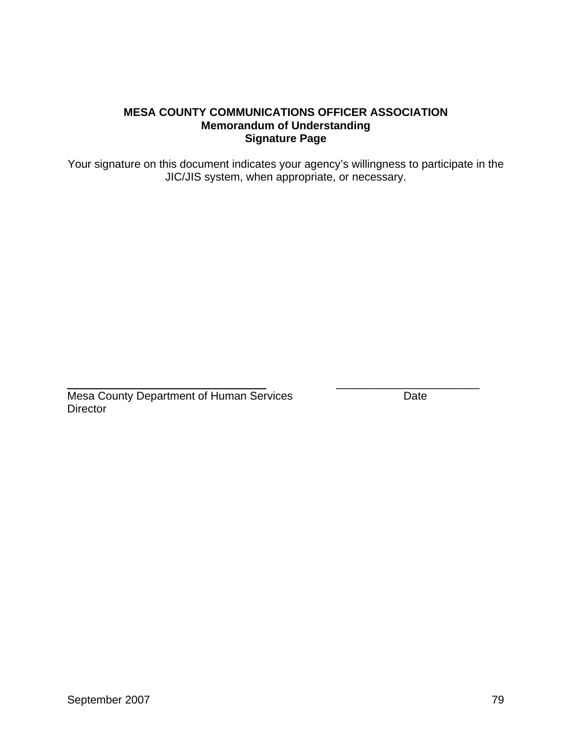**MESA COUNTY COMMUNICATIONS OFFICER ASSOCIATION**
**Memorandum of Understanding**
**Signature Page**

Your signature on this document indicates your agency's willingness to participate in the JIC/JIS system, when appropriate, or necessary.

_______________________________ _______________________

Mesa County Department of Human Services Director Date

September 2007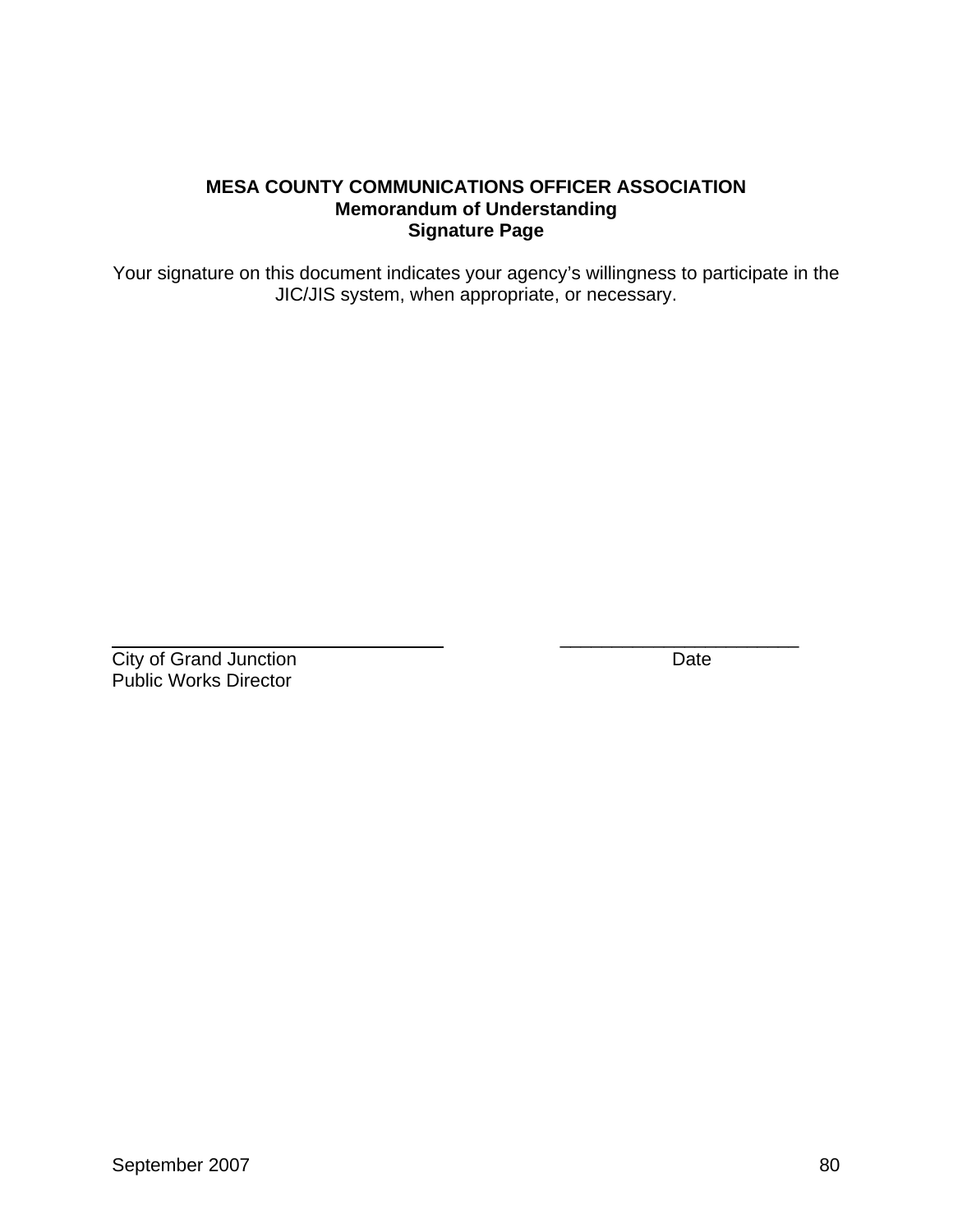**MESA COUNTY COMMUNICATIONS OFFICER ASSOCIATION**
**Memorandum of Understanding**
**Signature Page**

Your signature on this document indicates your agency's willingness to participate in the JIC/JIS system, when appropriate, or necessary.

________________________________ ________________________
City of Grand Junction Date
Public Works Director

September 2007